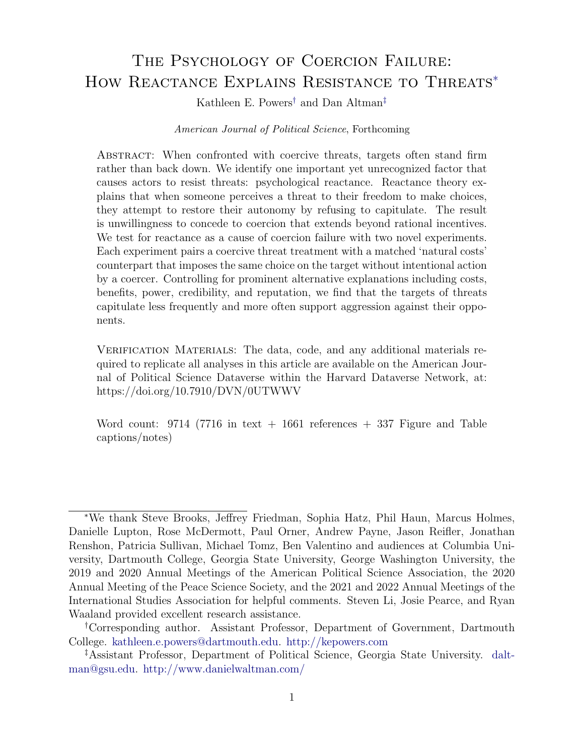# The Psychology of Coercion Failure: How Reactance Explains Resistance to Threats[*]

Kathleen E. Powers[†] and Dan Altman[‡]

*American Journal of Political Science*, Forthcoming

Abstract: When confronted with coercive threats, targets often stand firm rather than back down. We identify one important yet unrecognized factor that causes actors to resist threats: psychological reactance. Reactance theory explains that when someone perceives a threat to their freedom to make choices, they attempt to restore their autonomy by refusing to capitulate. The result is unwillingness to concede to coercion that extends beyond rational incentives. We test for reactance as a cause of coercion failure with two novel experiments. Each experiment pairs a coercive threat treatment with a matched 'natural costs' counterpart that imposes the same choice on the target without intentional action by a coercer. Controlling for prominent alternative explanations including costs, benefits, power, credibility, and reputation, we find that the targets of threats capitulate less frequently and more often support aggression against their opponents.

Verification Materials: The data, code, and any additional materials required to replicate all analyses in this article are available on the American Journal of Political Science Dataverse within the Harvard Dataverse Network, at: https://doi.org/10.7910/DVN/0UTWWV

Word count: 9714 (7716 in text + 1661 references + 337 Figure and Table captions/notes)

---

[*]We thank Steve Brooks, Jeffrey Friedman, Sophia Hatz, Phil Haun, Marcus Holmes, Danielle Lupton, Rose McDermott, Paul Orner, Andrew Payne, Jason Reifler, Jonathan Renshon, Patricia Sullivan, Michael Tomz, Ben Valentino and audiences at Columbia University, Dartmouth College, Georgia State University, George Washington University, the 2019 and 2020 Annual Meetings of the American Political Science Association, the 2020 Annual Meeting of the Peace Science Society, and the 2021 and 2022 Annual Meetings of the International Studies Association for helpful comments. Steven Li, Josie Pearce, and Ryan Waaland provided excellent research assistance.

[†]Corresponding author. Assistant Professor, Department of Government, Dartmouth College. kathleen.e.powers@dartmouth.edu. http://kepowers.com

[‡]Assistant Professor, Department of Political Science, Georgia State University. daltman@gsu.edu. http://www.danielwaltman.com/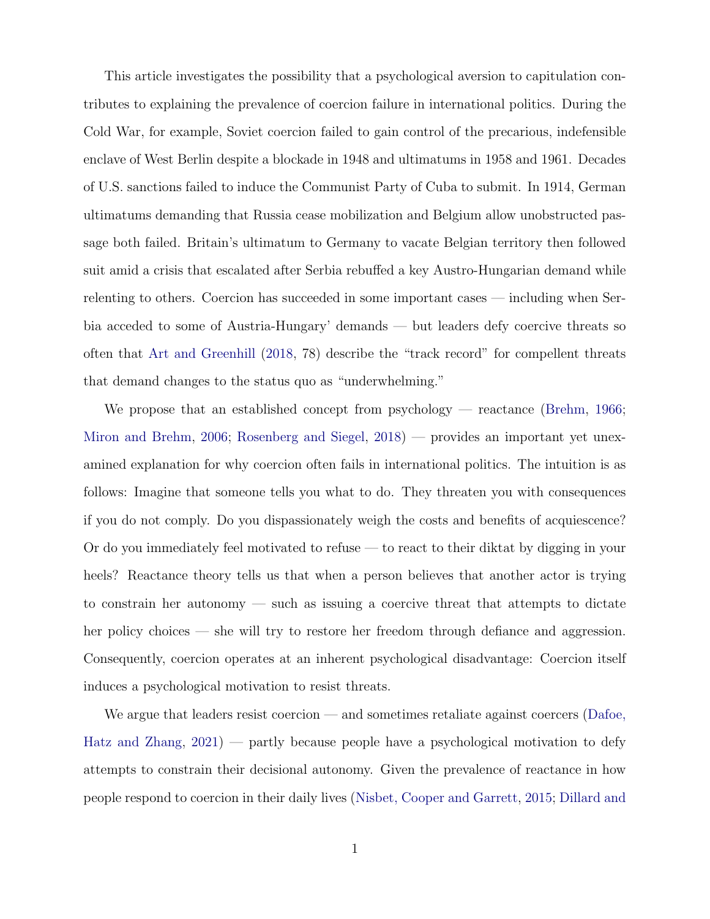This article investigates the possibility that a psychological aversion to capitulation contributes to explaining the prevalence of coercion failure in international politics. During the Cold War, for example, Soviet coercion failed to gain control of the precarious, indefensible enclave of West Berlin despite a blockade in 1948 and ultimatums in 1958 and 1961. Decades of U.S. sanctions failed to induce the Communist Party of Cuba to submit. In 1914, German ultimatums demanding that Russia cease mobilization and Belgium allow unobstructed passage both failed. Britain's ultimatum to Germany to vacate Belgian territory then followed suit amid a crisis that escalated after Serbia rebuffed a key Austro-Hungarian demand while relenting to others. Coercion has succeeded in some important cases — including when Serbia acceded to some of Austria-Hungary' demands — but leaders defy coercive threats so often that Art and Greenhill (2018, 78) describe the "track record" for compellent threats that demand changes to the status quo as "underwhelming."

We propose that an established concept from psychology — reactance (Brehm, 1966; Miron and Brehm, 2006; Rosenberg and Siegel, 2018) — provides an important yet unexamined explanation for why coercion often fails in international politics. The intuition is as follows: Imagine that someone tells you what to do. They threaten you with consequences if you do not comply. Do you dispassionately weigh the costs and benefits of acquiescence? Or do you immediately feel motivated to refuse — to react to their diktat by digging in your heels? Reactance theory tells us that when a person believes that another actor is trying to constrain her autonomy — such as issuing a coercive threat that attempts to dictate her policy choices — she will try to restore her freedom through defiance and aggression. Consequently, coercion operates at an inherent psychological disadvantage: Coercion itself induces a psychological motivation to resist threats.

We argue that leaders resist coercion — and sometimes retaliate against coercers (Dafoe, Hatz and Zhang, 2021) — partly because people have a psychological motivation to defy attempts to constrain their decisional autonomy. Given the prevalence of reactance in how people respond to coercion in their daily lives (Nisbet, Cooper and Garrett, 2015; Dillard and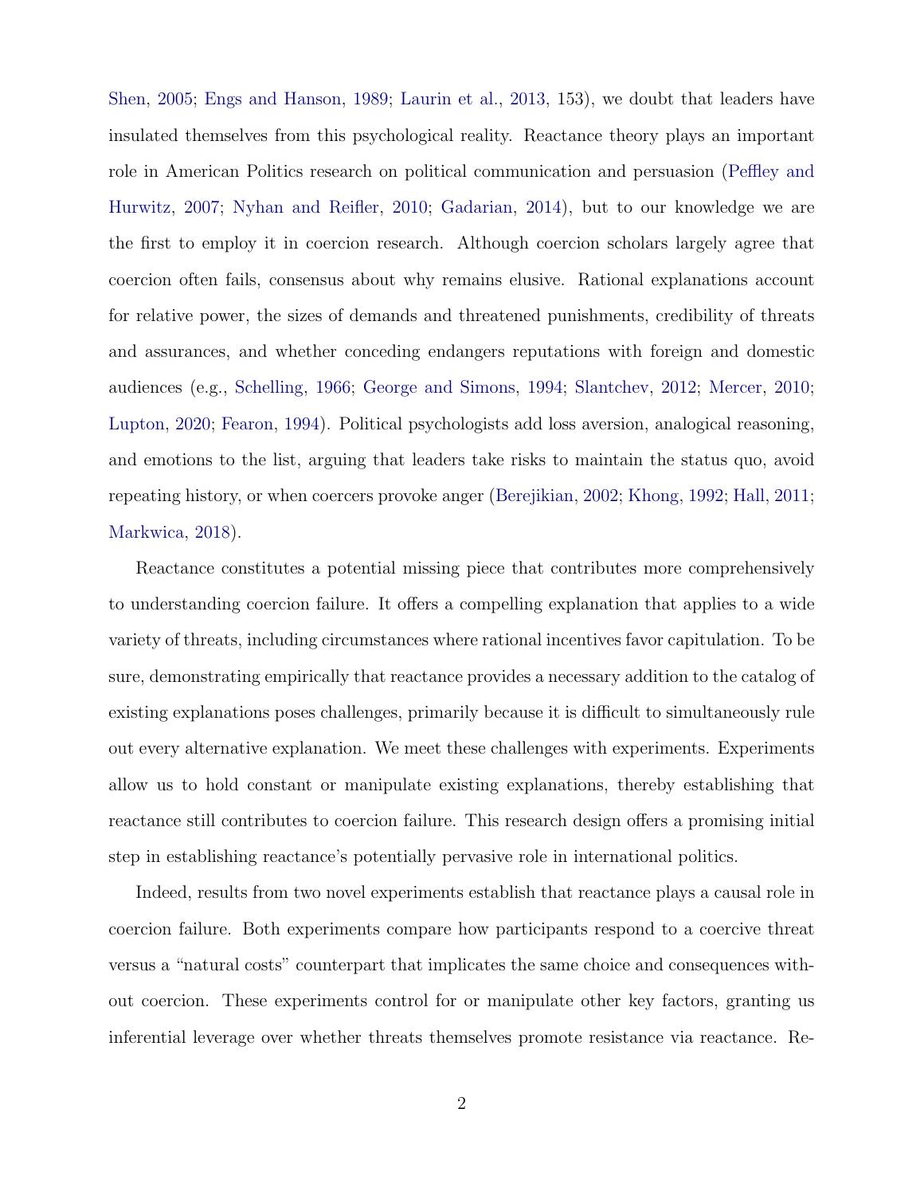Shen, 2005; Engs and Hanson, 1989; Laurin et al., 2013, 153), we doubt that leaders have insulated themselves from this psychological reality. Reactance theory plays an important role in American Politics research on political communication and persuasion (Peffley and Hurwitz, 2007; Nyhan and Reifler, 2010; Gadarian, 2014), but to our knowledge we are the first to employ it in coercion research. Although coercion scholars largely agree that coercion often fails, consensus about why remains elusive. Rational explanations account for relative power, the sizes of demands and threatened punishments, credibility of threats and assurances, and whether conceding endangers reputations with foreign and domestic audiences (e.g., Schelling, 1966; George and Simons, 1994; Slantchev, 2012; Mercer, 2010; Lupton, 2020; Fearon, 1994). Political psychologists add loss aversion, analogical reasoning, and emotions to the list, arguing that leaders take risks to maintain the status quo, avoid repeating history, or when coercers provoke anger (Berejikian, 2002; Khong, 1992; Hall, 2011; Markwica, 2018).

Reactance constitutes a potential missing piece that contributes more comprehensively to understanding coercion failure. It offers a compelling explanation that applies to a wide variety of threats, including circumstances where rational incentives favor capitulation. To be sure, demonstrating empirically that reactance provides a necessary addition to the catalog of existing explanations poses challenges, primarily because it is difficult to simultaneously rule out every alternative explanation. We meet these challenges with experiments. Experiments allow us to hold constant or manipulate existing explanations, thereby establishing that reactance still contributes to coercion failure. This research design offers a promising initial step in establishing reactance's potentially pervasive role in international politics.

Indeed, results from two novel experiments establish that reactance plays a causal role in coercion failure. Both experiments compare how participants respond to a coercive threat versus a "natural costs" counterpart that implicates the same choice and consequences without coercion. These experiments control for or manipulate other key factors, granting us inferential leverage over whether threats themselves promote resistance via reactance. Re-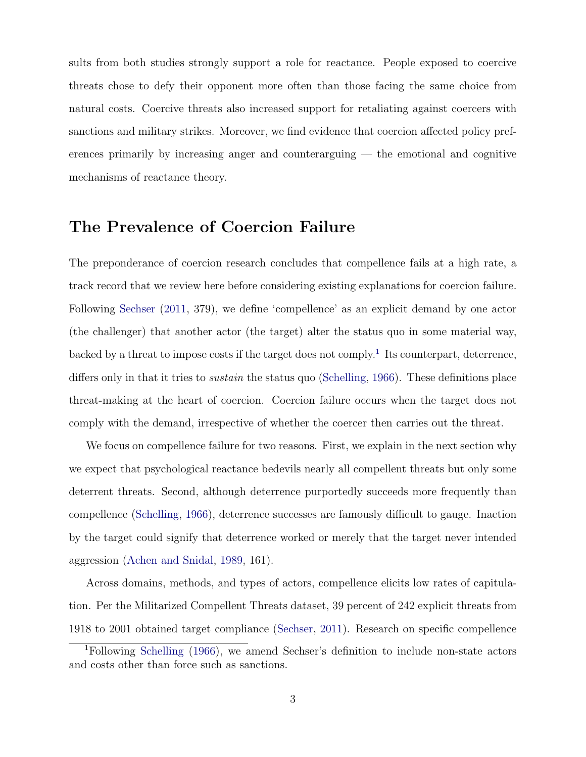sults from both studies strongly support a role for reactance. People exposed to coercive threats chose to defy their opponent more often than those facing the same choice from natural costs. Coercive threats also increased support for retaliating against coercers with sanctions and military strikes. Moreover, we find evidence that coercion affected policy preferences primarily by increasing anger and counterarguing — the emotional and cognitive mechanisms of reactance theory.

## The Prevalence of Coercion Failure

The preponderance of coercion research concludes that compellence fails at a high rate, a track record that we review here before considering existing explanations for coercion failure. Following Sechser (2011, 379), we define 'compellence' as an explicit demand by one actor (the challenger) that another actor (the target) alter the status quo in some material way, backed by a threat to impose costs if the target does not comply.[1] Its counterpart, deterrence, differs only in that it tries to *sustain* the status quo (Schelling, 1966). These definitions place threat-making at the heart of coercion. Coercion failure occurs when the target does not comply with the demand, irrespective of whether the coercer then carries out the threat.

We focus on compellence failure for two reasons. First, we explain in the next section why we expect that psychological reactance bedevils nearly all compellent threats but only some deterrent threats. Second, although deterrence purportedly succeeds more frequently than compellence (Schelling, 1966), deterrence successes are famously difficult to gauge. Inaction by the target could signify that deterrence worked or merely that the target never intended aggression (Achen and Snidal, 1989, 161).

Across domains, methods, and types of actors, compellence elicits low rates of capitulation. Per the Militarized Compellent Threats dataset, 39 percent of 242 explicit threats from 1918 to 2001 obtained target compliance (Sechser, 2011). Research on specific compellence

[1] Following Schelling (1966), we amend Sechser's definition to include non-state actors and costs other than force such as sanctions.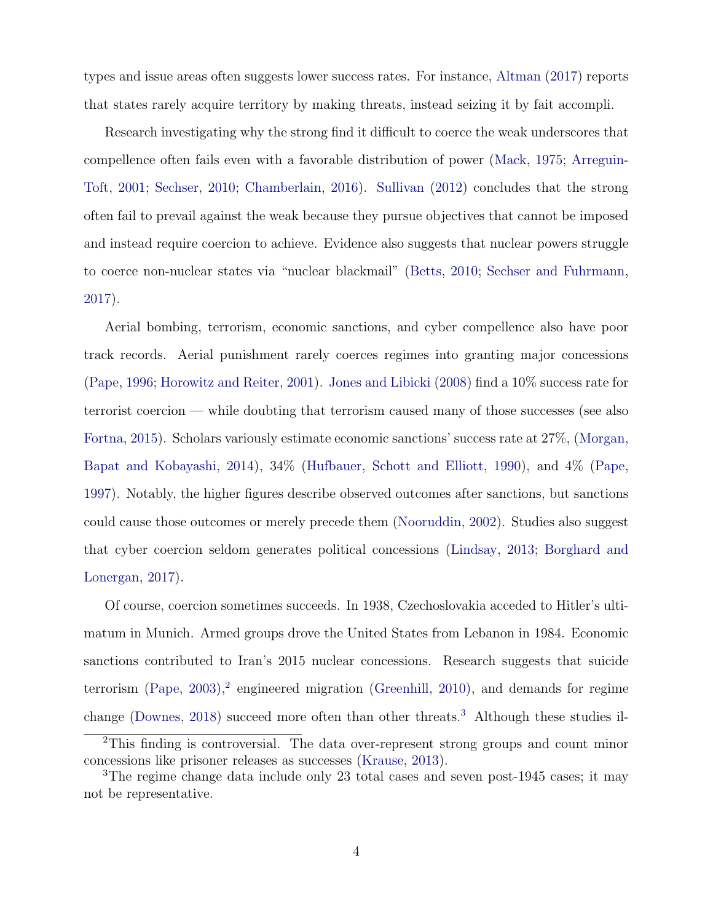types and issue areas often suggests lower success rates. For instance, Altman (2017) reports that states rarely acquire territory by making threats, instead seizing it by fait accompli.

Research investigating why the strong find it difficult to coerce the weak underscores that compellence often fails even with a favorable distribution of power (Mack, 1975; Arreguin-Toft, 2001; Sechser, 2010; Chamberlain, 2016). Sullivan (2012) concludes that the strong often fail to prevail against the weak because they pursue objectives that cannot be imposed and instead require coercion to achieve. Evidence also suggests that nuclear powers struggle to coerce non-nuclear states via "nuclear blackmail" (Betts, 2010; Sechser and Fuhrmann, 2017).

Aerial bombing, terrorism, economic sanctions, and cyber compellence also have poor track records. Aerial punishment rarely coerces regimes into granting major concessions (Pape, 1996; Horowitz and Reiter, 2001). Jones and Libicki (2008) find a 10% success rate for terrorist coercion — while doubting that terrorism caused many of those successes (see also Fortna, 2015). Scholars variously estimate economic sanctions' success rate at 27%, (Morgan, Bapat and Kobayashi, 2014), 34% (Hufbauer, Schott and Elliott, 1990), and 4% (Pape, 1997). Notably, the higher figures describe observed outcomes after sanctions, but sanctions could cause those outcomes or merely precede them (Nooruddin, 2002). Studies also suggest that cyber coercion seldom generates political concessions (Lindsay, 2013; Borghard and Lonergan, 2017).

Of course, coercion sometimes succeeds. In 1938, Czechoslovakia acceded to Hitler's ultimatum in Munich. Armed groups drove the United States from Lebanon in 1984. Economic sanctions contributed to Iran's 2015 nuclear concessions. Research suggests that suicide terrorism (Pape, 2003),[2] engineered migration (Greenhill, 2010), and demands for regime change (Downes, 2018) succeed more often than other threats.[3] Although these studies il-

[2]This finding is controversial. The data over-represent strong groups and count minor concessions like prisoner releases as successes (Krause, 2013).

[3]The regime change data include only 23 total cases and seven post-1945 cases; it may not be representative.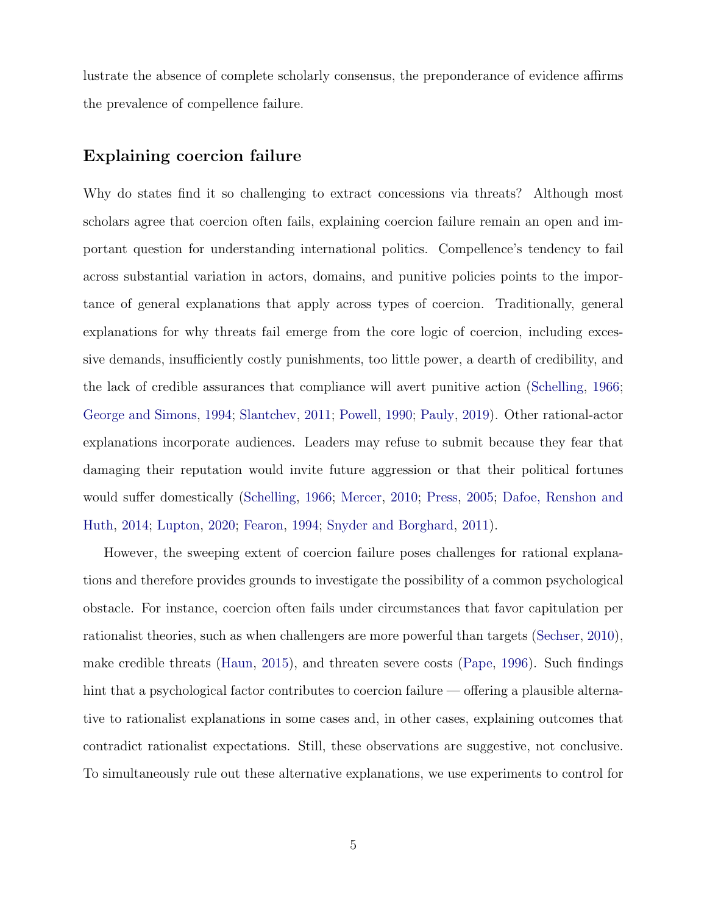lustrate the absence of complete scholarly consensus, the preponderance of evidence affirms the prevalence of compellence failure.

## Explaining coercion failure

Why do states find it so challenging to extract concessions via threats? Although most scholars agree that coercion often fails, explaining coercion failure remain an open and important question for understanding international politics. Compellence's tendency to fail across substantial variation in actors, domains, and punitive policies points to the importance of general explanations that apply across types of coercion. Traditionally, general explanations for why threats fail emerge from the core logic of coercion, including excessive demands, insufficiently costly punishments, too little power, a dearth of credibility, and the lack of credible assurances that compliance will avert punitive action (Schelling, 1966; George and Simons, 1994; Slantchev, 2011; Powell, 1990; Pauly, 2019). Other rational-actor explanations incorporate audiences. Leaders may refuse to submit because they fear that damaging their reputation would invite future aggression or that their political fortunes would suffer domestically (Schelling, 1966; Mercer, 2010; Press, 2005; Dafoe, Renshon and Huth, 2014; Lupton, 2020; Fearon, 1994; Snyder and Borghard, 2011).

However, the sweeping extent of coercion failure poses challenges for rational explanations and therefore provides grounds to investigate the possibility of a common psychological obstacle. For instance, coercion often fails under circumstances that favor capitulation per rationalist theories, such as when challengers are more powerful than targets (Sechser, 2010), make credible threats (Haun, 2015), and threaten severe costs (Pape, 1996). Such findings hint that a psychological factor contributes to coercion failure — offering a plausible alternative to rationalist explanations in some cases and, in other cases, explaining outcomes that contradict rationalist expectations. Still, these observations are suggestive, not conclusive. To simultaneously rule out these alternative explanations, we use experiments to control for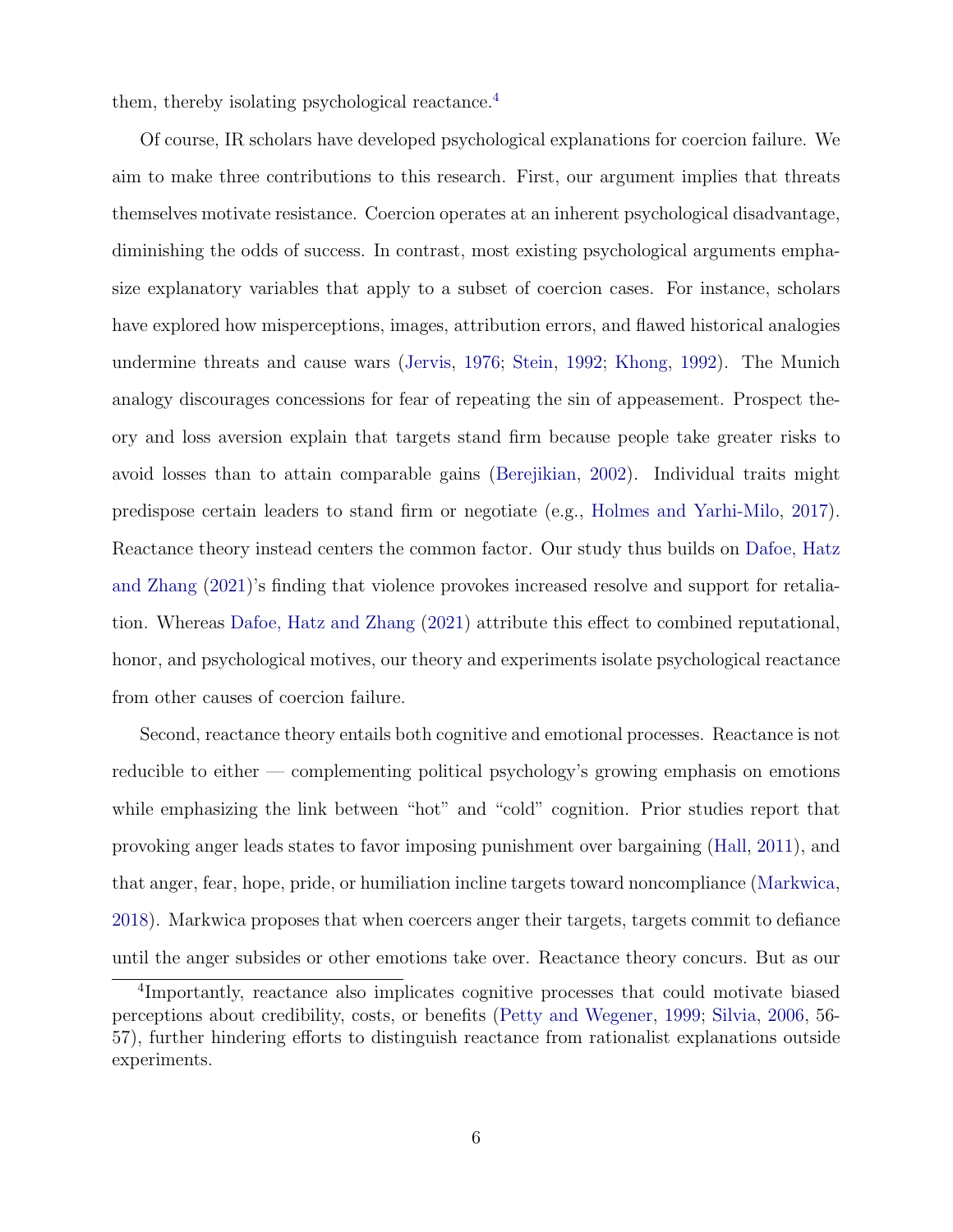them, thereby isolating psychological reactance.[4]

Of course, IR scholars have developed psychological explanations for coercion failure. We aim to make three contributions to this research. First, our argument implies that threats themselves motivate resistance. Coercion operates at an inherent psychological disadvantage, diminishing the odds of success. In contrast, most existing psychological arguments emphasize explanatory variables that apply to a subset of coercion cases. For instance, scholars have explored how misperceptions, images, attribution errors, and flawed historical analogies undermine threats and cause wars (Jervis, 1976; Stein, 1992; Khong, 1992). The Munich analogy discourages concessions for fear of repeating the sin of appeasement. Prospect theory and loss aversion explain that targets stand firm because people take greater risks to avoid losses than to attain comparable gains (Berejikian, 2002). Individual traits might predispose certain leaders to stand firm or negotiate (e.g., Holmes and Yarhi-Milo, 2017). Reactance theory instead centers the common factor. Our study thus builds on Dafoe, Hatz and Zhang (2021)'s finding that violence provokes increased resolve and support for retaliation. Whereas Dafoe, Hatz and Zhang (2021) attribute this effect to combined reputational, honor, and psychological motives, our theory and experiments isolate psychological reactance from other causes of coercion failure.

Second, reactance theory entails both cognitive and emotional processes. Reactance is not reducible to either — complementing political psychology's growing emphasis on emotions while emphasizing the link between "hot" and "cold" cognition. Prior studies report that provoking anger leads states to favor imposing punishment over bargaining (Hall, 2011), and that anger, fear, hope, pride, or humiliation incline targets toward noncompliance (Markwica, 2018). Markwica proposes that when coercers anger their targets, targets commit to defiance until the anger subsides or other emotions take over. Reactance theory concurs. But as our

[4] Importantly, reactance also implicates cognitive processes that could motivate biased perceptions about credibility, costs, or benefits (Petty and Wegener, 1999; Silvia, 2006, 56-57), further hindering efforts to distinguish reactance from rationalist explanations outside experiments.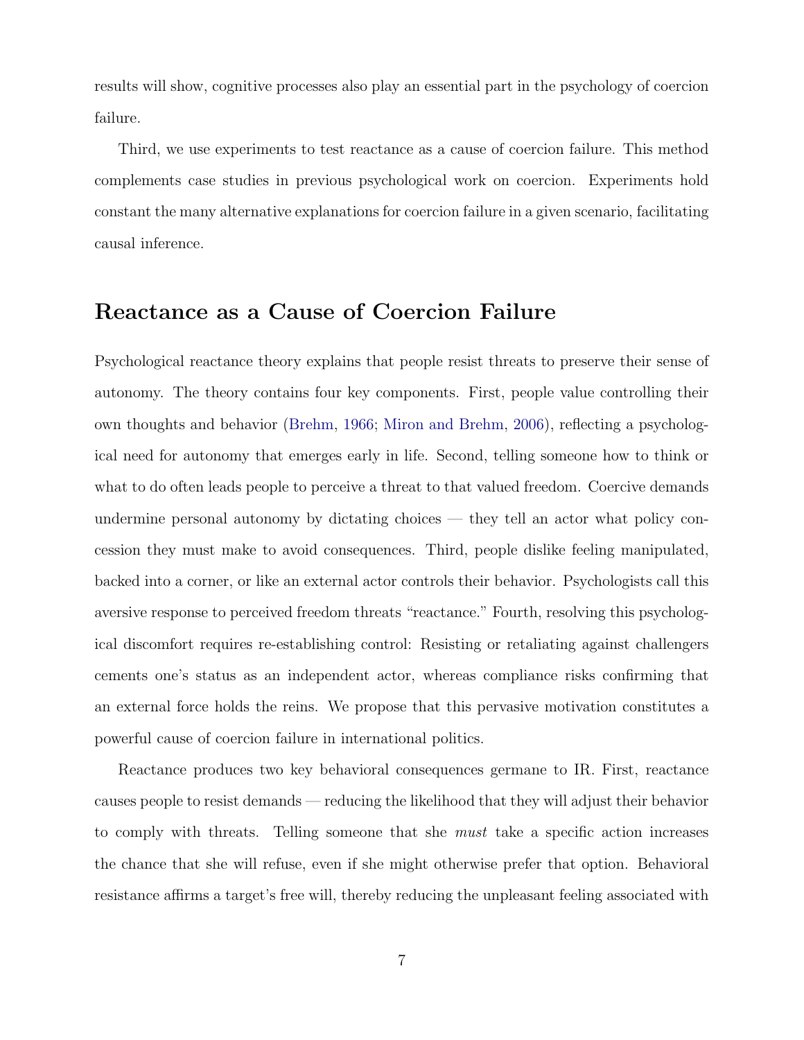results will show, cognitive processes also play an essential part in the psychology of coercion failure.

Third, we use experiments to test reactance as a cause of coercion failure. This method complements case studies in previous psychological work on coercion. Experiments hold constant the many alternative explanations for coercion failure in a given scenario, facilitating causal inference.

## Reactance as a Cause of Coercion Failure

Psychological reactance theory explains that people resist threats to preserve their sense of autonomy. The theory contains four key components. First, people value controlling their own thoughts and behavior (Brehm, 1966; Miron and Brehm, 2006), reflecting a psychological need for autonomy that emerges early in life. Second, telling someone how to think or what to do often leads people to perceive a threat to that valued freedom. Coercive demands undermine personal autonomy by dictating choices — they tell an actor what policy concession they must make to avoid consequences. Third, people dislike feeling manipulated, backed into a corner, or like an external actor controls their behavior. Psychologists call this aversive response to perceived freedom threats "reactance." Fourth, resolving this psychological discomfort requires re-establishing control: Resisting or retaliating against challengers cements one's status as an independent actor, whereas compliance risks confirming that an external force holds the reins. We propose that this pervasive motivation constitutes a powerful cause of coercion failure in international politics.

Reactance produces two key behavioral consequences germane to IR. First, reactance causes people to resist demands — reducing the likelihood that they will adjust their behavior to comply with threats. Telling someone that she *must* take a specific action increases the chance that she will refuse, even if she might otherwise prefer that option. Behavioral resistance affirms a target's free will, thereby reducing the unpleasant feeling associated with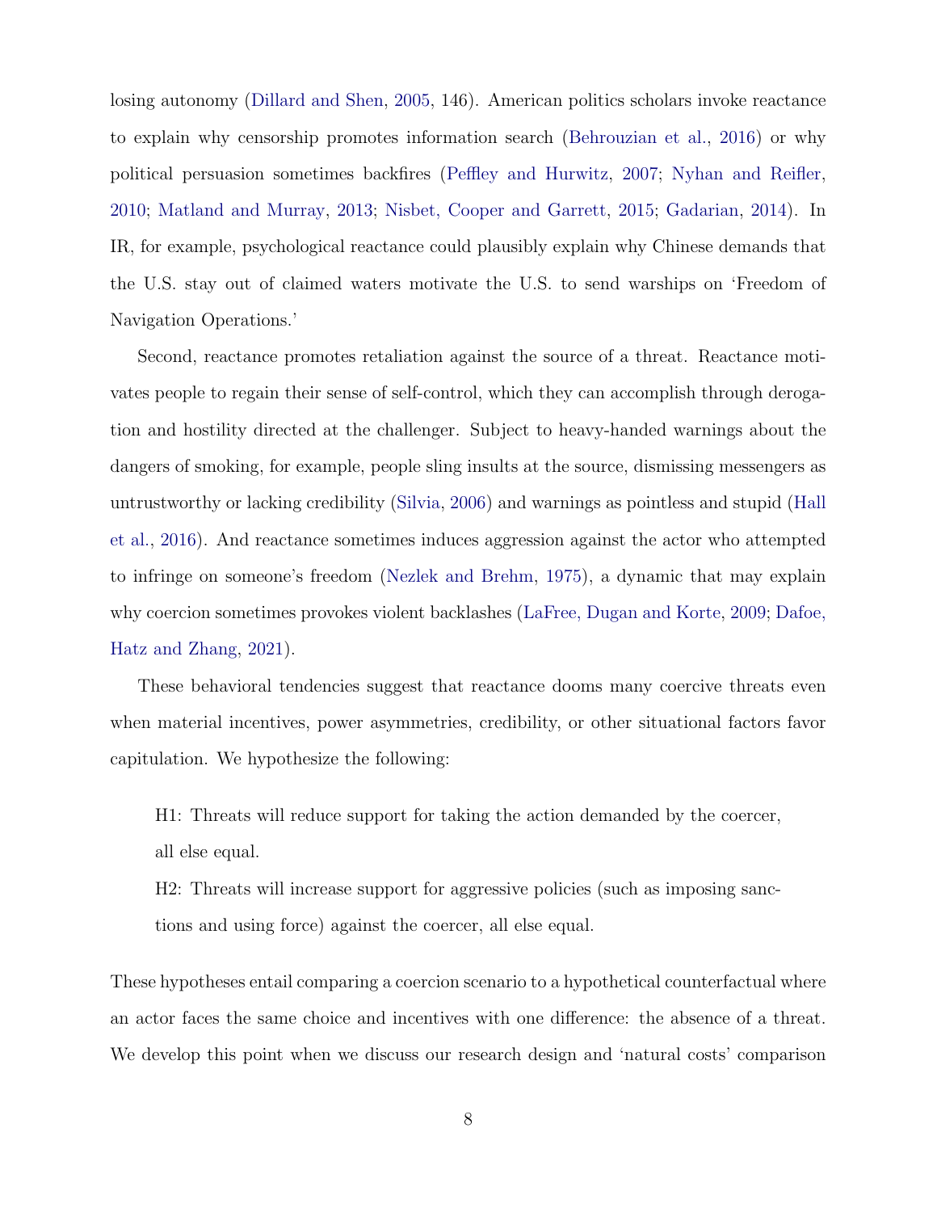losing autonomy (Dillard and Shen, 2005, 146). American politics scholars invoke reactance to explain why censorship promotes information search (Behrouzian et al., 2016) or why political persuasion sometimes backfires (Peffley and Hurwitz, 2007; Nyhan and Reifler, 2010; Matland and Murray, 2013; Nisbet, Cooper and Garrett, 2015; Gadarian, 2014). In IR, for example, psychological reactance could plausibly explain why Chinese demands that the U.S. stay out of claimed waters motivate the U.S. to send warships on 'Freedom of Navigation Operations.'

Second, reactance promotes retaliation against the source of a threat. Reactance motivates people to regain their sense of self-control, which they can accomplish through derogation and hostility directed at the challenger. Subject to heavy-handed warnings about the dangers of smoking, for example, people sling insults at the source, dismissing messengers as untrustworthy or lacking credibility (Silvia, 2006) and warnings as pointless and stupid (Hall et al., 2016). And reactance sometimes induces aggression against the actor who attempted to infringe on someone's freedom (Nezlek and Brehm, 1975), a dynamic that may explain why coercion sometimes provokes violent backlashes (LaFree, Dugan and Korte, 2009; Dafoe, Hatz and Zhang, 2021).

These behavioral tendencies suggest that reactance dooms many coercive threats even when material incentives, power asymmetries, credibility, or other situational factors favor capitulation. We hypothesize the following:

> H1: Threats will reduce support for taking the action demanded by the coercer, all else equal.
>
> H2: Threats will increase support for aggressive policies (such as imposing sanctions and using force) against the coercer, all else equal.

These hypotheses entail comparing a coercion scenario to a hypothetical counterfactual where an actor faces the same choice and incentives with one difference: the absence of a threat. We develop this point when we discuss our research design and 'natural costs' comparison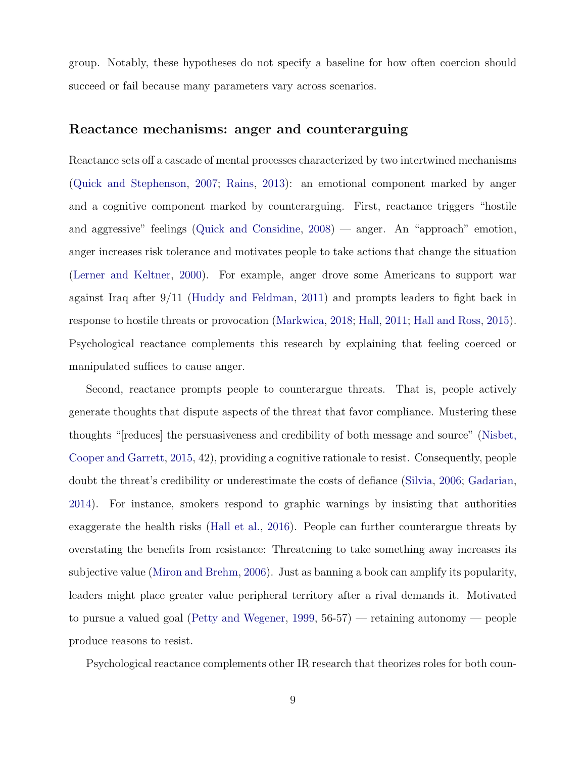group. Notably, these hypotheses do not specify a baseline for how often coercion should succeed or fail because many parameters vary across scenarios.

### Reactance mechanisms: anger and counterarguing

Reactance sets off a cascade of mental processes characterized by two intertwined mechanisms (Quick and Stephenson, 2007; Rains, 2013): an emotional component marked by anger and a cognitive component marked by counterarguing. First, reactance triggers "hostile and aggressive" feelings (Quick and Considine, 2008) — anger. An "approach" emotion, anger increases risk tolerance and motivates people to take actions that change the situation (Lerner and Keltner, 2000). For example, anger drove some Americans to support war against Iraq after 9/11 (Huddy and Feldman, 2011) and prompts leaders to fight back in response to hostile threats or provocation (Markwica, 2018; Hall, 2011; Hall and Ross, 2015). Psychological reactance complements this research by explaining that feeling coerced or manipulated suffices to cause anger.

Second, reactance prompts people to counterargue threats. That is, people actively generate thoughts that dispute aspects of the threat that favor compliance. Mustering these thoughts "[reduces] the persuasiveness and credibility of both message and source" (Nisbet, Cooper and Garrett, 2015, 42), providing a cognitive rationale to resist. Consequently, people doubt the threat's credibility or underestimate the costs of defiance (Silvia, 2006; Gadarian, 2014). For instance, smokers respond to graphic warnings by insisting that authorities exaggerate the health risks (Hall et al., 2016). People can further counterargue threats by overstating the benefits from resistance: Threatening to take something away increases its subjective value (Miron and Brehm, 2006). Just as banning a book can amplify its popularity, leaders might place greater value peripheral territory after a rival demands it. Motivated to pursue a valued goal (Petty and Wegener, 1999, 56-57) — retaining autonomy — people produce reasons to resist.

Psychological reactance complements other IR research that theorizes roles for both coun-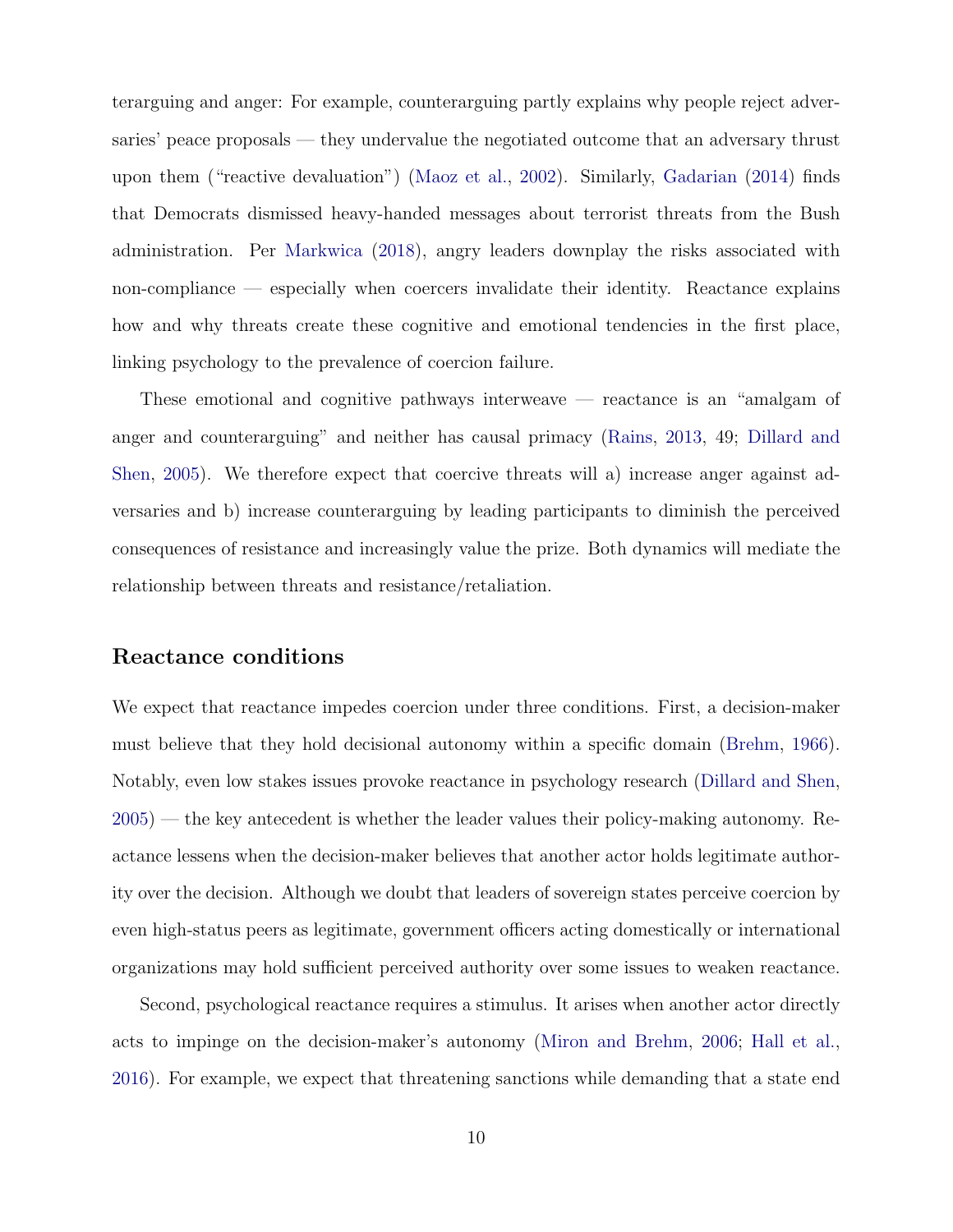terarguing and anger: For example, counterarguing partly explains why people reject adversaries' peace proposals — they undervalue the negotiated outcome that an adversary thrust upon them ("reactive devaluation") (Maoz et al., 2002). Similarly, Gadarian (2014) finds that Democrats dismissed heavy-handed messages about terrorist threats from the Bush administration. Per Markwica (2018), angry leaders downplay the risks associated with non-compliance — especially when coercers invalidate their identity. Reactance explains how and why threats create these cognitive and emotional tendencies in the first place, linking psychology to the prevalence of coercion failure.

These emotional and cognitive pathways interweave — reactance is an "amalgam of anger and counterarguing" and neither has causal primacy (Rains, 2013, 49; Dillard and Shen, 2005). We therefore expect that coercive threats will a) increase anger against adversaries and b) increase counterarguing by leading participants to diminish the perceived consequences of resistance and increasingly value the prize. Both dynamics will mediate the relationship between threats and resistance/retaliation.

## Reactance conditions

We expect that reactance impedes coercion under three conditions. First, a decision-maker must believe that they hold decisional autonomy within a specific domain (Brehm, 1966). Notably, even low stakes issues provoke reactance in psychology research (Dillard and Shen, 2005) — the key antecedent is whether the leader values their policy-making autonomy. Reactance lessens when the decision-maker believes that another actor holds legitimate authority over the decision. Although we doubt that leaders of sovereign states perceive coercion by even high-status peers as legitimate, government officers acting domestically or international organizations may hold sufficient perceived authority over some issues to weaken reactance.

Second, psychological reactance requires a stimulus. It arises when another actor directly acts to impinge on the decision-maker's autonomy (Miron and Brehm, 2006; Hall et al., 2016). For example, we expect that threatening sanctions while demanding that a state end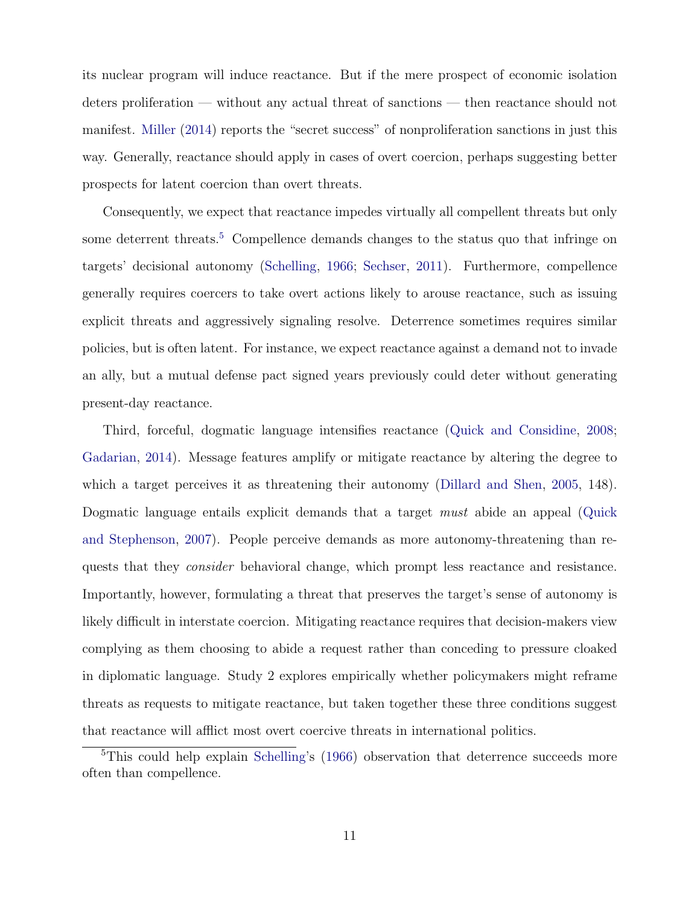its nuclear program will induce reactance. But if the mere prospect of economic isolation deters proliferation — without any actual threat of sanctions — then reactance should not manifest. Miller (2014) reports the "secret success" of nonproliferation sanctions in just this way. Generally, reactance should apply in cases of overt coercion, perhaps suggesting better prospects for latent coercion than overt threats.

Consequently, we expect that reactance impedes virtually all compellent threats but only some deterrent threats.[5] Compellence demands changes to the status quo that infringe on targets' decisional autonomy (Schelling, 1966; Sechser, 2011). Furthermore, compellence generally requires coercers to take overt actions likely to arouse reactance, such as issuing explicit threats and aggressively signaling resolve. Deterrence sometimes requires similar policies, but is often latent. For instance, we expect reactance against a demand not to invade an ally, but a mutual defense pact signed years previously could deter without generating present-day reactance.

Third, forceful, dogmatic language intensifies reactance (Quick and Considine, 2008; Gadarian, 2014). Message features amplify or mitigate reactance by altering the degree to which a target perceives it as threatening their autonomy (Dillard and Shen, 2005, 148). Dogmatic language entails explicit demands that a target *must* abide an appeal (Quick and Stephenson, 2007). People perceive demands as more autonomy-threatening than requests that they *consider* behavioral change, which prompt less reactance and resistance. Importantly, however, formulating a threat that preserves the target's sense of autonomy is likely difficult in interstate coercion. Mitigating reactance requires that decision-makers view complying as them choosing to abide a request rather than conceding to pressure cloaked in diplomatic language. Study 2 explores empirically whether policymakers might reframe threats as requests to mitigate reactance, but taken together these three conditions suggest that reactance will afflict most overt coercive threats in international politics.

[5]This could help explain Schelling's (1966) observation that deterrence succeeds more often than compellence.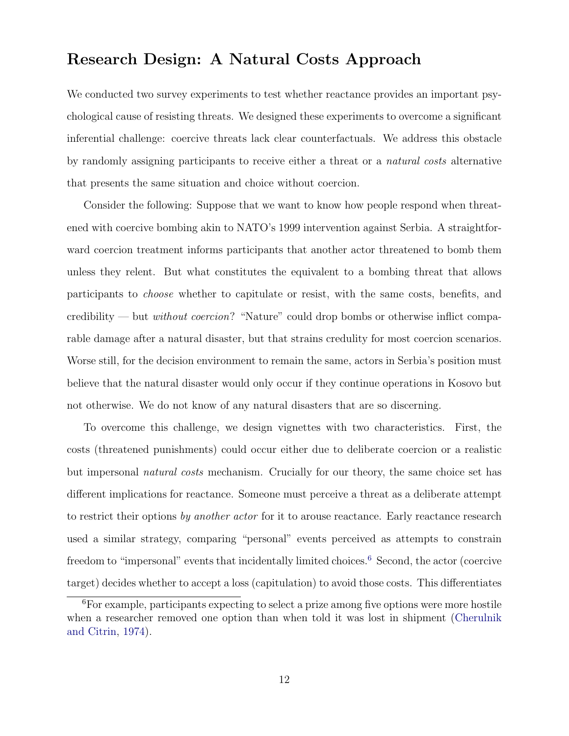## Research Design: A Natural Costs Approach

We conducted two survey experiments to test whether reactance provides an important psychological cause of resisting threats. We designed these experiments to overcome a significant inferential challenge: coercive threats lack clear counterfactuals. We address this obstacle by randomly assigning participants to receive either a threat or a *natural costs* alternative that presents the same situation and choice without coercion.

Consider the following: Suppose that we want to know how people respond when threatened with coercive bombing akin to NATO's 1999 intervention against Serbia. A straightforward coercion treatment informs participants that another actor threatened to bomb them unless they relent. But what constitutes the equivalent to a bombing threat that allows participants to *choose* whether to capitulate or resist, with the same costs, benefits, and credibility — but *without coercion*? "Nature" could drop bombs or otherwise inflict comparable damage after a natural disaster, but that strains credulity for most coercion scenarios. Worse still, for the decision environment to remain the same, actors in Serbia's position must believe that the natural disaster would only occur if they continue operations in Kosovo but not otherwise. We do not know of any natural disasters that are so discerning.

To overcome this challenge, we design vignettes with two characteristics. First, the costs (threatened punishments) could occur either due to deliberate coercion or a realistic but impersonal *natural costs* mechanism. Crucially for our theory, the same choice set has different implications for reactance. Someone must perceive a threat as a deliberate attempt to restrict their options *by another actor* for it to arouse reactance. Early reactance research used a similar strategy, comparing "personal" events perceived as attempts to constrain freedom to "impersonal" events that incidentally limited choices.[6] Second, the actor (coercive target) decides whether to accept a loss (capitulation) to avoid those costs. This differentiates

[6] For example, participants expecting to select a prize among five options were more hostile when a researcher removed one option than when told it was lost in shipment (Cherulnik and Citrin, 1974).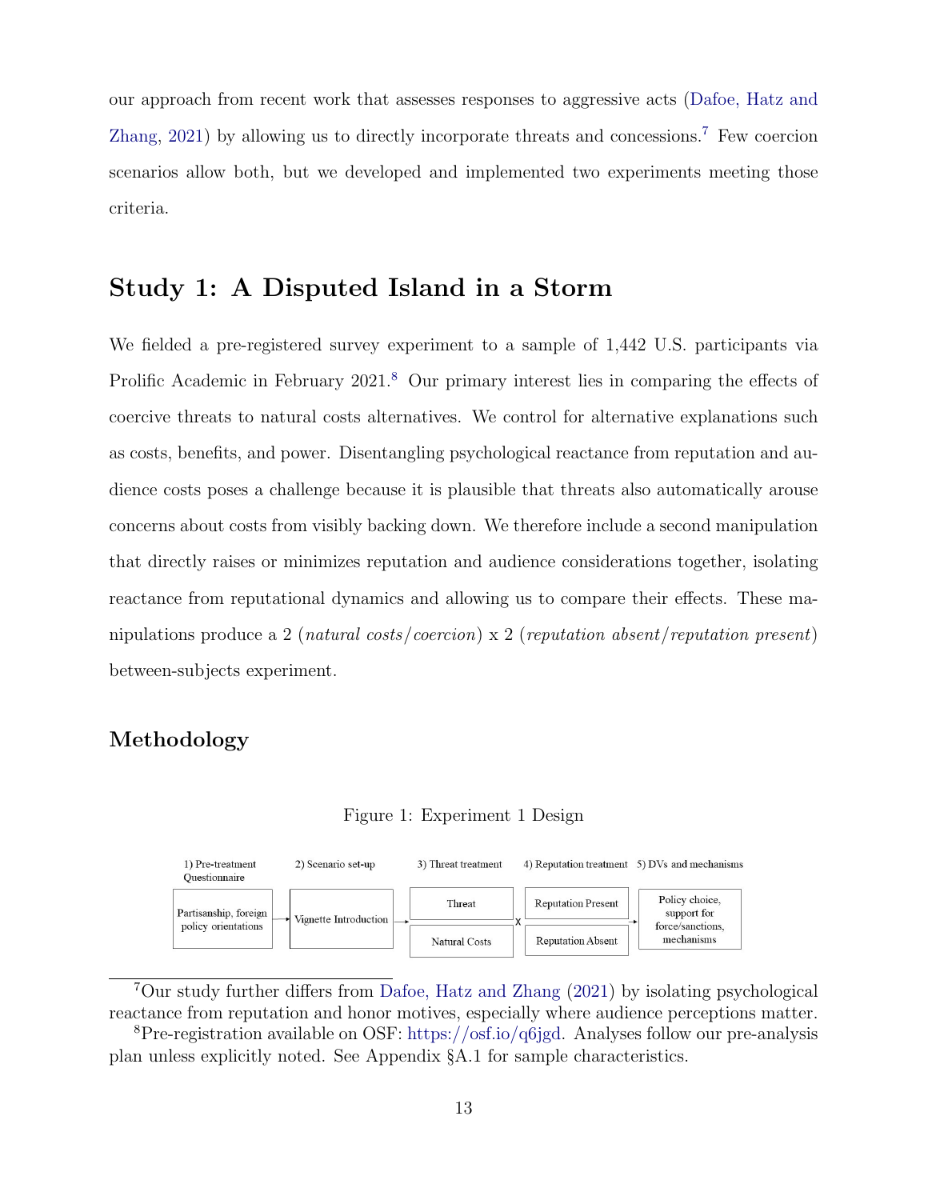our approach from recent work that assesses responses to aggressive acts (Dafoe, Hatz and Zhang, 2021) by allowing us to directly incorporate threats and concessions.[7] Few coercion scenarios allow both, but we developed and implemented two experiments meeting those criteria.

## Study 1: A Disputed Island in a Storm

We fielded a pre-registered survey experiment to a sample of 1,442 U.S. participants via Prolific Academic in February 2021.[8] Our primary interest lies in comparing the effects of coercive threats to natural costs alternatives. We control for alternative explanations such as costs, benefits, and power. Disentangling psychological reactance from reputation and audience costs poses a challenge because it is plausible that threats also automatically arouse concerns about costs from visibly backing down. We therefore include a second manipulation that directly raises or minimizes reputation and audience considerations together, isolating reactance from reputational dynamics and allowing us to compare their effects. These manipulations produce a 2 (*natural costs/coercion*) x 2 (*reputation absent/reputation present*) between-subjects experiment.

### Methodology

Figure 1: Experiment 1 Design

| 1) Pre-treatment Questionnaire | 2) Scenario set-up | 3) Threat treatment | | 4) Reputation treatment | 5) DVs and mechanisms |
|---|---|---|---|---|---|
| Partisanship, foreign policy orientations | → Vignette Introduction | → Threat / Natural Costs | x | Reputation Present / Reputation Absent | → Policy choice, support for force/sanctions, mechanisms |

[7] Our study further differs from Dafoe, Hatz and Zhang (2021) by isolating psychological reactance from reputation and honor motives, especially where audience perceptions matter.

[8] Pre-registration available on OSF: https://osf.io/q6jgd. Analyses follow our pre-analysis plan unless explicitly noted. See Appendix §A.1 for sample characteristics.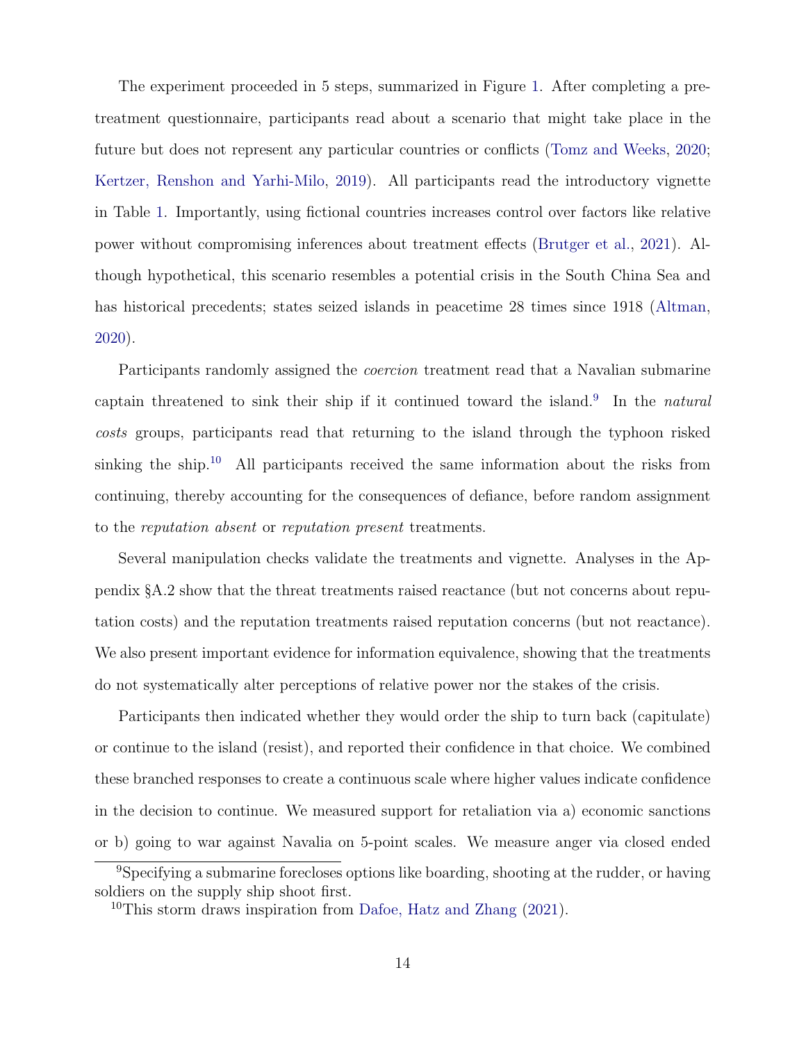The experiment proceeded in 5 steps, summarized in Figure 1. After completing a pre-treatment questionnaire, participants read about a scenario that might take place in the future but does not represent any particular countries or conflicts (Tomz and Weeks, 2020; Kertzer, Renshon and Yarhi-Milo, 2019). All participants read the introductory vignette in Table 1. Importantly, using fictional countries increases control over factors like relative power without compromising inferences about treatment effects (Brutger et al., 2021). Although hypothetical, this scenario resembles a potential crisis in the South China Sea and has historical precedents; states seized islands in peacetime 28 times since 1918 (Altman, 2020).

Participants randomly assigned the *coercion* treatment read that a Navalian submarine captain threatened to sink their ship if it continued toward the island.[9] In the *natural costs* groups, participants read that returning to the island through the typhoon risked sinking the ship.[10] All participants received the same information about the risks from continuing, thereby accounting for the consequences of defiance, before random assignment to the *reputation absent* or *reputation present* treatments.

Several manipulation checks validate the treatments and vignette. Analyses in the Appendix §A.2 show that the threat treatments raised reactance (but not concerns about reputation costs) and the reputation treatments raised reputation concerns (but not reactance). We also present important evidence for information equivalence, showing that the treatments do not systematically alter perceptions of relative power nor the stakes of the crisis.

Participants then indicated whether they would order the ship to turn back (capitulate) or continue to the island (resist), and reported their confidence in that choice. We combined these branched responses to create a continuous scale where higher values indicate confidence in the decision to continue. We measured support for retaliation via a) economic sanctions or b) going to war against Navalia on 5-point scales. We measure anger via closed ended

[9] Specifying a submarine forecloses options like boarding, shooting at the rudder, or having soldiers on the supply ship shoot first.

[10] This storm draws inspiration from Dafoe, Hatz and Zhang (2021).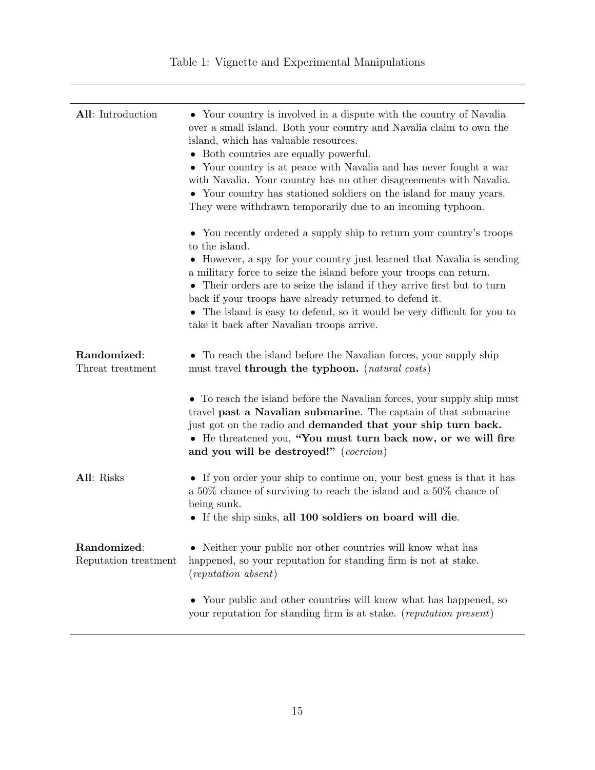Table 1: Vignette and Experimental Manipulations

| | |
|---|---|
| **All**: Introduction | • Your country is involved in a dispute with the country of Navalia over a small island. Both your country and Navalia claim to own the island, which has valuable resources.<br>• Both countries are equally powerful.<br>• Your country is at peace with Navalia and has never fought a war with Navalia. Your country has no other disagreements with Navalia.<br>• Your country has stationed soldiers on the island for many years. They were withdrawn temporarily due to an incoming typhoon.<br><br>• You recently ordered a supply ship to return your country's troops to the island.<br>• However, a spy for your country just learned that Navalia is sending a military force to seize the island before your troops can return.<br>• Their orders are to seize the island if they arrive first but to turn back if your troops have already returned to defend it.<br>• The island is easy to defend, so it would be very difficult for you to take it back after Navalian troops arrive. |
| **Randomized**: Threat treatment | • To reach the island before the Navalian forces, your supply ship must travel **through the typhoon.** (*natural costs*)<br><br>• To reach the island before the Navalian forces, your supply ship must travel **past a Navalian submarine**. The captain of that submarine just got on the radio and **demanded that your ship turn back.**<br>• He threatened you, **"You must turn back now, or we will fire and you will be destroyed!"** (*coercion*) |
| **All**: Risks | • If you order your ship to continue on, your best guess is that it has a 50% chance of surviving to reach the island and a 50% chance of being sunk.<br>• If the ship sinks, **all 100 soldiers on board will die**. |
| **Randomized**: Reputation treatment | • Neither your public nor other countries will know what has happened, so your reputation for standing firm is not at stake. (*reputation absent*)<br><br>• Your public and other countries will know what has happened, so your reputation for standing firm is at stake. (*reputation present*) |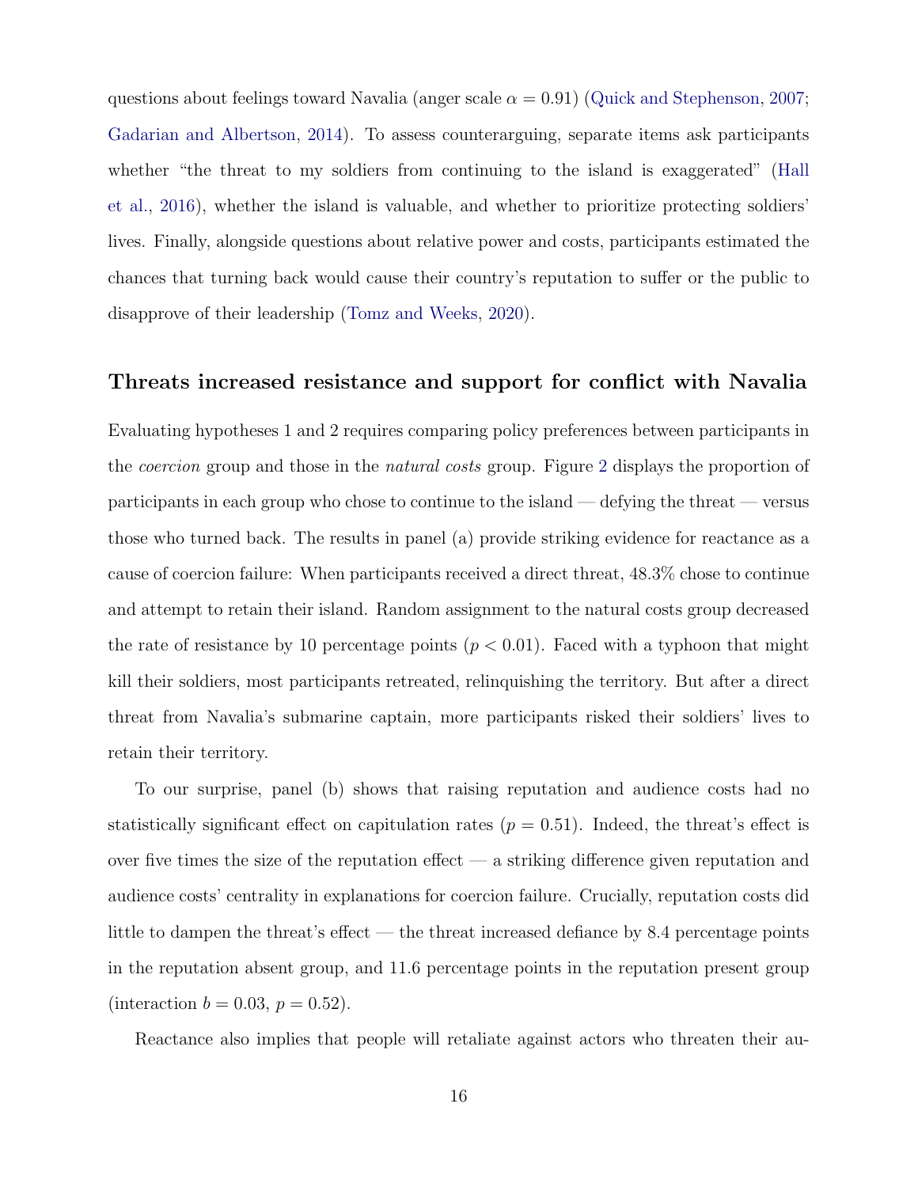questions about feelings toward Navalia (anger scale $\alpha = 0.91$) (Quick and Stephenson, 2007; Gadarian and Albertson, 2014). To assess counterarguing, separate items ask participants whether "the threat to my soldiers from continuing to the island is exaggerated" (Hall et al., 2016), whether the island is valuable, and whether to prioritize protecting soldiers' lives. Finally, alongside questions about relative power and costs, participants estimated the chances that turning back would cause their country's reputation to suffer or the public to disapprove of their leadership (Tomz and Weeks, 2020).

## Threats increased resistance and support for conflict with Navalia

Evaluating hypotheses 1 and 2 requires comparing policy preferences between participants in the *coercion* group and those in the *natural costs* group. Figure 2 displays the proportion of participants in each group who chose to continue to the island — defying the threat — versus those who turned back. The results in panel (a) provide striking evidence for reactance as a cause of coercion failure: When participants received a direct threat, 48.3% chose to continue and attempt to retain their island. Random assignment to the natural costs group decreased the rate of resistance by 10 percentage points ($p < 0.01$). Faced with a typhoon that might kill their soldiers, most participants retreated, relinquishing the territory. But after a direct threat from Navalia's submarine captain, more participants risked their soldiers' lives to retain their territory.

To our surprise, panel (b) shows that raising reputation and audience costs had no statistically significant effect on capitulation rates ($p = 0.51$). Indeed, the threat's effect is over five times the size of the reputation effect — a striking difference given reputation and audience costs' centrality in explanations for coercion failure. Crucially, reputation costs did little to dampen the threat's effect — the threat increased defiance by 8.4 percentage points in the reputation absent group, and 11.6 percentage points in the reputation present group (interaction $b = 0.03$, $p = 0.52$).

Reactance also implies that people will retaliate against actors who threaten their au-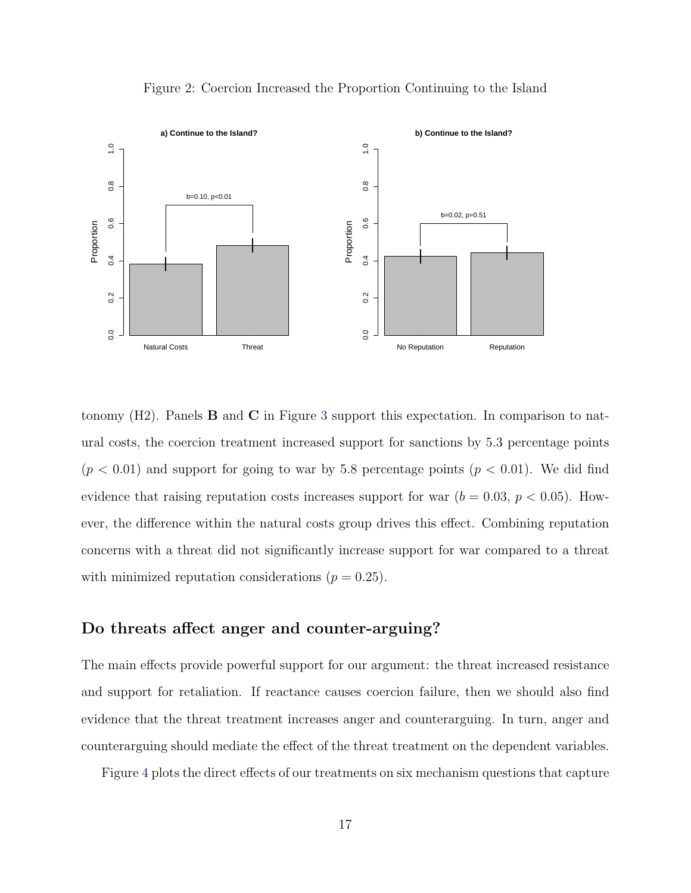Figure 2: Coercion Increased the Proportion Continuing to the Island

tonomy (H2). Panels **B** and **C** in Figure 3 support this expectation. In comparison to natural costs, the coercion treatment increased support for sanctions by 5.3 percentage points ($p < 0.01$) and support for going to war by 5.8 percentage points ($p < 0.01$). We did find evidence that raising reputation costs increases support for war ($b = 0.03$, $p < 0.05$). However, the difference within the natural costs group drives this effect. Combining reputation concerns with a threat did not significantly increase support for war compared to a threat with minimized reputation considerations ($p = 0.25$).

## Do threats affect anger and counter-arguing?

The main effects provide powerful support for our argument: the threat increased resistance and support for retaliation. If reactance causes coercion failure, then we should also find evidence that the threat treatment increases anger and counterarguing. In turn, anger and counterarguing should mediate the effect of the threat treatment on the dependent variables.

Figure 4 plots the direct effects of our treatments on six mechanism questions that capture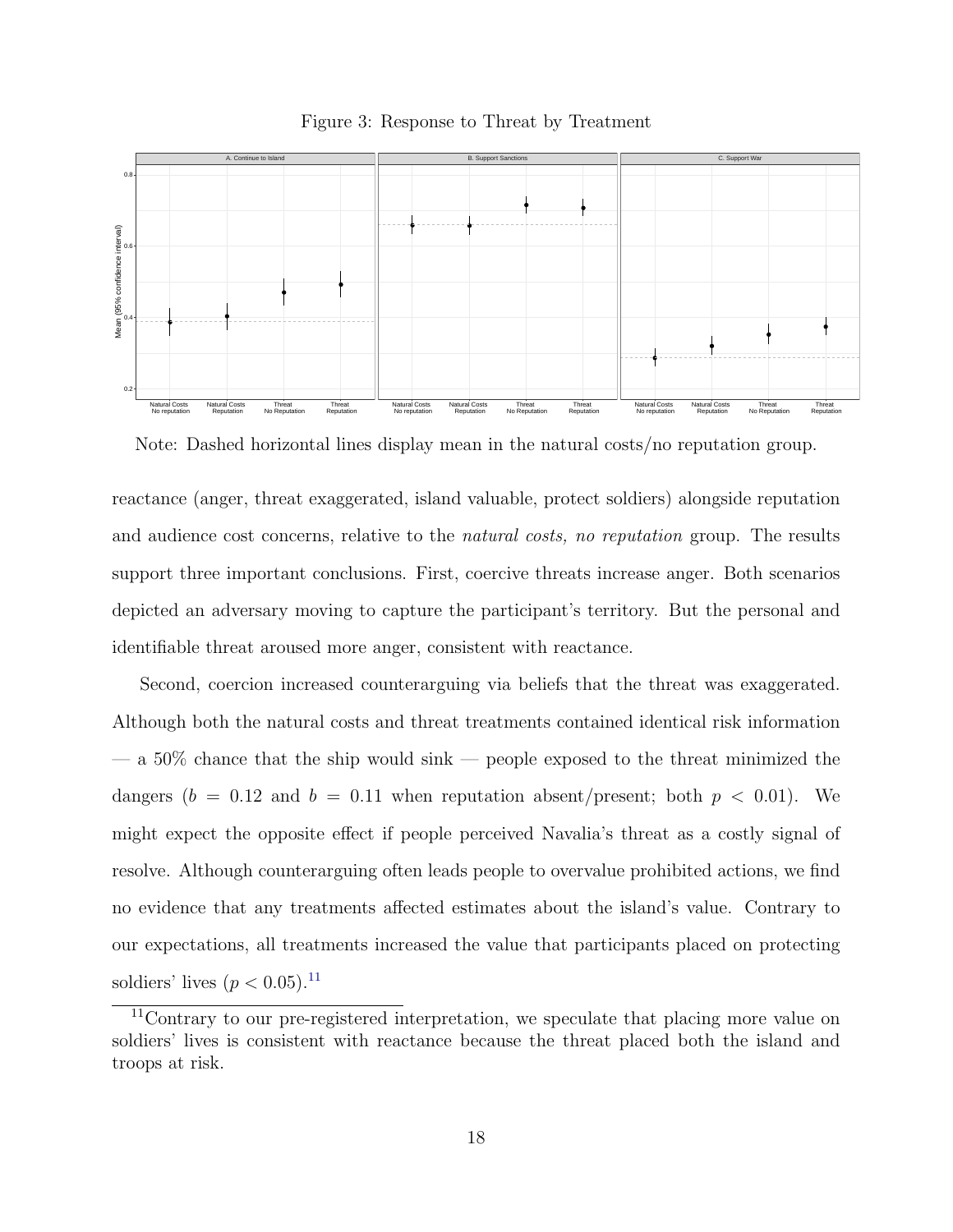Figure 3: Response to Threat by Treatment

Note: Dashed horizontal lines display mean in the natural costs/no reputation group.

reactance (anger, threat exaggerated, island valuable, protect soldiers) alongside reputation and audience cost concerns, relative to the *natural costs, no reputation* group. The results support three important conclusions. First, coercive threats increase anger. Both scenarios depicted an adversary moving to capture the participant's territory. But the personal and identifiable threat aroused more anger, consistent with reactance.

Second, coercion increased counterarguing via beliefs that the threat was exaggerated. Although both the natural costs and threat treatments contained identical risk information — a 50% chance that the ship would sink — people exposed to the threat minimized the dangers ($b = 0.12$ and $b = 0.11$ when reputation absent/present; both $p < 0.01$). We might expect the opposite effect if people perceived Navalia's threat as a costly signal of resolve. Although counterarguing often leads people to overvalue prohibited actions, we find no evidence that any treatments affected estimates about the island's value. Contrary to our expectations, all treatments increased the value that participants placed on protecting soldiers' lives ($p < 0.05$).[11]

[11] Contrary to our pre-registered interpretation, we speculate that placing more value on soldiers' lives is consistent with reactance because the threat placed both the island and troops at risk.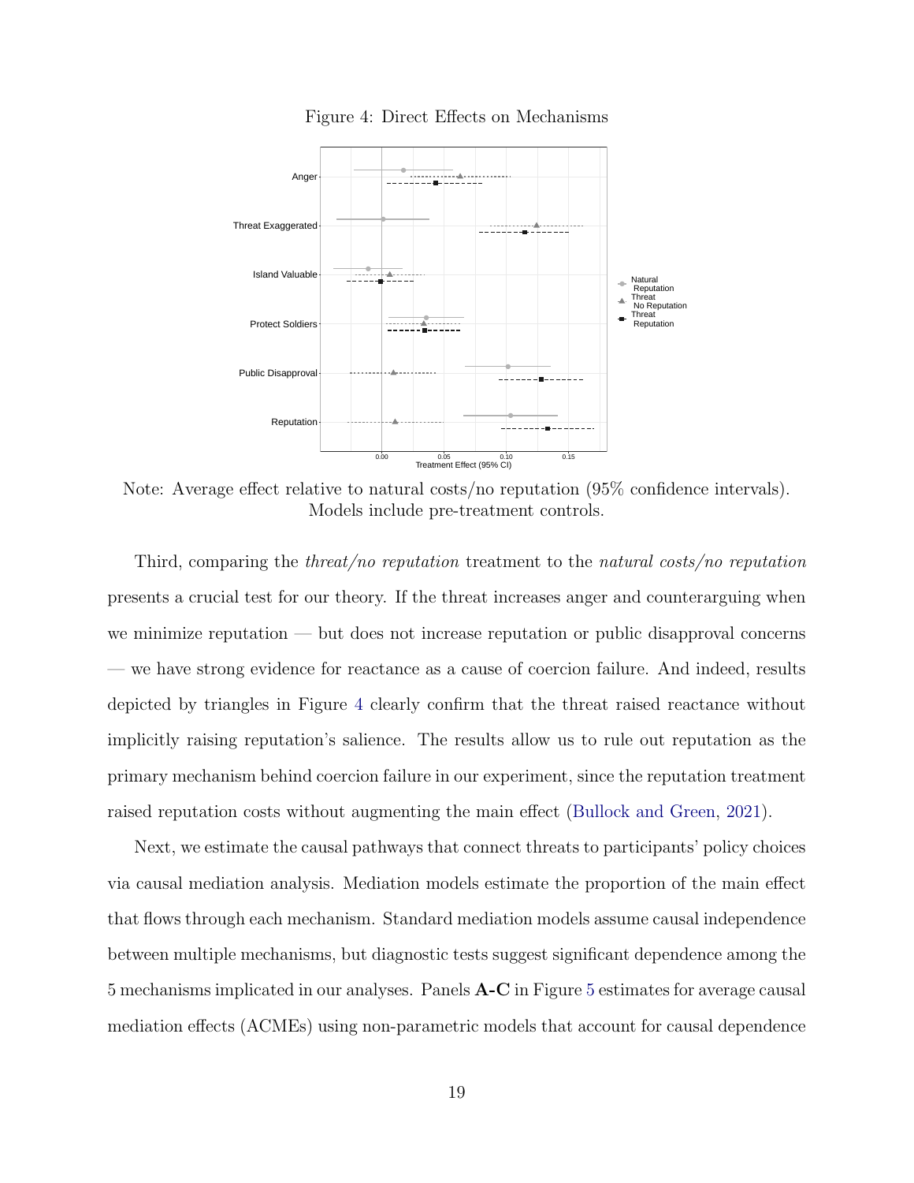Figure 4: Direct Effects on Mechanisms

Note: Average effect relative to natural costs/no reputation (95% confidence intervals). Models include pre-treatment controls.

Third, comparing the *threat/no reputation* treatment to the *natural costs/no reputation* presents a crucial test for our theory. If the threat increases anger and counterarguing when we minimize reputation — but does not increase reputation or public disapproval concerns — we have strong evidence for reactance as a cause of coercion failure. And indeed, results depicted by triangles in Figure 4 clearly confirm that the threat raised reactance without implicitly raising reputation's salience. The results allow us to rule out reputation as the primary mechanism behind coercion failure in our experiment, since the reputation treatment raised reputation costs without augmenting the main effect (Bullock and Green, 2021).

Next, we estimate the causal pathways that connect threats to participants' policy choices via causal mediation analysis. Mediation models estimate the proportion of the main effect that flows through each mechanism. Standard mediation models assume causal independence between multiple mechanisms, but diagnostic tests suggest significant dependence among the 5 mechanisms implicated in our analyses. Panels **A-C** in Figure 5 estimates for average causal mediation effects (ACMEs) using non-parametric models that account for causal dependence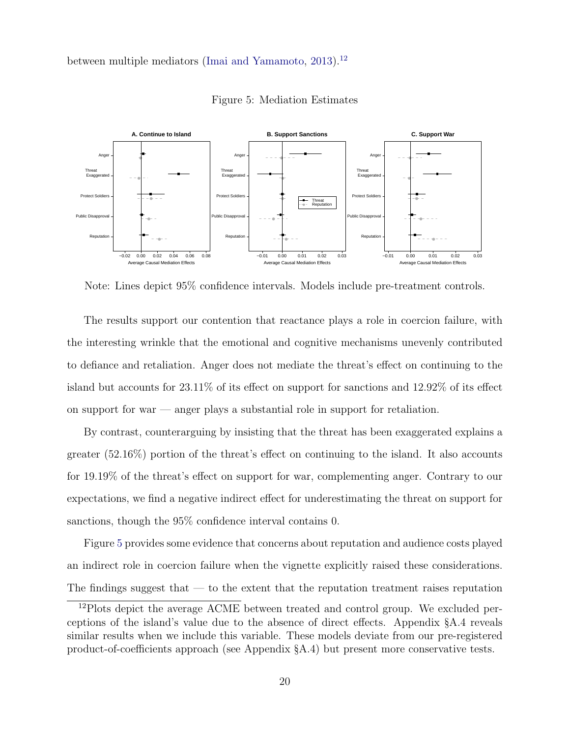between multiple mediators (Imai and Yamamoto, 2013).[12]

Figure 5: Mediation Estimates

Note: Lines depict 95% confidence intervals. Models include pre-treatment controls.

The results support our contention that reactance plays a role in coercion failure, with the interesting wrinkle that the emotional and cognitive mechanisms unevenly contributed to defiance and retaliation. Anger does not mediate the threat's effect on continuing to the island but accounts for 23.11% of its effect on support for sanctions and 12.92% of its effect on support for war — anger plays a substantial role in support for retaliation.

By contrast, counterarguing by insisting that the threat has been exaggerated explains a greater (52.16%) portion of the threat's effect on continuing to the island. It also accounts for 19.19% of the threat's effect on support for war, complementing anger. Contrary to our expectations, we find a negative indirect effect for underestimating the threat on support for sanctions, though the 95% confidence interval contains 0.

Figure 5 provides some evidence that concerns about reputation and audience costs played an indirect role in coercion failure when the vignette explicitly raised these considerations. The findings suggest that — to the extent that the reputation treatment raises reputation

[12] Plots depict the average ACME between treated and control group. We excluded perceptions of the island's value due to the absence of direct effects. Appendix §A.4 reveals similar results when we include this variable. These models deviate from our pre-registered product-of-coefficients approach (see Appendix §A.4) but present more conservative tests.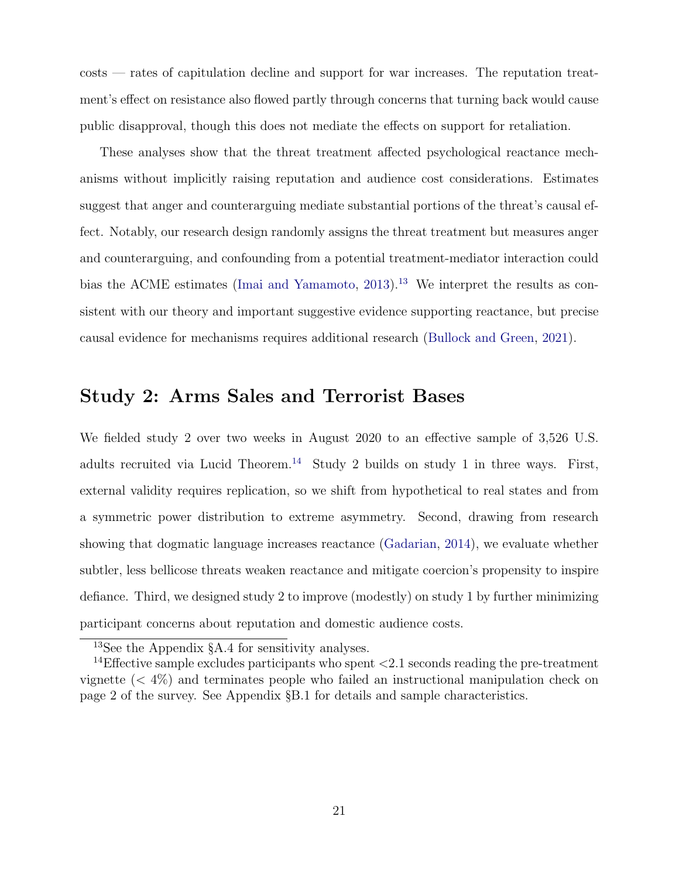costs — rates of capitulation decline and support for war increases. The reputation treatment's effect on resistance also flowed partly through concerns that turning back would cause public disapproval, though this does not mediate the effects on support for retaliation.

These analyses show that the threat treatment affected psychological reactance mechanisms without implicitly raising reputation and audience cost considerations. Estimates suggest that anger and counterarguing mediate substantial portions of the threat's causal effect. Notably, our research design randomly assigns the threat treatment but measures anger and counterarguing, and confounding from a potential treatment-mediator interaction could bias the ACME estimates (Imai and Yamamoto, 2013).[13] We interpret the results as consistent with our theory and important suggestive evidence supporting reactance, but precise causal evidence for mechanisms requires additional research (Bullock and Green, 2021).

## Study 2: Arms Sales and Terrorist Bases

We fielded study 2 over two weeks in August 2020 to an effective sample of 3,526 U.S. adults recruited via Lucid Theorem.[14] Study 2 builds on study 1 in three ways. First, external validity requires replication, so we shift from hypothetical to real states and from a symmetric power distribution to extreme asymmetry. Second, drawing from research showing that dogmatic language increases reactance (Gadarian, 2014), we evaluate whether subtler, less bellicose threats weaken reactance and mitigate coercion's propensity to inspire defiance. Third, we designed study 2 to improve (modestly) on study 1 by further minimizing participant concerns about reputation and domestic audience costs.

[13] See the Appendix §A.4 for sensitivity analyses.

[14] Effective sample excludes participants who spent <2.1 seconds reading the pre-treatment vignette (< 4%) and terminates people who failed an instructional manipulation check on page 2 of the survey. See Appendix §B.1 for details and sample characteristics.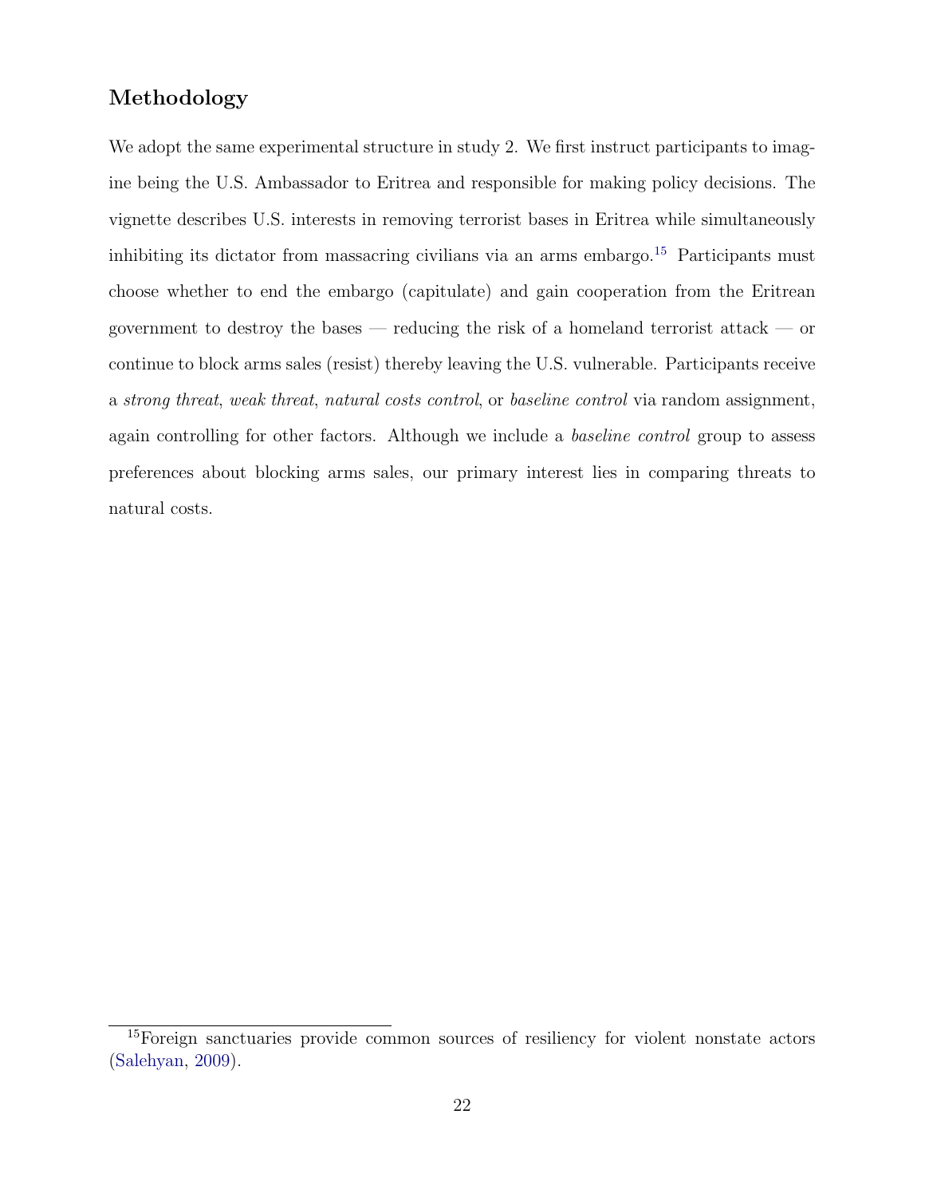## Methodology

We adopt the same experimental structure in study 2. We first instruct participants to imagine being the U.S. Ambassador to Eritrea and responsible for making policy decisions. The vignette describes U.S. interests in removing terrorist bases in Eritrea while simultaneously inhibiting its dictator from massacring civilians via an arms embargo.[15] Participants must choose whether to end the embargo (capitulate) and gain cooperation from the Eritrean government to destroy the bases — reducing the risk of a homeland terrorist attack — or continue to block arms sales (resist) thereby leaving the U.S. vulnerable. Participants receive a *strong threat*, *weak threat*, *natural costs control*, or *baseline control* via random assignment, again controlling for other factors. Although we include a *baseline control* group to assess preferences about blocking arms sales, our primary interest lies in comparing threats to natural costs.

[15] Foreign sanctuaries provide common sources of resiliency for violent nonstate actors (Salehyan, 2009).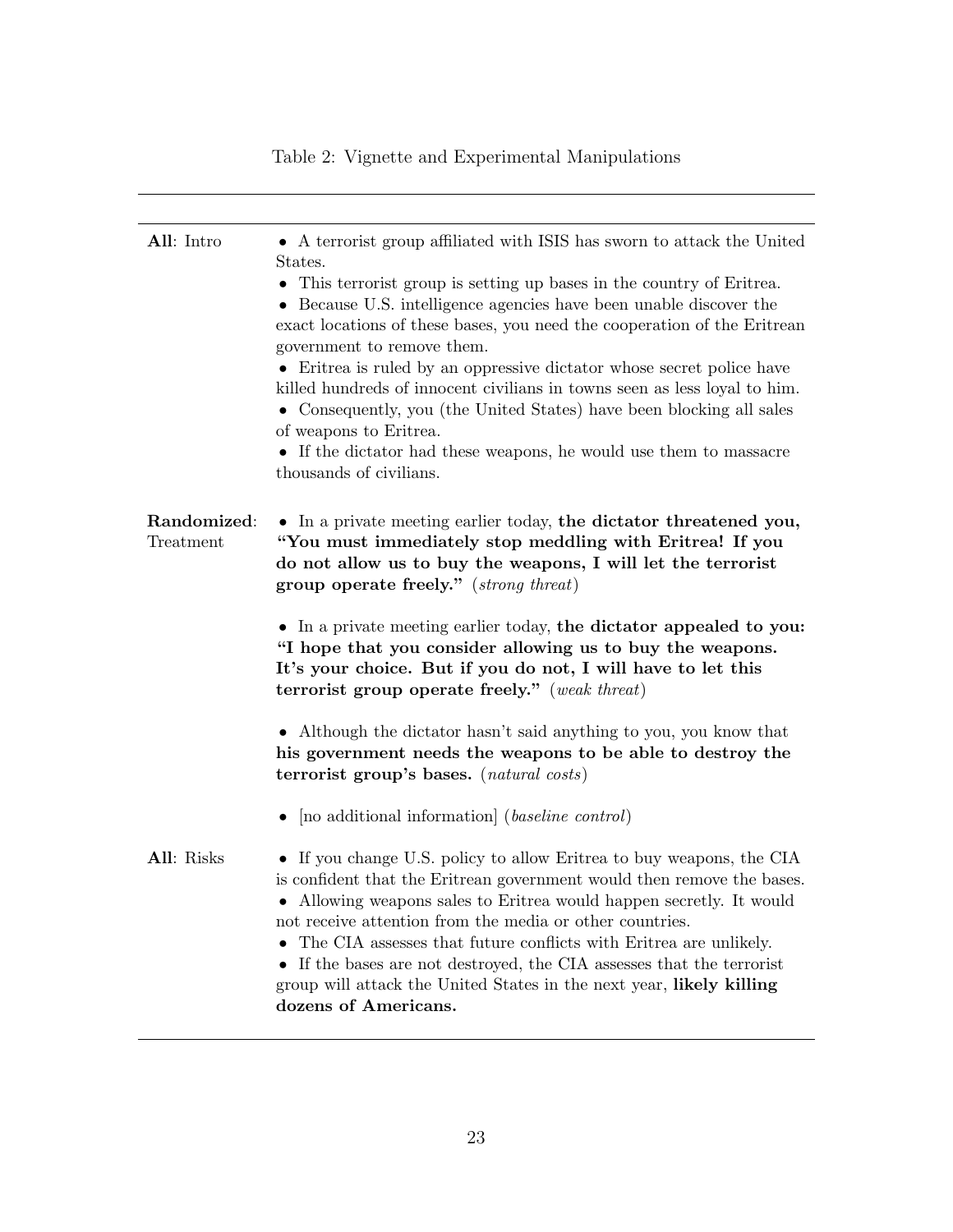Table 2: Vignette and Experimental Manipulations

| | |
|---|---|
| **All**: Intro | • A terrorist group affiliated with ISIS has sworn to attack the United States. <br> • This terrorist group is setting up bases in the country of Eritrea. <br> • Because U.S. intelligence agencies have been unable discover the exact locations of these bases, you need the cooperation of the Eritrean government to remove them. <br> • Eritrea is ruled by an oppressive dictator whose secret police have killed hundreds of innocent civilians in towns seen as less loyal to him. <br> • Consequently, you (the United States) have been blocking all sales of weapons to Eritrea. <br> • If the dictator had these weapons, he would use them to massacre thousands of civilians. |
| **Randomized**: Treatment | • In a private meeting earlier today, **the dictator threatened you, "You must immediately stop meddling with Eritrea! If you do not allow us to buy the weapons, I will let the terrorist group operate freely."** (*strong threat*) <br><br> • In a private meeting earlier today, **the dictator appealed to you: "I hope that you consider allowing us to buy the weapons. It's your choice. But if you do not, I will have to let this terrorist group operate freely."** (*weak threat*) <br><br> • Although the dictator hasn't said anything to you, you know that **his government needs the weapons to be able to destroy the terrorist group's bases.** (*natural costs*) <br><br> • [no additional information] (*baseline control*) |
| **All**: Risks | • If you change U.S. policy to allow Eritrea to buy weapons, the CIA is confident that the Eritrean government would then remove the bases. <br> • Allowing weapons sales to Eritrea would happen secretly. It would not receive attention from the media or other countries. <br> • The CIA assesses that future conflicts with Eritrea are unlikely. <br> • If the bases are not destroyed, the CIA assesses that the terrorist group will attack the United States in the next year, **likely killing dozens of Americans.** |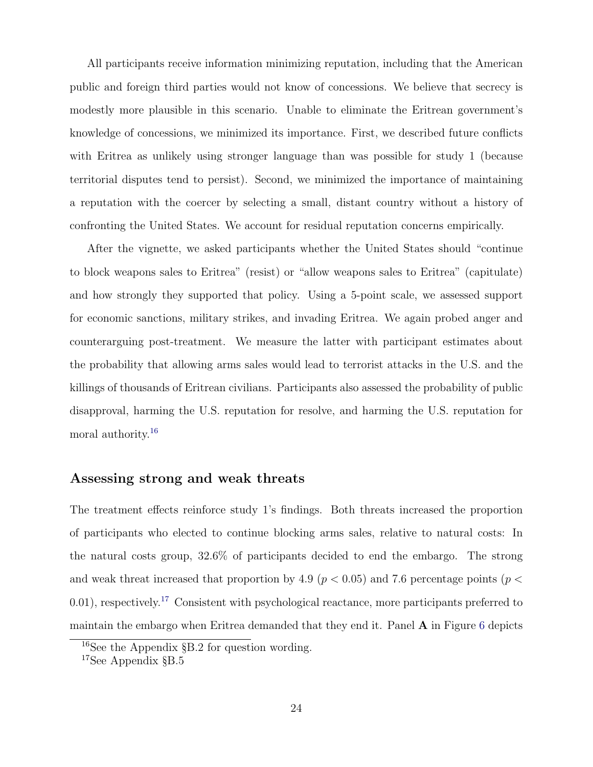All participants receive information minimizing reputation, including that the American public and foreign third parties would not know of concessions. We believe that secrecy is modestly more plausible in this scenario. Unable to eliminate the Eritrean government's knowledge of concessions, we minimized its importance. First, we described future conflicts with Eritrea as unlikely using stronger language than was possible for study 1 (because territorial disputes tend to persist). Second, we minimized the importance of maintaining a reputation with the coercer by selecting a small, distant country without a history of confronting the United States. We account for residual reputation concerns empirically.

After the vignette, we asked participants whether the United States should "continue to block weapons sales to Eritrea" (resist) or "allow weapons sales to Eritrea" (capitulate) and how strongly they supported that policy. Using a 5-point scale, we assessed support for economic sanctions, military strikes, and invading Eritrea. We again probed anger and counterarguing post-treatment. We measure the latter with participant estimates about the probability that allowing arms sales would lead to terrorist attacks in the U.S. and the killings of thousands of Eritrean civilians. Participants also assessed the probability of public disapproval, harming the U.S. reputation for resolve, and harming the U.S. reputation for moral authority.[16]

## Assessing strong and weak threats

The treatment effects reinforce study 1's findings. Both threats increased the proportion of participants who elected to continue blocking arms sales, relative to natural costs: In the natural costs group, 32.6% of participants decided to end the embargo. The strong and weak threat increased that proportion by 4.9 ($p < 0.05$) and 7.6 percentage points ($p < 0.01$), respectively.[17] Consistent with psychological reactance, more participants preferred to maintain the embargo when Eritrea demanded that they end it. Panel **A** in Figure 6 depicts

[16] See the Appendix §B.2 for question wording.

[17] See Appendix §B.5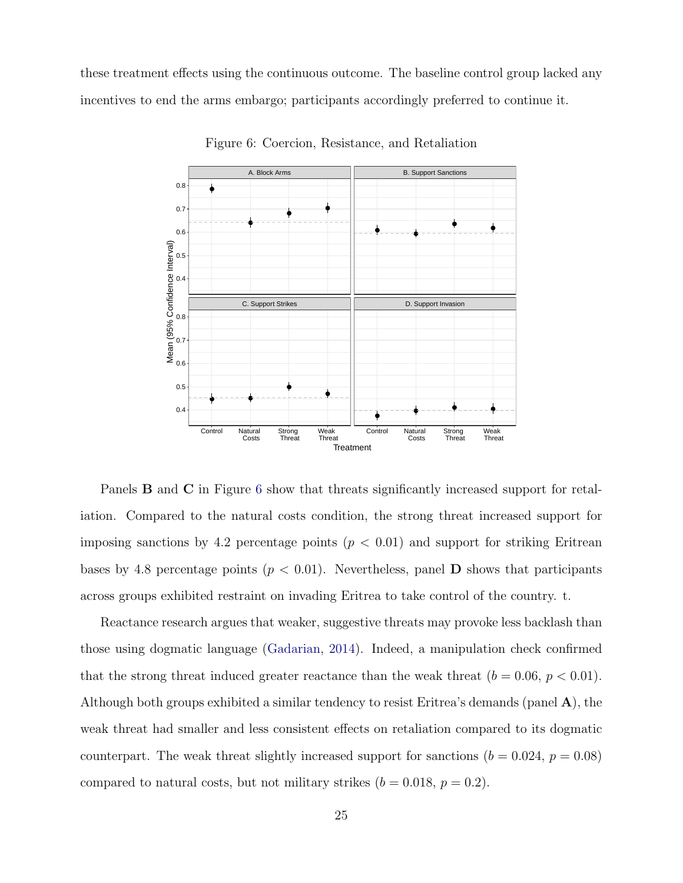these treatment effects using the continuous outcome. The baseline control group lacked any incentives to end the arms embargo; participants accordingly preferred to continue it.

Figure 6: Coercion, Resistance, and Retaliation

Panels **B** and **C** in Figure 6 show that threats significantly increased support for retaliation. Compared to the natural costs condition, the strong threat increased support for imposing sanctions by 4.2 percentage points ($p < 0.01$) and support for striking Eritrean bases by 4.8 percentage points ($p < 0.01$). Nevertheless, panel **D** shows that participants across groups exhibited restraint on invading Eritrea to take control of the country. t.

Reactance research argues that weaker, suggestive threats may provoke less backlash than those using dogmatic language (Gadarian, 2014). Indeed, a manipulation check confirmed that the strong threat induced greater reactance than the weak threat ($b = 0.06$, $p < 0.01$). Although both groups exhibited a similar tendency to resist Eritrea's demands (panel **A**), the weak threat had smaller and less consistent effects on retaliation compared to its dogmatic counterpart. The weak threat slightly increased support for sanctions ($b = 0.024$, $p = 0.08$) compared to natural costs, but not military strikes ($b = 0.018$, $p = 0.2$).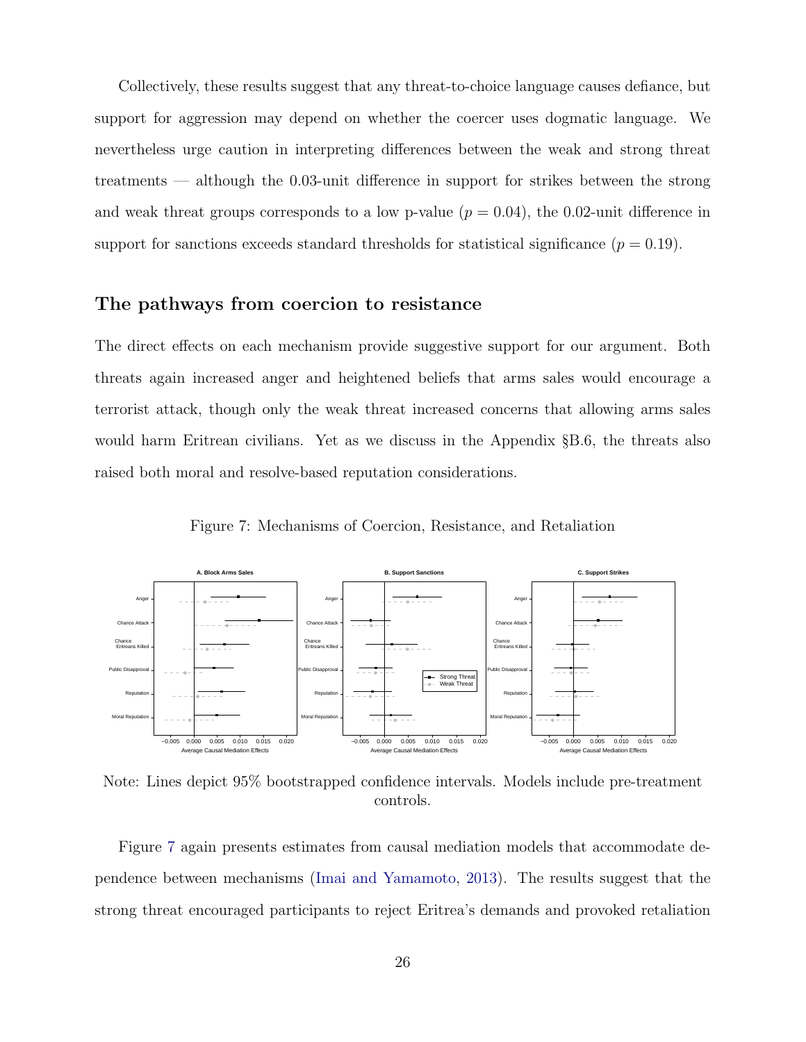Collectively, these results suggest that any threat-to-choice language causes defiance, but support for aggression may depend on whether the coercer uses dogmatic language. We nevertheless urge caution in interpreting differences between the weak and strong threat treatments — although the 0.03-unit difference in support for strikes between the strong and weak threat groups corresponds to a low p-value ($p = 0.04$), the 0.02-unit difference in support for sanctions exceeds standard thresholds for statistical significance ($p = 0.19$).

## The pathways from coercion to resistance

The direct effects on each mechanism provide suggestive support for our argument. Both threats again increased anger and heightened beliefs that arms sales would encourage a terrorist attack, though only the weak threat increased concerns that allowing arms sales would harm Eritrean civilians. Yet as we discuss in the Appendix §B.6, the threats also raised both moral and resolve-based reputation considerations.

Figure 7: Mechanisms of Coercion, Resistance, and Retaliation

Note: Lines depict 95% bootstrapped confidence intervals. Models include pre-treatment controls.

Figure 7 again presents estimates from causal mediation models that accommodate dependence between mechanisms (Imai and Yamamoto, 2013). The results suggest that the strong threat encouraged participants to reject Eritrea's demands and provoked retaliation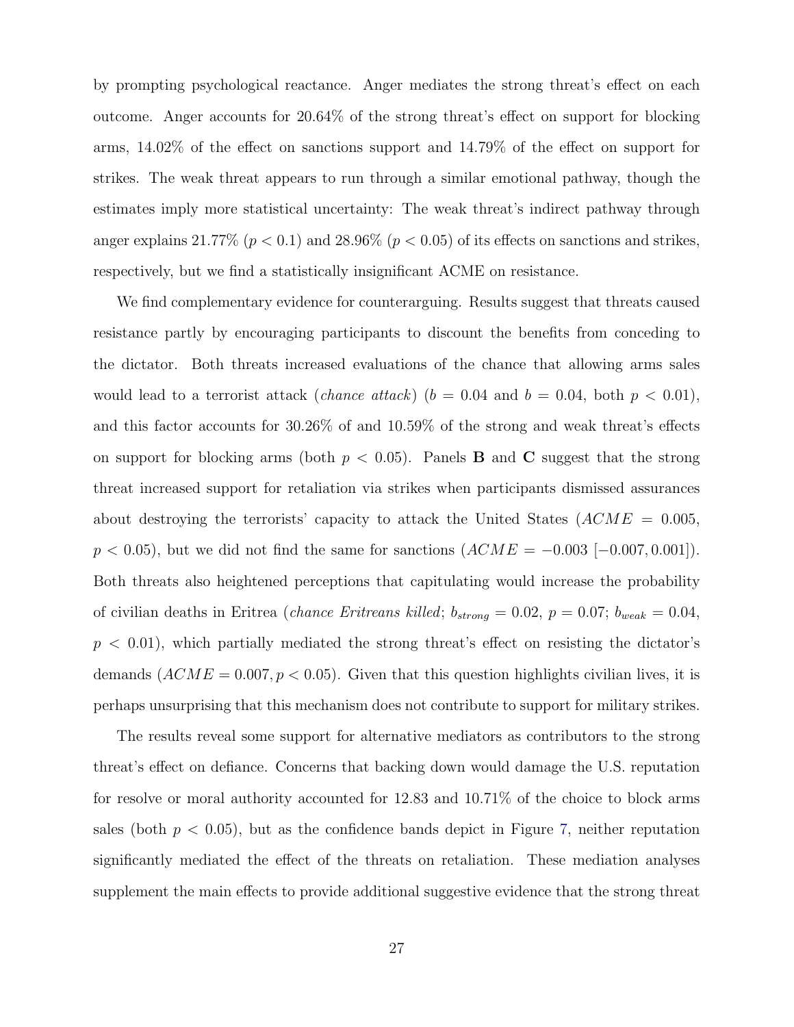by prompting psychological reactance. Anger mediates the strong threat's effect on each outcome. Anger accounts for 20.64% of the strong threat's effect on support for blocking arms, 14.02% of the effect on sanctions support and 14.79% of the effect on support for strikes. The weak threat appears to run through a similar emotional pathway, though the estimates imply more statistical uncertainty: The weak threat's indirect pathway through anger explains 21.77% ($p < 0.1$) and 28.96% ($p < 0.05$) of its effects on sanctions and strikes, respectively, but we find a statistically insignificant ACME on resistance.

We find complementary evidence for counterarguing. Results suggest that threats caused resistance partly by encouraging participants to discount the benefits from conceding to the dictator. Both threats increased evaluations of the chance that allowing arms sales would lead to a terrorist attack (*chance attack*) ($b = 0.04$ and $b = 0.04$, both $p < 0.01$), and this factor accounts for 30.26% of and 10.59% of the strong and weak threat's effects on support for blocking arms (both $p < 0.05$). Panels **B** and **C** suggest that the strong threat increased support for retaliation via strikes when participants dismissed assurances about destroying the terrorists' capacity to attack the United States ($ACME = 0.005$, $p < 0.05$), but we did not find the same for sanctions ($ACME = -0.003$ $[-0.007, 0.001]$). Both threats also heightened perceptions that capitulating would increase the probability of civilian deaths in Eritrea (*chance Eritreans killed*; $b_{strong} = 0.02$, $p = 0.07$; $b_{weak} = 0.04$, $p < 0.01$), which partially mediated the strong threat's effect on resisting the dictator's demands ($ACME = 0.007, p < 0.05$). Given that this question highlights civilian lives, it is perhaps unsurprising that this mechanism does not contribute to support for military strikes.

The results reveal some support for alternative mediators as contributors to the strong threat's effect on defiance. Concerns that backing down would damage the U.S. reputation for resolve or moral authority accounted for 12.83 and 10.71% of the choice to block arms sales (both $p < 0.05$), but as the confidence bands depict in Figure 7, neither reputation significantly mediated the effect of the threats on retaliation. These mediation analyses supplement the main effects to provide additional suggestive evidence that the strong threat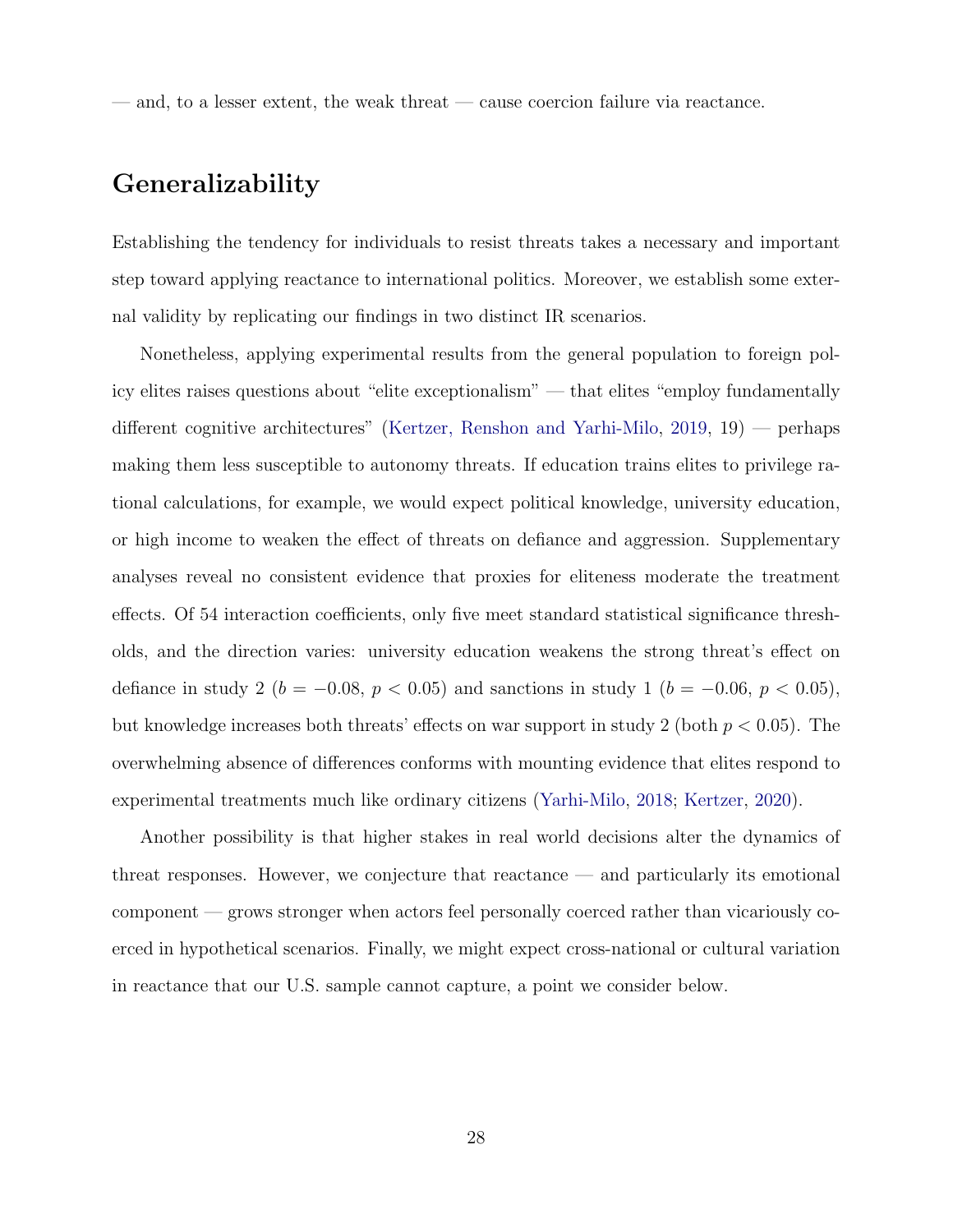— and, to a lesser extent, the weak threat — cause coercion failure via reactance.

## Generalizability

Establishing the tendency for individuals to resist threats takes a necessary and important step toward applying reactance to international politics. Moreover, we establish some external validity by replicating our findings in two distinct IR scenarios.

Nonetheless, applying experimental results from the general population to foreign policy elites raises questions about "elite exceptionalism" — that elites "employ fundamentally different cognitive architectures" (Kertzer, Renshon and Yarhi-Milo, 2019, 19) — perhaps making them less susceptible to autonomy threats. If education trains elites to privilege rational calculations, for example, we would expect political knowledge, university education, or high income to weaken the effect of threats on defiance and aggression. Supplementary analyses reveal no consistent evidence that proxies for eliteness moderate the treatment effects. Of 54 interaction coefficients, only five meet standard statistical significance thresholds, and the direction varies: university education weakens the strong threat's effect on defiance in study 2 ($b = -0.08$, $p < 0.05$) and sanctions in study 1 ($b = -0.06$, $p < 0.05$), but knowledge increases both threats' effects on war support in study 2 (both $p < 0.05$). The overwhelming absence of differences conforms with mounting evidence that elites respond to experimental treatments much like ordinary citizens (Yarhi-Milo, 2018; Kertzer, 2020).

Another possibility is that higher stakes in real world decisions alter the dynamics of threat responses. However, we conjecture that reactance — and particularly its emotional component — grows stronger when actors feel personally coerced rather than vicariously coerced in hypothetical scenarios. Finally, we might expect cross-national or cultural variation in reactance that our U.S. sample cannot capture, a point we consider below.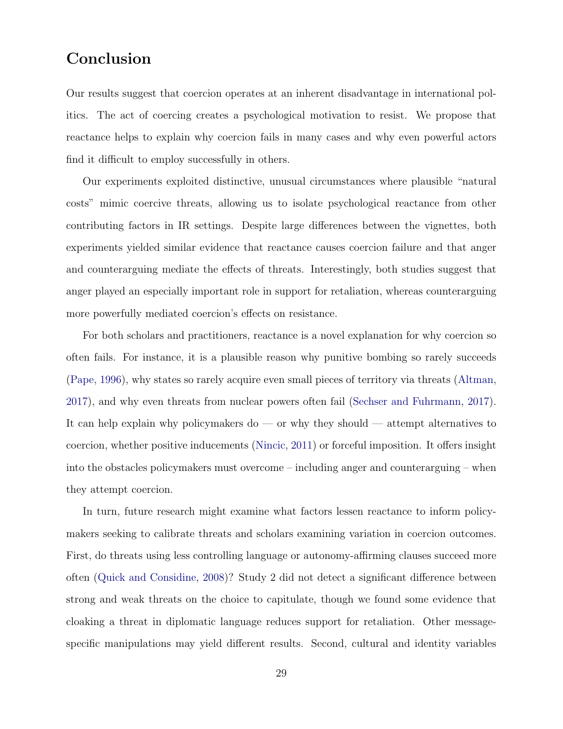# Conclusion

Our results suggest that coercion operates at an inherent disadvantage in international politics. The act of coercing creates a psychological motivation to resist. We propose that reactance helps to explain why coercion fails in many cases and why even powerful actors find it difficult to employ successfully in others.

Our experiments exploited distinctive, unusual circumstances where plausible "natural costs" mimic coercive threats, allowing us to isolate psychological reactance from other contributing factors in IR settings. Despite large differences between the vignettes, both experiments yielded similar evidence that reactance causes coercion failure and that anger and counterarguing mediate the effects of threats. Interestingly, both studies suggest that anger played an especially important role in support for retaliation, whereas counterarguing more powerfully mediated coercion's effects on resistance.

For both scholars and practitioners, reactance is a novel explanation for why coercion so often fails. For instance, it is a plausible reason why punitive bombing so rarely succeeds (Pape, 1996), why states so rarely acquire even small pieces of territory via threats (Altman, 2017), and why even threats from nuclear powers often fail (Sechser and Fuhrmann, 2017). It can help explain why policymakers do — or why they should — attempt alternatives to coercion, whether positive inducements (Nincic, 2011) or forceful imposition. It offers insight into the obstacles policymakers must overcome – including anger and counterarguing – when they attempt coercion.

In turn, future research might examine what factors lessen reactance to inform policymakers seeking to calibrate threats and scholars examining variation in coercion outcomes. First, do threats using less controlling language or autonomy-affirming clauses succeed more often (Quick and Considine, 2008)? Study 2 did not detect a significant difference between strong and weak threats on the choice to capitulate, though we found some evidence that cloaking a threat in diplomatic language reduces support for retaliation. Other message-specific manipulations may yield different results. Second, cultural and identity variables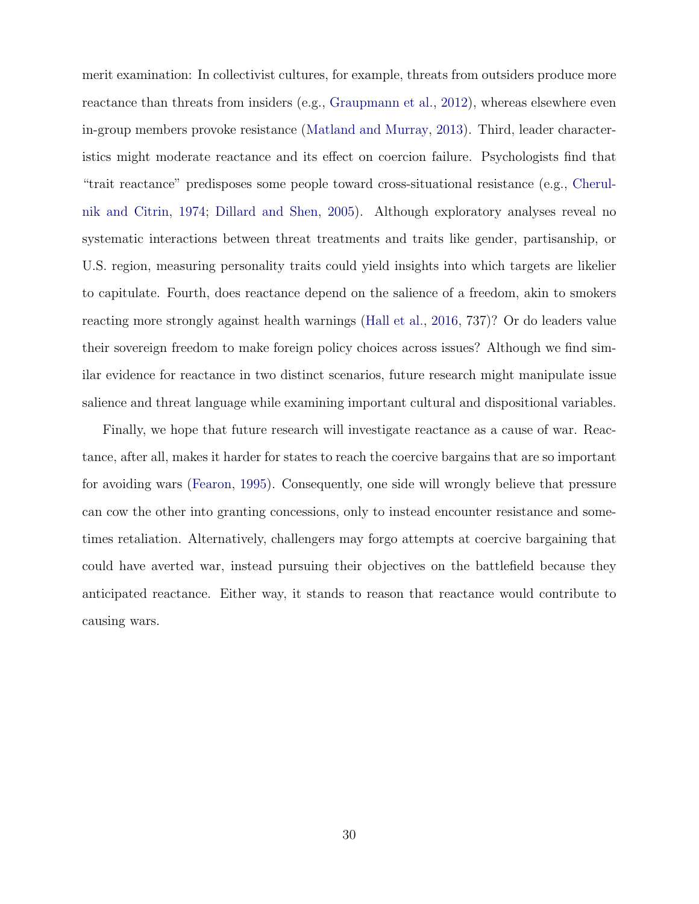merit examination: In collectivist cultures, for example, threats from outsiders produce more reactance than threats from insiders (e.g., Graupmann et al., 2012), whereas elsewhere even in-group members provoke resistance (Matland and Murray, 2013). Third, leader characteristics might moderate reactance and its effect on coercion failure. Psychologists find that "trait reactance" predisposes some people toward cross-situational resistance (e.g., Cherulnik and Citrin, 1974; Dillard and Shen, 2005). Although exploratory analyses reveal no systematic interactions between threat treatments and traits like gender, partisanship, or U.S. region, measuring personality traits could yield insights into which targets are likelier to capitulate. Fourth, does reactance depend on the salience of a freedom, akin to smokers reacting more strongly against health warnings (Hall et al., 2016, 737)? Or do leaders value their sovereign freedom to make foreign policy choices across issues? Although we find similar evidence for reactance in two distinct scenarios, future research might manipulate issue salience and threat language while examining important cultural and dispositional variables.

Finally, we hope that future research will investigate reactance as a cause of war. Reactance, after all, makes it harder for states to reach the coercive bargains that are so important for avoiding wars (Fearon, 1995). Consequently, one side will wrongly believe that pressure can cow the other into granting concessions, only to instead encounter resistance and sometimes retaliation. Alternatively, challengers may forgo attempts at coercive bargaining that could have averted war, instead pursuing their objectives on the battlefield because they anticipated reactance. Either way, it stands to reason that reactance would contribute to causing wars.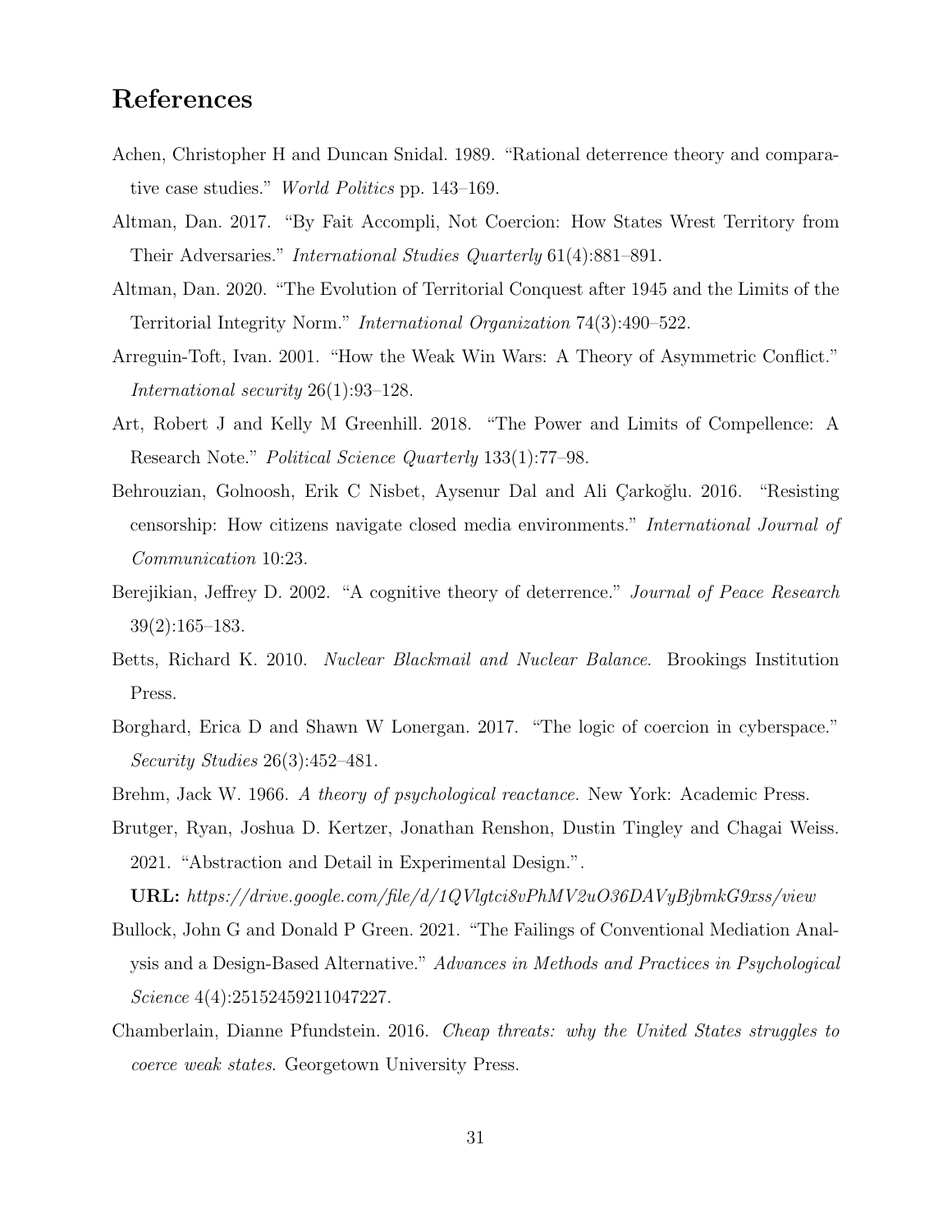# References

Achen, Christopher H and Duncan Snidal. 1989. "Rational deterrence theory and comparative case studies." *World Politics* pp. 143–169.

Altman, Dan. 2017. "By Fait Accompli, Not Coercion: How States Wrest Territory from Their Adversaries." *International Studies Quarterly* 61(4):881–891.

Altman, Dan. 2020. "The Evolution of Territorial Conquest after 1945 and the Limits of the Territorial Integrity Norm." *International Organization* 74(3):490–522.

Arreguin-Toft, Ivan. 2001. "How the Weak Win Wars: A Theory of Asymmetric Conflict." *International security* 26(1):93–128.

Art, Robert J and Kelly M Greenhill. 2018. "The Power and Limits of Compellence: A Research Note." *Political Science Quarterly* 133(1):77–98.

Behrouzian, Golnoosh, Erik C Nisbet, Aysenur Dal and Ali Çarkoğlu. 2016. "Resisting censorship: How citizens navigate closed media environments." *International Journal of Communication* 10:23.

Berejikian, Jeffrey D. 2002. "A cognitive theory of deterrence." *Journal of Peace Research* 39(2):165–183.

Betts, Richard K. 2010. *Nuclear Blackmail and Nuclear Balance*. Brookings Institution Press.

Borghard, Erica D and Shawn W Lonergan. 2017. "The logic of coercion in cyberspace." *Security Studies* 26(3):452–481.

Brehm, Jack W. 1966. *A theory of psychological reactance.* New York: Academic Press.

Brutger, Ryan, Joshua D. Kertzer, Jonathan Renshon, Dustin Tingley and Chagai Weiss. 2021. "Abstraction and Detail in Experimental Design.".
**URL:** *https://drive.google.com/file/d/1QVlgtci8vPhMV2uO36DAVyBjbmkG9xss/view*

Bullock, John G and Donald P Green. 2021. "The Failings of Conventional Mediation Analysis and a Design-Based Alternative." *Advances in Methods and Practices in Psychological Science* 4(4):25152459211047227.

Chamberlain, Dianne Pfundstein. 2016. *Cheap threats: why the United States struggles to coerce weak states*. Georgetown University Press.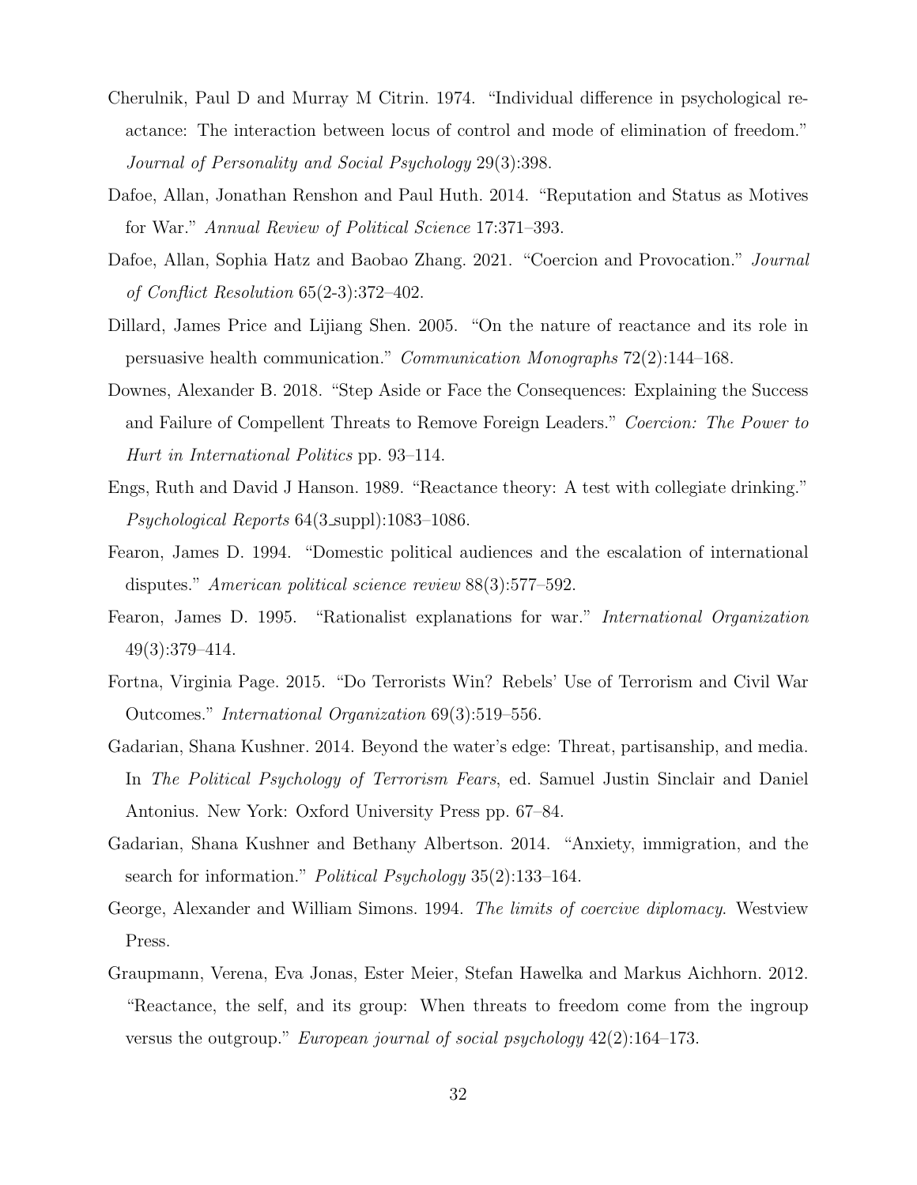Cherulnik, Paul D and Murray M Citrin. 1974. "Individual difference in psychological reactance: The interaction between locus of control and mode of elimination of freedom." *Journal of Personality and Social Psychology* 29(3):398.

Dafoe, Allan, Jonathan Renshon and Paul Huth. 2014. "Reputation and Status as Motives for War." *Annual Review of Political Science* 17:371–393.

Dafoe, Allan, Sophia Hatz and Baobao Zhang. 2021. "Coercion and Provocation." *Journal of Conflict Resolution* 65(2-3):372–402.

Dillard, James Price and Lijiang Shen. 2005. "On the nature of reactance and its role in persuasive health communication." *Communication Monographs* 72(2):144–168.

Downes, Alexander B. 2018. "Step Aside or Face the Consequences: Explaining the Success and Failure of Compellent Threats to Remove Foreign Leaders." *Coercion: The Power to Hurt in International Politics* pp. 93–114.

Engs, Ruth and David J Hanson. 1989. "Reactance theory: A test with collegiate drinking." *Psychological Reports* 64(3_suppl):1083–1086.

Fearon, James D. 1994. "Domestic political audiences and the escalation of international disputes." *American political science review* 88(3):577–592.

Fearon, James D. 1995. "Rationalist explanations for war." *International Organization* 49(3):379–414.

Fortna, Virginia Page. 2015. "Do Terrorists Win? Rebels' Use of Terrorism and Civil War Outcomes." *International Organization* 69(3):519–556.

Gadarian, Shana Kushner. 2014. Beyond the water's edge: Threat, partisanship, and media. In *The Political Psychology of Terrorism Fears*, ed. Samuel Justin Sinclair and Daniel Antonius. New York: Oxford University Press pp. 67–84.

Gadarian, Shana Kushner and Bethany Albertson. 2014. "Anxiety, immigration, and the search for information." *Political Psychology* 35(2):133–164.

George, Alexander and William Simons. 1994. *The limits of coercive diplomacy*. Westview Press.

Graupmann, Verena, Eva Jonas, Ester Meier, Stefan Hawelka and Markus Aichhorn. 2012. "Reactance, the self, and its group: When threats to freedom come from the ingroup versus the outgroup." *European journal of social psychology* 42(2):164–173.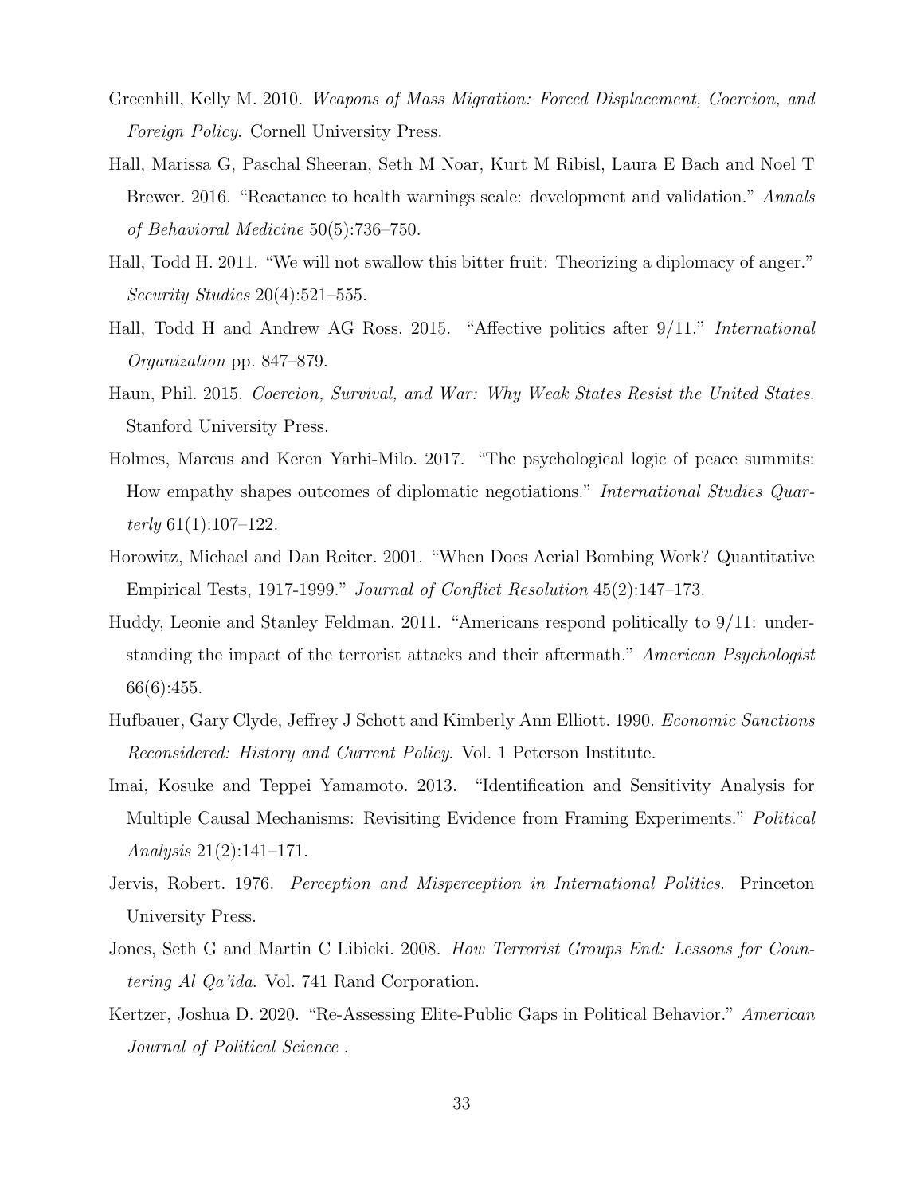Greenhill, Kelly M. 2010. *Weapons of Mass Migration: Forced Displacement, Coercion, and Foreign Policy*. Cornell University Press.

Hall, Marissa G, Paschal Sheeran, Seth M Noar, Kurt M Ribisl, Laura E Bach and Noel T Brewer. 2016. "Reactance to health warnings scale: development and validation." *Annals of Behavioral Medicine* 50(5):736–750.

Hall, Todd H. 2011. "We will not swallow this bitter fruit: Theorizing a diplomacy of anger." *Security Studies* 20(4):521–555.

Hall, Todd H and Andrew AG Ross. 2015. "Affective politics after 9/11." *International Organization* pp. 847–879.

Haun, Phil. 2015. *Coercion, Survival, and War: Why Weak States Resist the United States*. Stanford University Press.

Holmes, Marcus and Keren Yarhi-Milo. 2017. "The psychological logic of peace summits: How empathy shapes outcomes of diplomatic negotiations." *International Studies Quarterly* 61(1):107–122.

Horowitz, Michael and Dan Reiter. 2001. "When Does Aerial Bombing Work? Quantitative Empirical Tests, 1917-1999." *Journal of Conflict Resolution* 45(2):147–173.

Huddy, Leonie and Stanley Feldman. 2011. "Americans respond politically to 9/11: understanding the impact of the terrorist attacks and their aftermath." *American Psychologist* 66(6):455.

Hufbauer, Gary Clyde, Jeffrey J Schott and Kimberly Ann Elliott. 1990. *Economic Sanctions Reconsidered: History and Current Policy*. Vol. 1 Peterson Institute.

Imai, Kosuke and Teppei Yamamoto. 2013. "Identification and Sensitivity Analysis for Multiple Causal Mechanisms: Revisiting Evidence from Framing Experiments." *Political Analysis* 21(2):141–171.

Jervis, Robert. 1976. *Perception and Misperception in International Politics*. Princeton University Press.

Jones, Seth G and Martin C Libicki. 2008. *How Terrorist Groups End: Lessons for Countering Al Qa'ida*. Vol. 741 Rand Corporation.

Kertzer, Joshua D. 2020. "Re-Assessing Elite-Public Gaps in Political Behavior." *American Journal of Political Science* .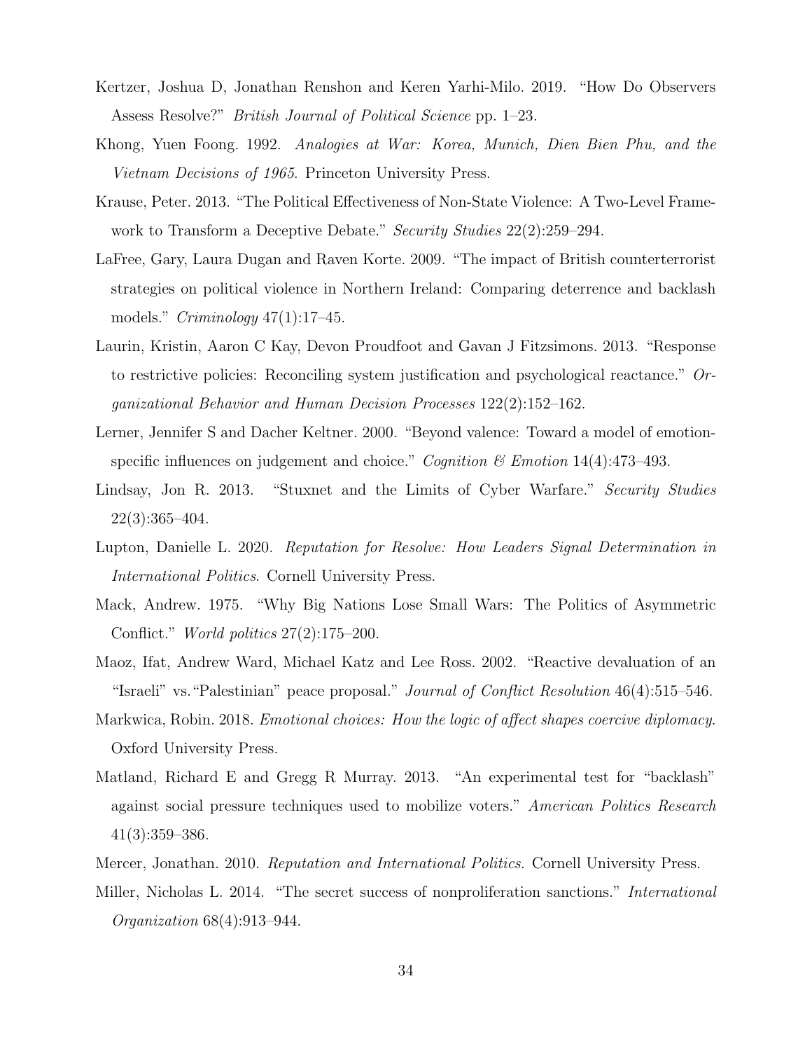Kertzer, Joshua D, Jonathan Renshon and Keren Yarhi-Milo. 2019. "How Do Observers Assess Resolve?" *British Journal of Political Science* pp. 1–23.

Khong, Yuen Foong. 1992. *Analogies at War: Korea, Munich, Dien Bien Phu, and the Vietnam Decisions of 1965*. Princeton University Press.

Krause, Peter. 2013. "The Political Effectiveness of Non-State Violence: A Two-Level Framework to Transform a Deceptive Debate." *Security Studies* 22(2):259–294.

LaFree, Gary, Laura Dugan and Raven Korte. 2009. "The impact of British counterterrorist strategies on political violence in Northern Ireland: Comparing deterrence and backlash models." *Criminology* 47(1):17–45.

Laurin, Kristin, Aaron C Kay, Devon Proudfoot and Gavan J Fitzsimons. 2013. "Response to restrictive policies: Reconciling system justification and psychological reactance." *Organizational Behavior and Human Decision Processes* 122(2):152–162.

Lerner, Jennifer S and Dacher Keltner. 2000. "Beyond valence: Toward a model of emotion-specific influences on judgement and choice." *Cognition & Emotion* 14(4):473–493.

Lindsay, Jon R. 2013. "Stuxnet and the Limits of Cyber Warfare." *Security Studies* 22(3):365–404.

Lupton, Danielle L. 2020. *Reputation for Resolve: How Leaders Signal Determination in International Politics*. Cornell University Press.

Mack, Andrew. 1975. "Why Big Nations Lose Small Wars: The Politics of Asymmetric Conflict." *World politics* 27(2):175–200.

Maoz, Ifat, Andrew Ward, Michael Katz and Lee Ross. 2002. "Reactive devaluation of an "Israeli" vs. "Palestinian" peace proposal." *Journal of Conflict Resolution* 46(4):515–546.

Markwica, Robin. 2018. *Emotional choices: How the logic of affect shapes coercive diplomacy*. Oxford University Press.

Matland, Richard E and Gregg R Murray. 2013. "An experimental test for "backlash" against social pressure techniques used to mobilize voters." *American Politics Research* 41(3):359–386.

Mercer, Jonathan. 2010. *Reputation and International Politics*. Cornell University Press.

Miller, Nicholas L. 2014. "The secret success of nonproliferation sanctions." *International Organization* 68(4):913–944.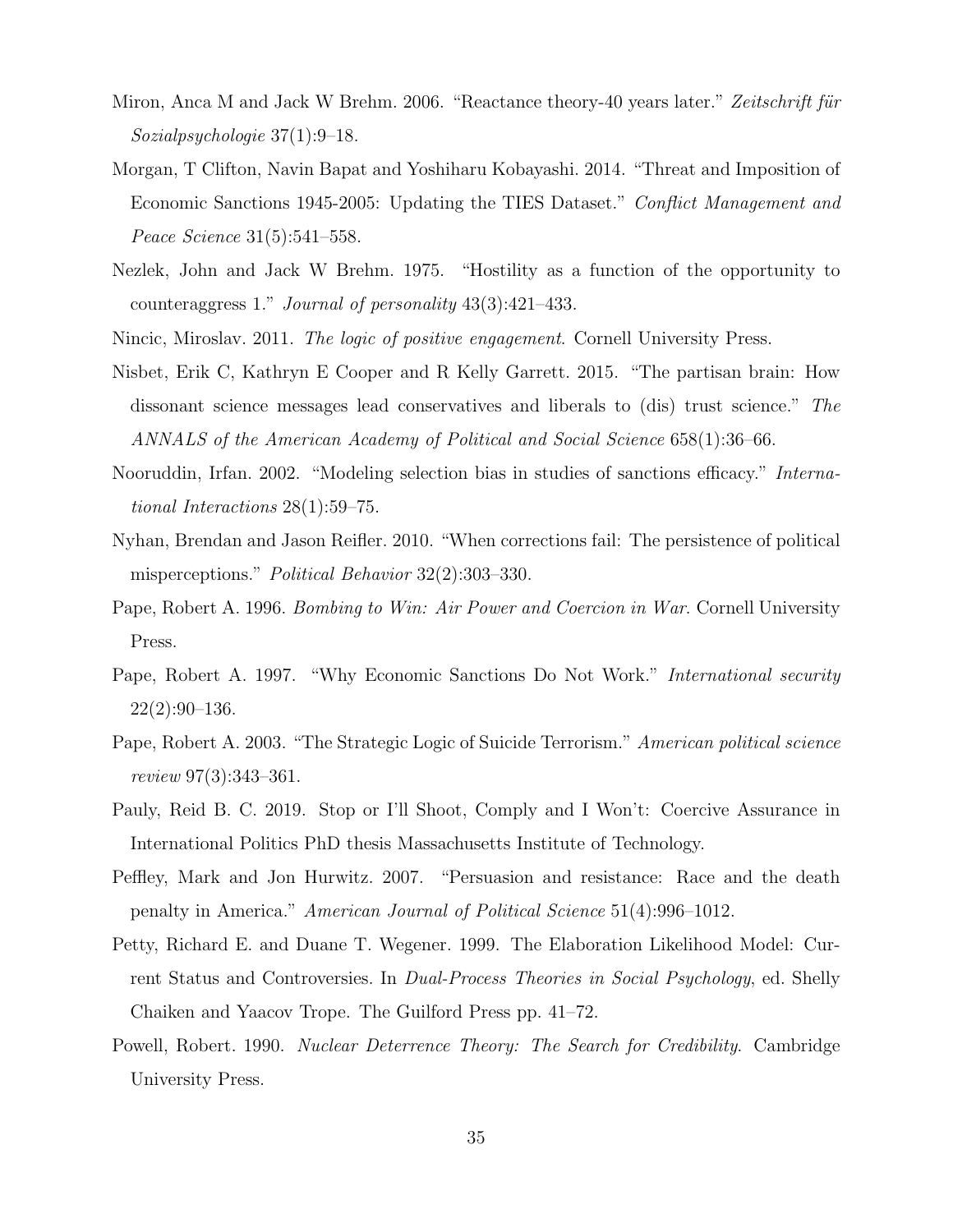Miron, Anca M and Jack W Brehm. 2006. "Reactance theory-40 years later." *Zeitschrift für Sozialpsychologie* 37(1):9–18.

Morgan, T Clifton, Navin Bapat and Yoshiharu Kobayashi. 2014. "Threat and Imposition of Economic Sanctions 1945-2005: Updating the TIES Dataset." *Conflict Management and Peace Science* 31(5):541–558.

Nezlek, John and Jack W Brehm. 1975. "Hostility as a function of the opportunity to counteraggress 1." *Journal of personality* 43(3):421–433.

Nincic, Miroslav. 2011. *The logic of positive engagement*. Cornell University Press.

Nisbet, Erik C, Kathryn E Cooper and R Kelly Garrett. 2015. "The partisan brain: How dissonant science messages lead conservatives and liberals to (dis) trust science." *The ANNALS of the American Academy of Political and Social Science* 658(1):36–66.

Nooruddin, Irfan. 2002. "Modeling selection bias in studies of sanctions efficacy." *International Interactions* 28(1):59–75.

Nyhan, Brendan and Jason Reifler. 2010. "When corrections fail: The persistence of political misperceptions." *Political Behavior* 32(2):303–330.

Pape, Robert A. 1996. *Bombing to Win: Air Power and Coercion in War*. Cornell University Press.

Pape, Robert A. 1997. "Why Economic Sanctions Do Not Work." *International security* 22(2):90–136.

Pape, Robert A. 2003. "The Strategic Logic of Suicide Terrorism." *American political science review* 97(3):343–361.

Pauly, Reid B. C. 2019. Stop or I'll Shoot, Comply and I Won't: Coercive Assurance in International Politics PhD thesis Massachusetts Institute of Technology.

Peffley, Mark and Jon Hurwitz. 2007. "Persuasion and resistance: Race and the death penalty in America." *American Journal of Political Science* 51(4):996–1012.

Petty, Richard E. and Duane T. Wegener. 1999. The Elaboration Likelihood Model: Current Status and Controversies. In *Dual-Process Theories in Social Psychology*, ed. Shelly Chaiken and Yaacov Trope. The Guilford Press pp. 41–72.

Powell, Robert. 1990. *Nuclear Deterrence Theory: The Search for Credibility*. Cambridge University Press.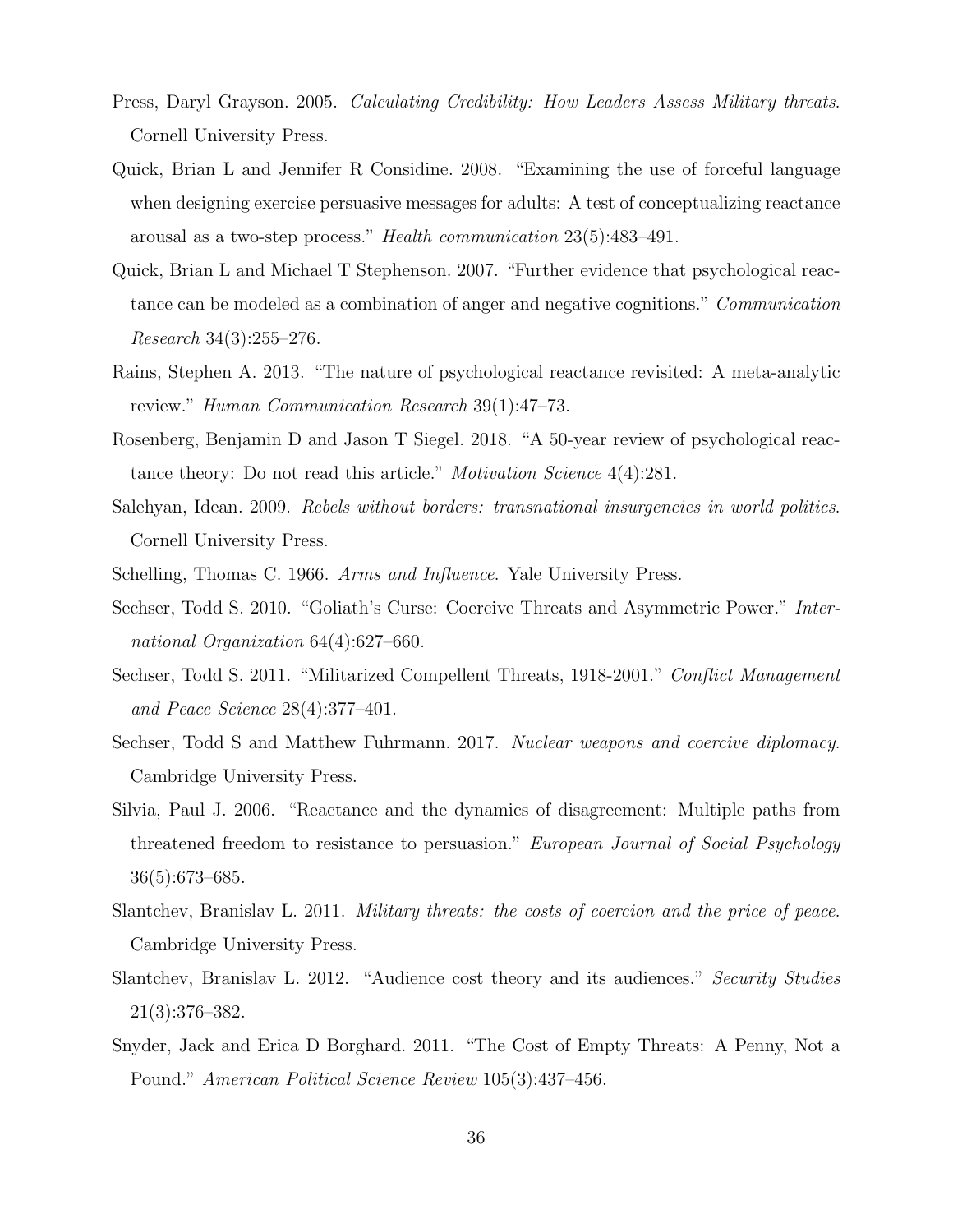Press, Daryl Grayson. 2005. *Calculating Credibility: How Leaders Assess Military threats*. Cornell University Press.

Quick, Brian L and Jennifer R Considine. 2008. "Examining the use of forceful language when designing exercise persuasive messages for adults: A test of conceptualizing reactance arousal as a two-step process." *Health communication* 23(5):483–491.

Quick, Brian L and Michael T Stephenson. 2007. "Further evidence that psychological reactance can be modeled as a combination of anger and negative cognitions." *Communication Research* 34(3):255–276.

Rains, Stephen A. 2013. "The nature of psychological reactance revisited: A meta-analytic review." *Human Communication Research* 39(1):47–73.

Rosenberg, Benjamin D and Jason T Siegel. 2018. "A 50-year review of psychological reactance theory: Do not read this article." *Motivation Science* 4(4):281.

Salehyan, Idean. 2009. *Rebels without borders: transnational insurgencies in world politics*. Cornell University Press.

Schelling, Thomas C. 1966. *Arms and Influence*. Yale University Press.

Sechser, Todd S. 2010. "Goliath's Curse: Coercive Threats and Asymmetric Power." *International Organization* 64(4):627–660.

Sechser, Todd S. 2011. "Militarized Compellent Threats, 1918-2001." *Conflict Management and Peace Science* 28(4):377–401.

Sechser, Todd S and Matthew Fuhrmann. 2017. *Nuclear weapons and coercive diplomacy*. Cambridge University Press.

Silvia, Paul J. 2006. "Reactance and the dynamics of disagreement: Multiple paths from threatened freedom to resistance to persuasion." *European Journal of Social Psychology* 36(5):673–685.

Slantchev, Branislav L. 2011. *Military threats: the costs of coercion and the price of peace*. Cambridge University Press.

Slantchev, Branislav L. 2012. "Audience cost theory and its audiences." *Security Studies* 21(3):376–382.

Snyder, Jack and Erica D Borghard. 2011. "The Cost of Empty Threats: A Penny, Not a Pound." *American Political Science Review* 105(3):437–456.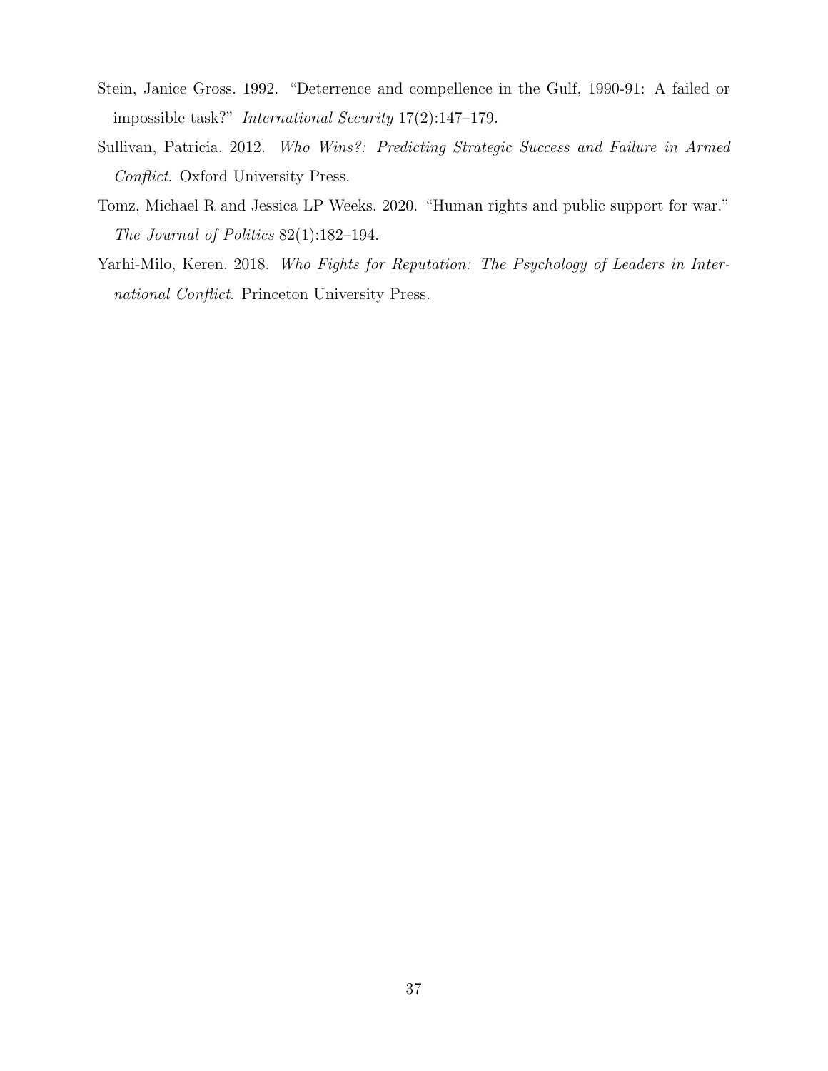Stein, Janice Gross. 1992. "Deterrence and compellence in the Gulf, 1990-91: A failed or impossible task?" *International Security* 17(2):147–179.

Sullivan, Patricia. 2012. *Who Wins?: Predicting Strategic Success and Failure in Armed Conflict*. Oxford University Press.

Tomz, Michael R and Jessica LP Weeks. 2020. "Human rights and public support for war." *The Journal of Politics* 82(1):182–194.

Yarhi-Milo, Keren. 2018. *Who Fights for Reputation: The Psychology of Leaders in International Conflict*. Princeton University Press.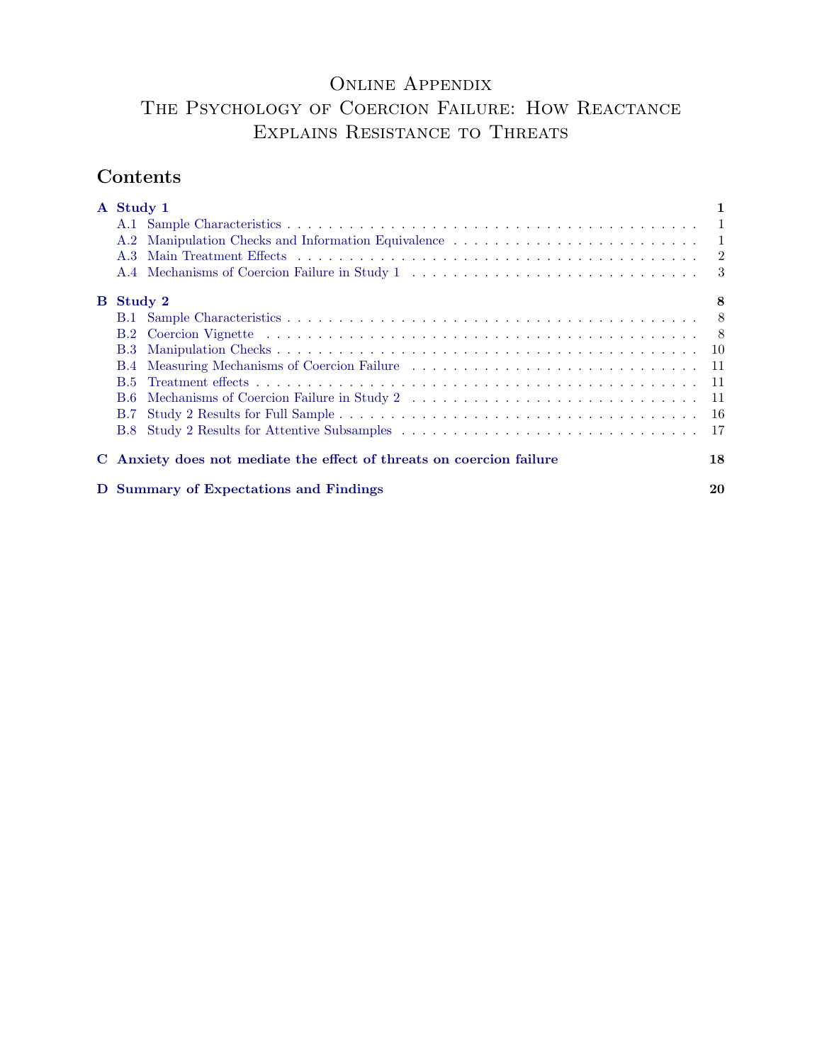# Online Appendix
# The Psychology of Coercion Failure: How Reactance Explains Resistance to Threats

## Contents

**A Study 1** — 1
- A.1 Sample Characteristics — 1
- A.2 Manipulation Checks and Information Equivalence — 1
- A.3 Main Treatment Effects — 2
- A.4 Mechanisms of Coercion Failure in Study 1 — 3

**B Study 2** — 8
- B.1 Sample Characteristics — 8
- B.2 Coercion Vignette — 8
- B.3 Manipulation Checks — 10
- B.4 Measuring Mechanisms of Coercion Failure — 11
- B.5 Treatment effects — 11
- B.6 Mechanisms of Coercion Failure in Study 2 — 11
- B.7 Study 2 Results for Full Sample — 16
- B.8 Study 2 Results for Attentive Subsamples — 17

**C Anxiety does not mediate the effect of threats on coercion failure** — 18

**D Summary of Expectations and Findings** — 20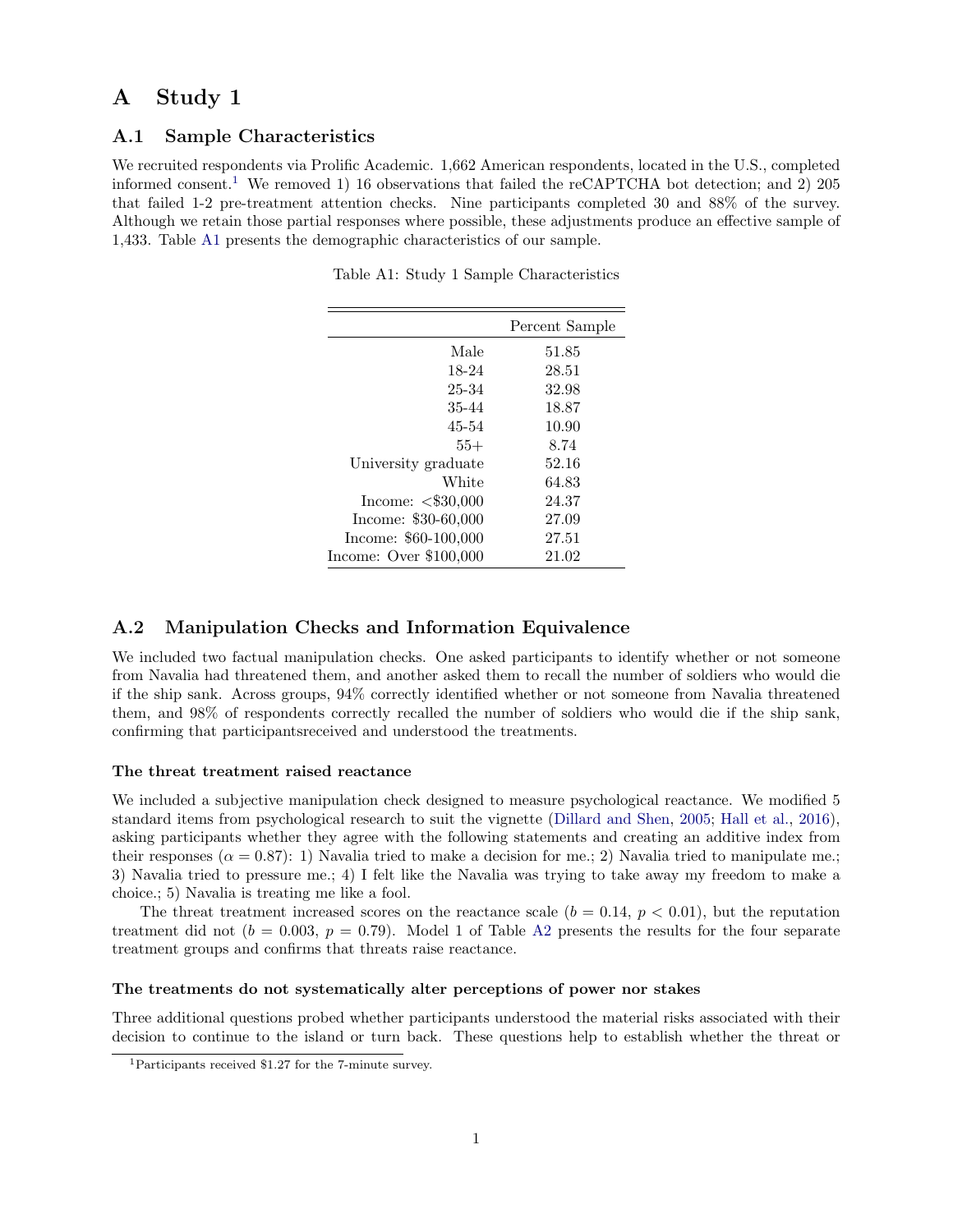# A Study 1

## A.1 Sample Characteristics

We recruited respondents via Prolific Academic. 1,662 American respondents, located in the U.S., completed informed consent.[1] We removed 1) 16 observations that failed the reCAPTCHA bot detection; and 2) 205 that failed 1-2 pre-treatment attention checks. Nine participants completed 30 and 88% of the survey. Although we retain those partial responses where possible, these adjustments produce an effective sample of 1,433. Table A1 presents the demographic characteristics of our sample.

Table A1: Study 1 Sample Characteristics

| | Percent Sample |
|---:|:---:|
| Male | 51.85 |
| 18-24 | 28.51 |
| 25-34 | 32.98 |
| 35-44 | 18.87 |
| 45-54 | 10.90 |
| 55+ | 8.74 |
| University graduate | 52.16 |
| White | 64.83 |
| Income: <$30,000 | 24.37 |
| Income: $30-60,000 | 27.09 |
| Income: $60-100,000 | 27.51 |
| Income: Over $100,000 | 21.02 |

## A.2 Manipulation Checks and Information Equivalence

We included two factual manipulation checks. One asked participants to identify whether or not someone from Navalia had threatened them, and another asked them to recall the number of soldiers who would die if the ship sank. Across groups, 94% correctly identified whether or not someone from Navalia threatened them, and 98% of respondents correctly recalled the number of soldiers who would die if the ship sank, confirming that participantsreceived and understood the treatments.

#### The threat treatment raised reactance

We included a subjective manipulation check designed to measure psychological reactance. We modified 5 standard items from psychological research to suit the vignette (Dillard and Shen, 2005; Hall et al., 2016), asking participants whether they agree with the following statements and creating an additive index from their responses ($\alpha = 0.87$): 1) Navalia tried to make a decision for me.; 2) Navalia tried to manipulate me.; 3) Navalia tried to pressure me.; 4) I felt like the Navalia was trying to take away my freedom to make a choice.; 5) Navalia is treating me like a fool.

The threat treatment increased scores on the reactance scale ($b = 0.14$, $p < 0.01$), but the reputation treatment did not ($b = 0.003$, $p = 0.79$). Model 1 of Table A2 presents the results for the four separate treatment groups and confirms that threats raise reactance.

#### The treatments do not systematically alter perceptions of power nor stakes

Three additional questions probed whether participants understood the material risks associated with their decision to continue to the island or turn back. These questions help to establish whether the threat or

[1] Participants received $1.27 for the 7-minute survey.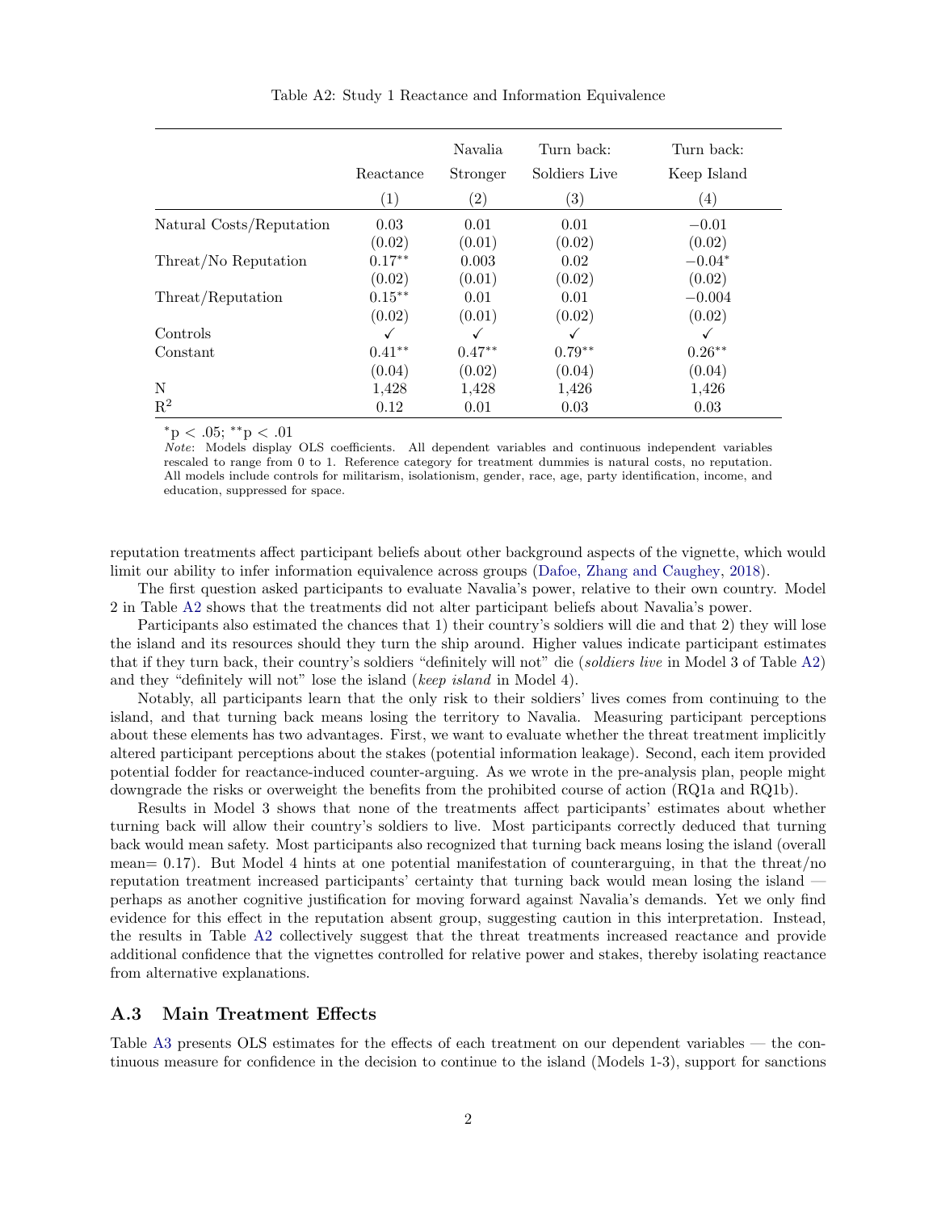Table A2: Study 1 Reactance and Information Equivalence

| | Reactance | Navalia Stronger | Turn back: Soldiers Live | Turn back: Keep Island |
|---|---|---|---|---|
| | (1) | (2) | (3) | (4) |
| Natural Costs/Reputation | 0.03 | 0.01 | 0.01 | −0.01 |
| | (0.02) | (0.01) | (0.02) | (0.02) |
| Threat/No Reputation | $0.17^{**}$ | 0.003 | 0.02 | $-0.04^{*}$ |
| | (0.02) | (0.01) | (0.02) | (0.02) |
| Threat/Reputation | $0.15^{**}$ | 0.01 | 0.01 | −0.004 |
| | (0.02) | (0.01) | (0.02) | (0.02) |
| Controls | ✓ | ✓ | ✓ | ✓ |
| Constant | $0.41^{**}$ | $0.47^{**}$ | $0.79^{**}$ | $0.26^{**}$ |
| | (0.04) | (0.02) | (0.04) | (0.04) |
| N | 1,428 | 1,428 | 1,426 | 1,426 |
| $R^2$ | 0.12 | 0.01 | 0.03 | 0.03 |

$^{*}p < .05$; $^{**}p < .01$

*Note*: Models display OLS coefficients. All dependent variables and continuous independent variables rescaled to range from 0 to 1. Reference category for treatment dummies is natural costs, no reputation. All models include controls for militarism, isolationism, gender, race, age, party identification, income, and education, suppressed for space.

reputation treatments affect participant beliefs about other background aspects of the vignette, which would limit our ability to infer information equivalence across groups (Dafoe, Zhang and Caughey, 2018).

The first question asked participants to evaluate Navalia's power, relative to their own country. Model 2 in Table A2 shows that the treatments did not alter participant beliefs about Navalia's power.

Participants also estimated the chances that 1) their country's soldiers will die and that 2) they will lose the island and its resources should they turn the ship around. Higher values indicate participant estimates that if they turn back, their country's soldiers "definitely will not" die (*soldiers live* in Model 3 of Table A2) and they "definitely will not" lose the island (*keep island* in Model 4).

Notably, all participants learn that the only risk to their soldiers' lives comes from continuing to the island, and that turning back means losing the territory to Navalia. Measuring participant perceptions about these elements has two advantages. First, we want to evaluate whether the threat treatment implicitly altered participant perceptions about the stakes (potential information leakage). Second, each item provided potential fodder for reactance-induced counter-arguing. As we wrote in the pre-analysis plan, people might downgrade the risks or overweight the benefits from the prohibited course of action (RQ1a and RQ1b).

Results in Model 3 shows that none of the treatments affect participants' estimates about whether turning back will allow their country's soldiers to live. Most participants correctly deduced that turning back would mean safety. Most participants also recognized that turning back means losing the island (overall mean= 0.17). But Model 4 hints at one potential manifestation of counterarguing, in that the threat/no reputation treatment increased participants' certainty that turning back would mean losing the island — perhaps as another cognitive justification for moving forward against Navalia's demands. Yet we only find evidence for this effect in the reputation absent group, suggesting caution in this interpretation. Instead, the results in Table A2 collectively suggest that the threat treatments increased reactance and provide additional confidence that the vignettes controlled for relative power and stakes, thereby isolating reactance from alternative explanations.

## A.3 Main Treatment Effects

Table A3 presents OLS estimates for the effects of each treatment on our dependent variables — the continuous measure for confidence in the decision to continue to the island (Models 1-3), support for sanctions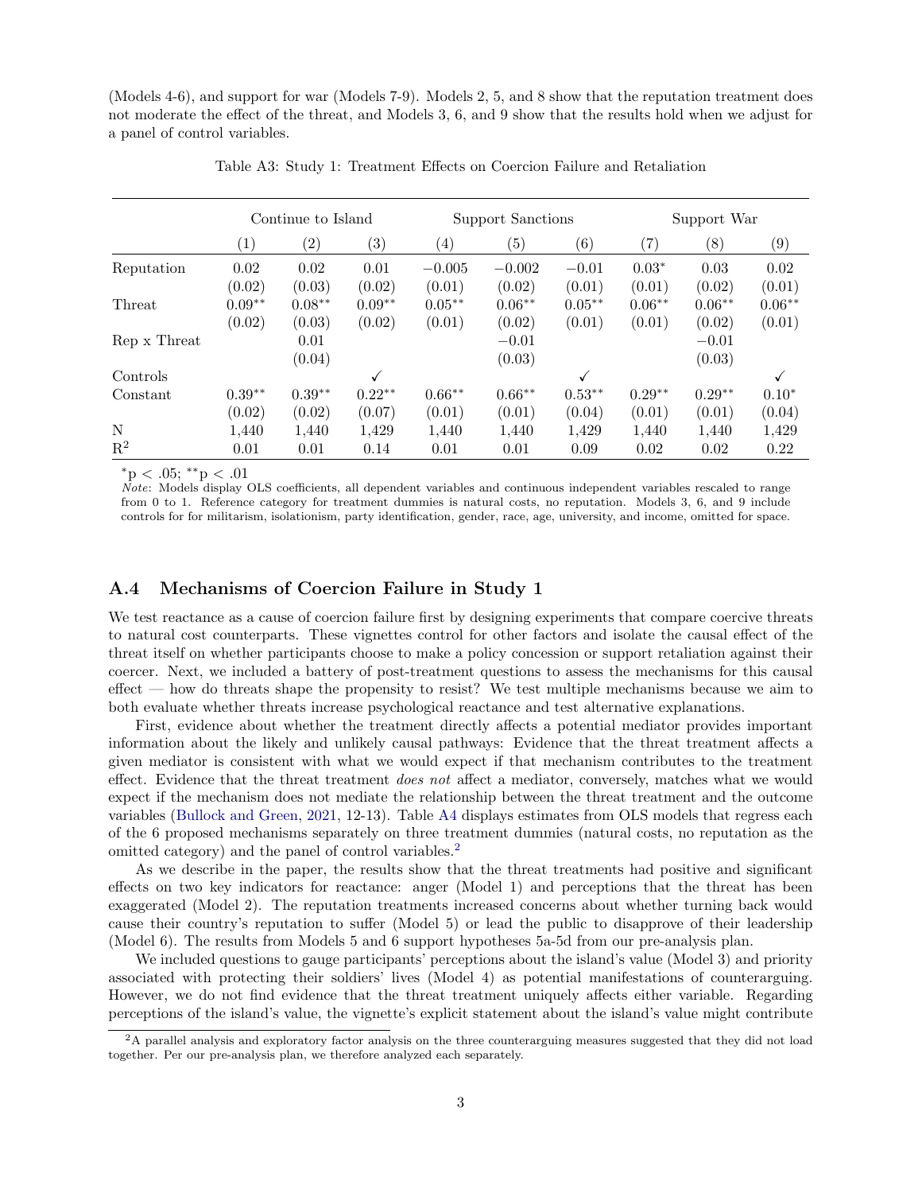(Models 4-6), and support for war (Models 7-9). Models 2, 5, and 8 show that the reputation treatment does not moderate the effect of the threat, and Models 3, 6, and 9 show that the results hold when we adjust for a panel of control variables.

Table A3: Study 1: Treatment Effects on Coercion Failure and Retaliation

| | Continue to Island | | | Support Sanctions | | | Support War | | |
|---|---|---|---|---|---|---|---|---|---|
| | (1) | (2) | (3) | (4) | (5) | (6) | (7) | (8) | (9) |
| Reputation | 0.02 | 0.02 | 0.01 | −0.005 | −0.002 | −0.01 | $0.03^{*}$ | 0.03 | 0.02 |
| | (0.02) | (0.03) | (0.02) | (0.01) | (0.02) | (0.01) | (0.01) | (0.02) | (0.01) |
| Threat | $0.09^{**}$ | $0.08^{**}$ | $0.09^{**}$ | $0.05^{**}$ | $0.06^{**}$ | $0.05^{**}$ | $0.06^{**}$ | $0.06^{**}$ | $0.06^{**}$ |
| | (0.02) | (0.03) | (0.02) | (0.01) | (0.02) | (0.01) | (0.01) | (0.02) | (0.01) |
| Rep x Threat | | 0.01 | | | −0.01 | | | −0.01 | |
| | | (0.04) | | | (0.03) | | | (0.03) | |
| Controls | | | ✓ | | | ✓ | | | ✓ |
| Constant | $0.39^{**}$ | $0.39^{**}$ | $0.22^{**}$ | $0.66^{**}$ | $0.66^{**}$ | $0.53^{**}$ | $0.29^{**}$ | $0.29^{**}$ | $0.10^{*}$ |
| | (0.02) | (0.02) | (0.07) | (0.01) | (0.01) | (0.04) | (0.01) | (0.01) | (0.04) |
| N | 1,440 | 1,440 | 1,429 | 1,440 | 1,440 | 1,429 | 1,440 | 1,440 | 1,429 |
| $R^2$ | 0.01 | 0.01 | 0.14 | 0.01 | 0.01 | 0.09 | 0.02 | 0.02 | 0.22 |

$^{*}p < .05$; $^{**}p < .01$

*Note*: Models display OLS coefficients, all dependent variables and continuous independent variables rescaled to range from 0 to 1. Reference category for treatment dummies is natural costs, no reputation. Models 3, 6, and 9 include controls for for militarism, isolationism, party identification, gender, race, age, university, and income, omitted for space.

## A.4 Mechanisms of Coercion Failure in Study 1

We test reactance as a cause of coercion failure first by designing experiments that compare coercive threats to natural cost counterparts. These vignettes control for other factors and isolate the causal effect of the threat itself on whether participants choose to make a policy concession or support retaliation against their coercer. Next, we included a battery of post-treatment questions to assess the mechanisms for this causal effect — how do threats shape the propensity to resist? We test multiple mechanisms because we aim to both evaluate whether threats increase psychological reactance and test alternative explanations.

First, evidence about whether the treatment directly affects a potential mediator provides important information about the likely and unlikely causal pathways: Evidence that the threat treatment affects a given mediator is consistent with what we would expect if that mechanism contributes to the treatment effect. Evidence that the threat treatment *does not* affect a mediator, conversely, matches what we would expect if the mechanism does not mediate the relationship between the threat treatment and the outcome variables (Bullock and Green, 2021, 12-13). Table A4 displays estimates from OLS models that regress each of the 6 proposed mechanisms separately on three treatment dummies (natural costs, no reputation as the omitted category) and the panel of control variables.[2]

As we describe in the paper, the results show that the threat treatments had positive and significant effects on two key indicators for reactance: anger (Model 1) and perceptions that the threat has been exaggerated (Model 2). The reputation treatments increased concerns about whether turning back would cause their country's reputation to suffer (Model 5) or lead the public to disapprove of their leadership (Model 6). The results from Models 5 and 6 support hypotheses 5a-5d from our pre-analysis plan.

We included questions to gauge participants' perceptions about the island's value (Model 3) and priority associated with protecting their soldiers' lives (Model 4) as potential manifestations of counterarguing. However, we do not find evidence that the threat treatment uniquely affects either variable. Regarding perceptions of the island's value, the vignette's explicit statement about the island's value might contribute

[2] A parallel analysis and exploratory factor analysis on the three counterarguing measures suggested that they did not load together. Per our pre-analysis plan, we therefore analyzed each separately.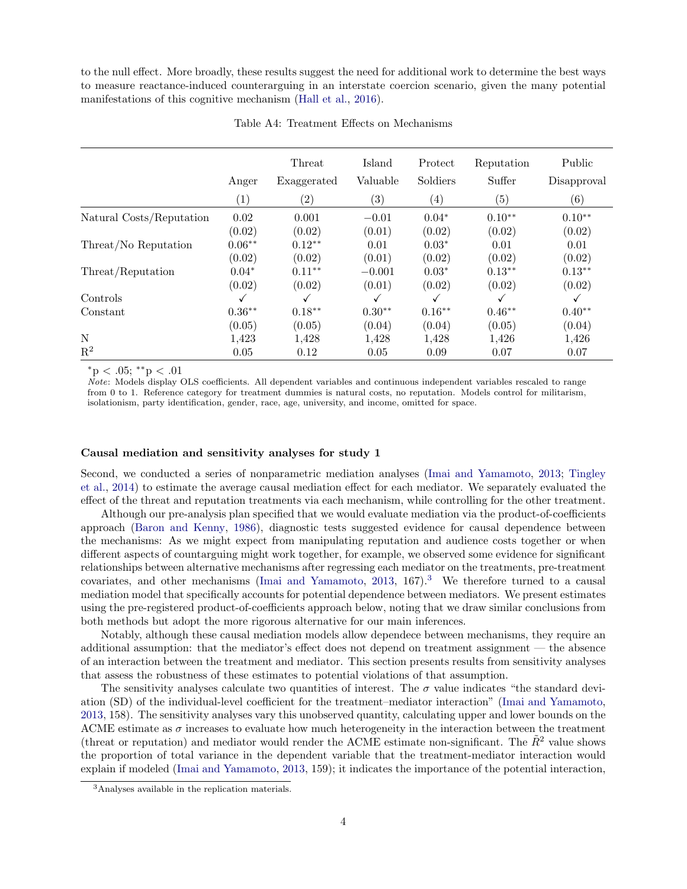to the null effect. More broadly, these results suggest the need for additional work to determine the best ways to measure reactance-induced counterarguing in an interstate coercion scenario, given the many potential manifestations of this cognitive mechanism (Hall et al., 2016).

Table A4: Treatment Effects on Mechanisms

| | Anger | Threat Exaggerated | Island Valuable | Protect Soldiers | Reputation Suffer | Public Disapproval |
|---|---|---|---|---|---|---|
| | (1) | (2) | (3) | (4) | (5) | (6) |
| Natural Costs/Reputation | 0.02 | 0.001 | −0.01 | 0.04* | 0.10** | 0.10** |
| | (0.02) | (0.02) | (0.01) | (0.02) | (0.02) | (0.02) |
| Threat/No Reputation | 0.06** | 0.12** | 0.01 | 0.03* | 0.01 | 0.01 |
| | (0.02) | (0.02) | (0.01) | (0.02) | (0.02) | (0.02) |
| Threat/Reputation | 0.04* | 0.11** | −0.001 | 0.03* | 0.13** | 0.13** |
| | (0.02) | (0.02) | (0.01) | (0.02) | (0.02) | (0.02) |
| Controls | ✓ | ✓ | ✓ | ✓ | ✓ | ✓ |
| Constant | 0.36** | 0.18** | 0.30** | 0.16** | 0.46** | 0.40** |
| | (0.05) | (0.05) | (0.04) | (0.04) | (0.05) | (0.04) |
| N | 1,423 | 1,428 | 1,428 | 1,428 | 1,426 | 1,426 |
| $R^2$ | 0.05 | 0.12 | 0.05 | 0.09 | 0.07 | 0.07 |

*p < .05; **p < .01

*Note*: Models display OLS coefficients. All dependent variables and continuous independent variables rescaled to range from 0 to 1. Reference category for treatment dummies is natural costs, no reputation. Models control for militarism, isolationism, party identification, gender, race, age, university, and income, omitted for space.

### Causal mediation and sensitivity analyses for study 1

Second, we conducted a series of nonparametric mediation analyses (Imai and Yamamoto, 2013; Tingley et al., 2014) to estimate the average causal mediation effect for each mediator. We separately evaluated the effect of the threat and reputation treatments via each mechanism, while controlling for the other treatment.

Although our pre-analysis plan specified that we would evaluate mediation via the product-of-coefficients approach (Baron and Kenny, 1986), diagnostic tests suggested evidence for causal dependence between the mechanisms: As we might expect from manipulating reputation and audience costs together or when different aspects of countarguing might work together, for example, we observed some evidence for significant relationships between alternative mechanisms after regressing each mediator on the treatments, pre-treatment covariates, and other mechanisms (Imai and Yamamoto, 2013, 167).[3] We therefore turned to a causal mediation model that specifically accounts for potential dependence between mediators. We present estimates using the pre-registered product-of-coefficients approach below, noting that we draw similar conclusions from both methods but adopt the more rigorous alternative for our main inferences.

Notably, although these causal mediation models allow dependece between mechanisms, they require an additional assumption: that the mediator's effect does not depend on treatment assignment — the absence of an interaction between the treatment and mediator. This section presents results from sensitivity analyses that assess the robustness of these estimates to potential violations of that assumption.

The sensitivity analyses calculate two quantities of interest. The $\sigma$ value indicates "the standard deviation (SD) of the individual-level coefficient for the treatment–mediator interaction" (Imai and Yamamoto, 2013, 158). The sensitivity analyses vary this unobserved quantity, calculating upper and lower bounds on the ACME estimate as $\sigma$ increases to evaluate how much heterogeneity in the interaction between the treatment (threat or reputation) and mediator would render the ACME estimate non-significant. The $\tilde{R}^2$ value shows the proportion of total variance in the dependent variable that the treatment-mediator interaction would explain if modeled (Imai and Yamamoto, 2013, 159); it indicates the importance of the potential interaction,

[3] Analyses available in the replication materials.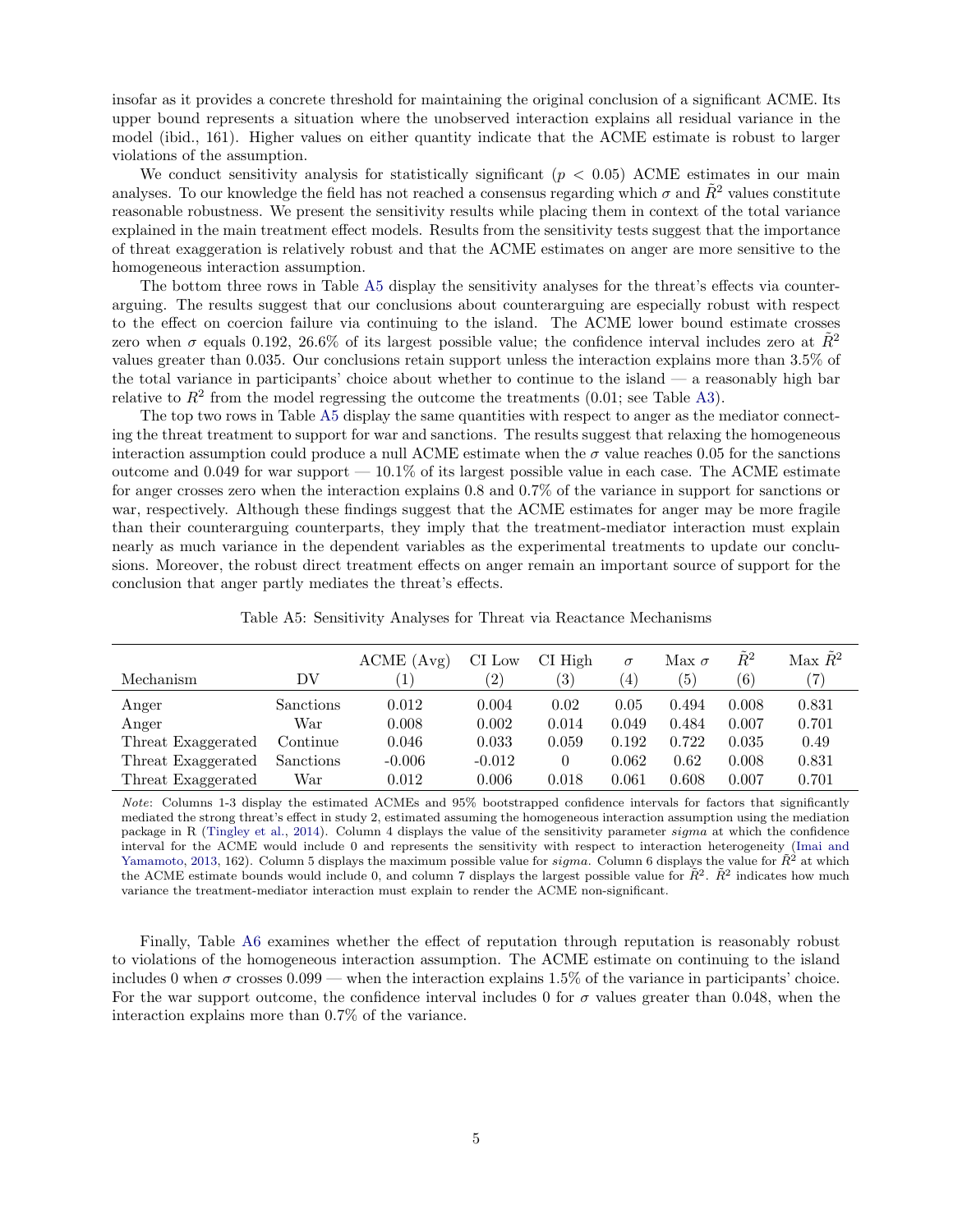insofar as it provides a concrete threshold for maintaining the original conclusion of a significant ACME. Its upper bound represents a situation where the unobserved interaction explains all residual variance in the model (ibid., 161). Higher values on either quantity indicate that the ACME estimate is robust to larger violations of the assumption.

We conduct sensitivity analysis for statistically significant ($p < 0.05$) ACME estimates in our main analyses. To our knowledge the field has not reached a consensus regarding which $\sigma$ and $\tilde{R}^2$ values constitute reasonable robustness. We present the sensitivity results while placing them in context of the total variance explained in the main treatment effect models. Results from the sensitivity tests suggest that the importance of threat exaggeration is relatively robust and that the ACME estimates on anger are more sensitive to the homogeneous interaction assumption.

The bottom three rows in Table A5 display the sensitivity analyses for the threat's effects via counterarguing. The results suggest that our conclusions about counterarguing are especially robust with respect to the effect on coercion failure via continuing to the island. The ACME lower bound estimate crosses zero when $\sigma$ equals 0.192, 26.6% of its largest possible value; the confidence interval includes zero at $\tilde{R}^2$ values greater than 0.035. Our conclusions retain support unless the interaction explains more than 3.5% of the total variance in participants' choice about whether to continue to the island — a reasonably high bar relative to $R^2$ from the model regressing the outcome the treatments (0.01; see Table A3).

The top two rows in Table A5 display the same quantities with respect to anger as the mediator connecting the threat treatment to support for war and sanctions. The results suggest that relaxing the homogeneous interaction assumption could produce a null ACME estimate when the $\sigma$ value reaches 0.05 for the sanctions outcome and 0.049 for war support — 10.1% of its largest possible value in each case. The ACME estimate for anger crosses zero when the interaction explains 0.8 and 0.7% of the variance in support for sanctions or war, respectively. Although these findings suggest that the ACME estimates for anger may be more fragile than their counterarguing counterparts, they imply that the treatment-mediator interaction must explain nearly as much variance in the dependent variables as the experimental treatments to update our conclusions. Moreover, the robust direct treatment effects on anger remain an important source of support for the conclusion that anger partly mediates the threat's effects.

Table A5: Sensitivity Analyses for Threat via Reactance Mechanisms

| Mechanism | DV | ACME (Avg) (1) | CI Low (2) | CI High (3) | $\sigma$ (4) | Max $\sigma$ (5) | $\tilde{R}^2$ (6) | Max $\tilde{R}^2$ (7) |
|---|---|---|---|---|---|---|---|---|
| Anger | Sanctions | 0.012 | 0.004 | 0.02 | 0.05 | 0.494 | 0.008 | 0.831 |
| Anger | War | 0.008 | 0.002 | 0.014 | 0.049 | 0.484 | 0.007 | 0.701 |
| Threat Exaggerated | Continue | 0.046 | 0.033 | 0.059 | 0.192 | 0.722 | 0.035 | 0.49 |
| Threat Exaggerated | Sanctions | -0.006 | -0.012 | 0 | 0.062 | 0.62 | 0.008 | 0.831 |
| Threat Exaggerated | War | 0.012 | 0.006 | 0.018 | 0.061 | 0.608 | 0.007 | 0.701 |

*Note*: Columns 1-3 display the estimated ACMEs and 95% bootstrapped confidence intervals for factors that significantly mediated the strong threat's effect in study 2, estimated assuming the homogeneous interaction assumption using the mediation package in R (Tingley et al., 2014). Column 4 displays the value of the sensitivity parameter *sigma* at which the confidence interval for the ACME would include 0 and represents the sensitivity with respect to interaction heterogeneity (Imai and Yamamoto, 2013, 162). Column 5 displays the maximum possible value for *sigma*. Column 6 displays the value for $\tilde{R}^2$ at which the ACME estimate bounds would include 0, and column 7 displays the largest possible value for $\tilde{R}^2$. $\tilde{R}^2$ indicates how much variance the treatment-mediator interaction must explain to render the ACME non-significant.

Finally, Table A6 examines whether the effect of reputation through reputation is reasonably robust to violations of the homogeneous interaction assumption. The ACME estimate on continuing to the island includes 0 when $\sigma$ crosses 0.099 — when the interaction explains 1.5% of the variance in participants' choice. For the war support outcome, the confidence interval includes 0 for $\sigma$ values greater than 0.048, when the interaction explains more than 0.7% of the variance.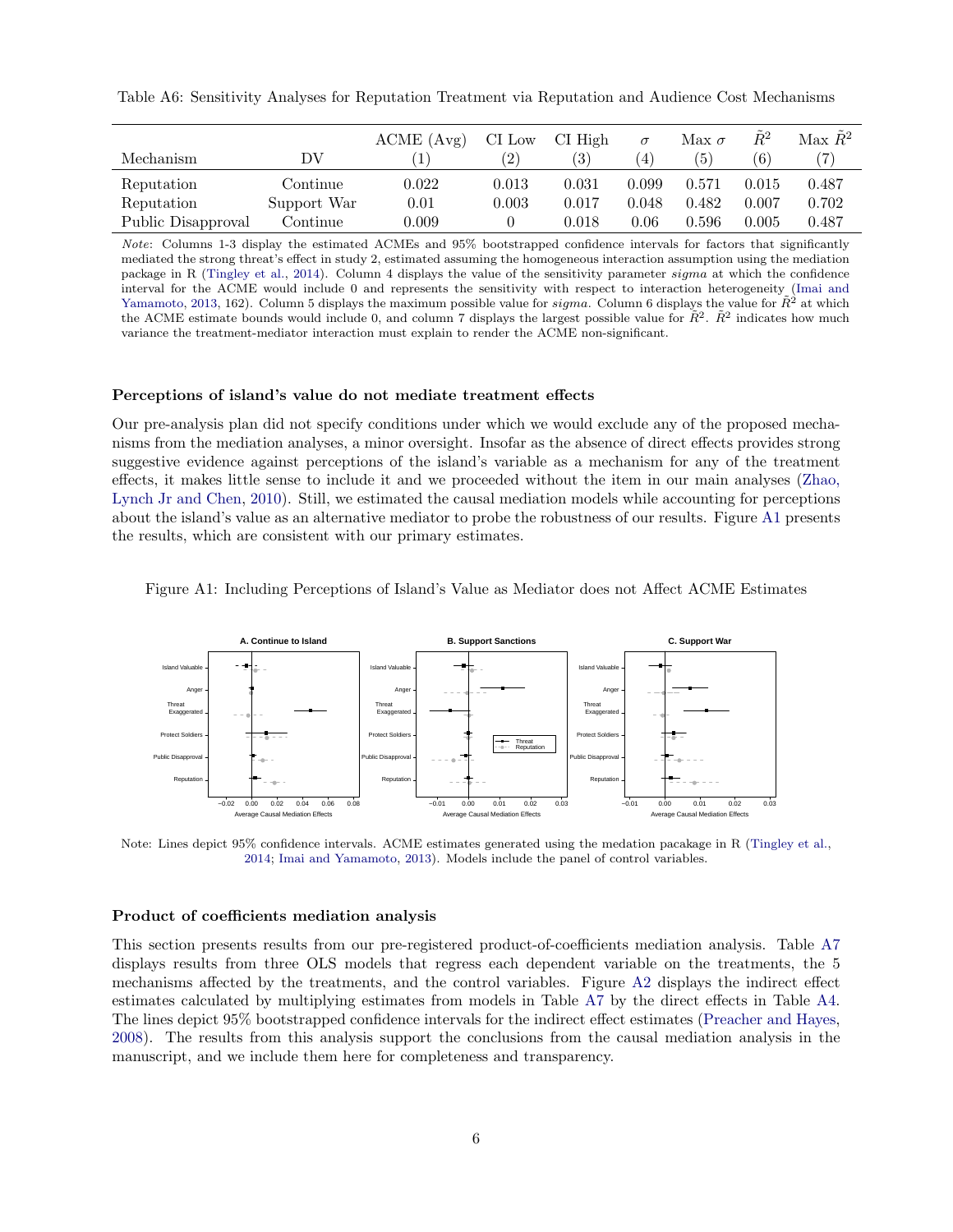Table A6: Sensitivity Analyses for Reputation Treatment via Reputation and Audience Cost Mechanisms

| Mechanism | DV | ACME (Avg) (1) | CI Low (2) | CI High (3) | $\sigma$ (4) | Max $\sigma$ (5) | $\tilde{R}^2$ (6) | Max $\tilde{R}^2$ (7) |
|---|---|---|---|---|---|---|---|---|
| Reputation | Continue | 0.022 | 0.013 | 0.031 | 0.099 | 0.571 | 0.015 | 0.487 |
| Reputation | Support War | 0.01 | 0.003 | 0.017 | 0.048 | 0.482 | 0.007 | 0.702 |
| Public Disapproval | Continue | 0.009 | 0 | 0.018 | 0.06 | 0.596 | 0.005 | 0.487 |

*Note*: Columns 1-3 display the estimated ACMEs and 95% bootstrapped confidence intervals for factors that significantly mediated the strong threat's effect in study 2, estimated assuming the homogeneous interaction assumption using the mediation package in R (Tingley et al., 2014). Column 4 displays the value of the sensitivity parameter *sigma* at which the confidence interval for the ACME would include 0 and represents the sensitivity with respect to interaction heterogeneity (Imai and Yamamoto, 2013, 162). Column 5 displays the maximum possible value for *sigma*. Column 6 displays the value for $\tilde{R}^2$ at which the ACME estimate bounds would include 0, and column 7 displays the largest possible value for $\tilde{R}^2$. $\tilde{R}^2$ indicates how much variance the treatment-mediator interaction must explain to render the ACME non-significant.

### Perceptions of island's value do not mediate treatment effects

Our pre-analysis plan did not specify conditions under which we would exclude any of the proposed mechanisms from the mediation analyses, a minor oversight. Insofar as the absence of direct effects provides strong suggestive evidence against perceptions of the island's variable as a mechanism for any of the treatment effects, it makes little sense to include it and we proceeded without the item in our main analyses (Zhao, Lynch Jr and Chen, 2010). Still, we estimated the causal mediation models while accounting for perceptions about the island's value as an alternative mediator to probe the robustness of our results. Figure A1 presents the results, which are consistent with our primary estimates.

Figure A1: Including Perceptions of Island's Value as Mediator does not Affect ACME Estimates

Note: Lines depict 95% confidence intervals. ACME estimates generated using the medation pacakage in R (Tingley et al., 2014; Imai and Yamamoto, 2013). Models include the panel of control variables.

### Product of coefficients mediation analysis

This section presents results from our pre-registered product-of-coefficients mediation analysis. Table A7 displays results from three OLS models that regress each dependent variable on the treatments, the 5 mechanisms affected by the treatments, and the control variables. Figure A2 displays the indirect effect estimates calculated by multiplying estimates from models in Table A7 by the direct effects in Table A4. The lines depict 95% bootstrapped confidence intervals for the indirect effect estimates (Preacher and Hayes, 2008). The results from this analysis support the conclusions from the causal mediation analysis in the manuscript, and we include them here for completeness and transparency.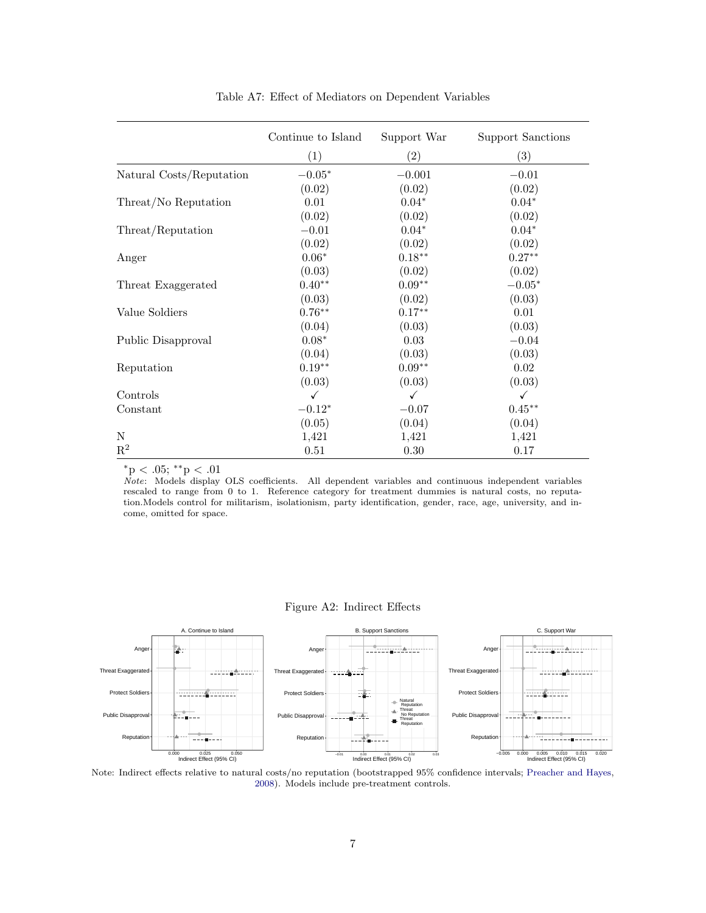Table A7: Effect of Mediators on Dependent Variables

| | Continue to Island | Support War | Support Sanctions |
|---|---|---|---|
| | (1) | (2) | (3) |
| Natural Costs/Reputation | $-0.05^{*}$ | $-0.001$ | $-0.01$ |
| | (0.02) | (0.02) | (0.02) |
| Threat/No Reputation | 0.01 | $0.04^{*}$ | $0.04^{*}$ |
| | (0.02) | (0.02) | (0.02) |
| Threat/Reputation | $-0.01$ | $0.04^{*}$ | $0.04^{*}$ |
| | (0.02) | (0.02) | (0.02) |
| Anger | $0.06^{*}$ | $0.18^{**}$ | $0.27^{**}$ |
| | (0.03) | (0.02) | (0.02) |
| Threat Exaggerated | $0.40^{**}$ | $0.09^{**}$ | $-0.05^{*}$ |
| | (0.03) | (0.02) | (0.03) |
| Value Soldiers | $0.76^{**}$ | $0.17^{**}$ | 0.01 |
| | (0.04) | (0.03) | (0.03) |
| Public Disapproval | $0.08^{*}$ | 0.03 | $-0.04$ |
| | (0.04) | (0.03) | (0.03) |
| Reputation | $0.19^{**}$ | $0.09^{**}$ | 0.02 |
| | (0.03) | (0.03) | (0.03) |
| Controls | ✓ | ✓ | ✓ |
| Constant | $-0.12^{*}$ | $-0.07$ | $0.45^{**}$ |
| | (0.05) | (0.04) | (0.04) |
| N | 1,421 | 1,421 | 1,421 |
| $R^2$ | 0.51 | 0.30 | 0.17 |

$^{*}p < .05$; $^{**}p < .01$

*Note*: Models display OLS coefficients. All dependent variables and continuous independent variables rescaled to range from 0 to 1. Reference category for treatment dummies is natural costs, no reputation.Models control for militarism, isolationism, party identification, gender, race, age, university, and income, omitted for space.

Figure A2: Indirect Effects

Note: Indirect effects relative to natural costs/no reputation (bootstrapped 95% confidence intervals; Preacher and Hayes, 2008). Models include pre-treatment controls.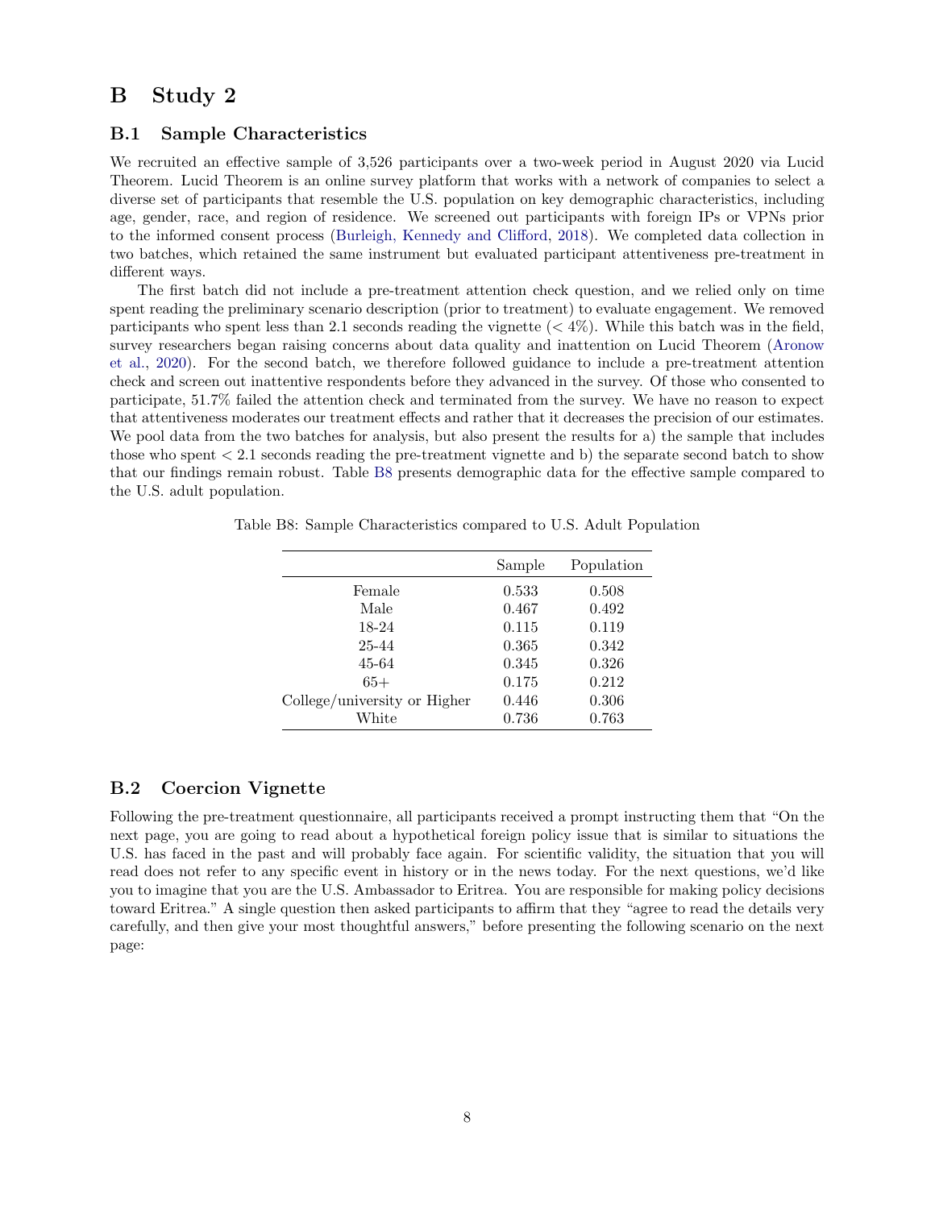# B Study 2

## B.1 Sample Characteristics

We recruited an effective sample of 3,526 participants over a two-week period in August 2020 via Lucid Theorem. Lucid Theorem is an online survey platform that works with a network of companies to select a diverse set of participants that resemble the U.S. population on key demographic characteristics, including age, gender, race, and region of residence. We screened out participants with foreign IPs or VPNs prior to the informed consent process (Burleigh, Kennedy and Clifford, 2018). We completed data collection in two batches, which retained the same instrument but evaluated participant attentiveness pre-treatment in different ways.

The first batch did not include a pre-treatment attention check question, and we relied only on time spent reading the preliminary scenario description (prior to treatment) to evaluate engagement. We removed participants who spent less than 2.1 seconds reading the vignette (< 4%). While this batch was in the field, survey researchers began raising concerns about data quality and inattention on Lucid Theorem (Aronow et al., 2020). For the second batch, we therefore followed guidance to include a pre-treatment attention check and screen out inattentive respondents before they advanced in the survey. Of those who consented to participate, 51.7% failed the attention check and terminated from the survey. We have no reason to expect that attentiveness moderates our treatment effects and rather that it decreases the precision of our estimates. We pool data from the two batches for analysis, but also present the results for a) the sample that includes those who spent < 2.1 seconds reading the pre-treatment vignette and b) the separate second batch to show that our findings remain robust. Table B8 presents demographic data for the effective sample compared to the U.S. adult population.

Table B8: Sample Characteristics compared to U.S. Adult Population

| | Sample | Population |
|---|---|---|
| Female | 0.533 | 0.508 |
| Male | 0.467 | 0.492 |
| 18-24 | 0.115 | 0.119 |
| 25-44 | 0.365 | 0.342 |
| 45-64 | 0.345 | 0.326 |
| 65+ | 0.175 | 0.212 |
| College/university or Higher | 0.446 | 0.306 |
| White | 0.736 | 0.763 |

## B.2 Coercion Vignette

Following the pre-treatment questionnaire, all participants received a prompt instructing them that "On the next page, you are going to read about a hypothetical foreign policy issue that is similar to situations the U.S. has faced in the past and will probably face again. For scientific validity, the situation that you will read does not refer to any specific event in history or in the news today. For the next questions, we'd like you to imagine that you are the U.S. Ambassador to Eritrea. You are responsible for making policy decisions toward Eritrea." A single question then asked participants to affirm that they "agree to read the details very carefully, and then give your most thoughtful answers," before presenting the following scenario on the next page: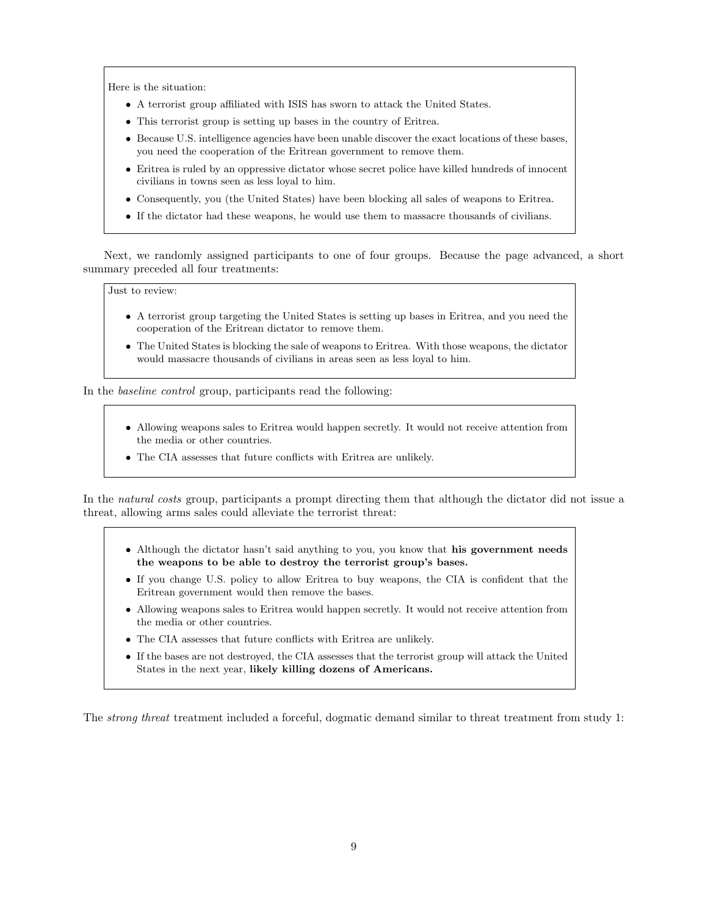> Here is the situation:
>
> - A terrorist group affiliated with ISIS has sworn to attack the United States.
> - This terrorist group is setting up bases in the country of Eritrea.
> - Because U.S. intelligence agencies have been unable discover the exact locations of these bases, you need the cooperation of the Eritrean government to remove them.
> - Eritrea is ruled by an oppressive dictator whose secret police have killed hundreds of innocent civilians in towns seen as less loyal to him.
> - Consequently, you (the United States) have been blocking all sales of weapons to Eritrea.
> - If the dictator had these weapons, he would use them to massacre thousands of civilians.

Next, we randomly assigned participants to one of four groups. Because the page advanced, a short summary preceded all four treatments:

> Just to review:
>
> - A terrorist group targeting the United States is setting up bases in Eritrea, and you need the cooperation of the Eritrean dictator to remove them.
> - The United States is blocking the sale of weapons to Eritrea. With those weapons, the dictator would massacre thousands of civilians in areas seen as less loyal to him.

In the *baseline control* group, participants read the following:

> - Allowing weapons sales to Eritrea would happen secretly. It would not receive attention from the media or other countries.
> - The CIA assesses that future conflicts with Eritrea are unlikely.

In the *natural costs* group, participants a prompt directing them that although the dictator did not issue a threat, allowing arms sales could alleviate the terrorist threat:

> - Although the dictator hasn't said anything to you, you know that **his government needs the weapons to be able to destroy the terrorist group's bases.**
> - If you change U.S. policy to allow Eritrea to buy weapons, the CIA is confident that the Eritrean government would then remove the bases.
> - Allowing weapons sales to Eritrea would happen secretly. It would not receive attention from the media or other countries.
> - The CIA assesses that future conflicts with Eritrea are unlikely.
> - If the bases are not destroyed, the CIA assesses that the terrorist group will attack the United States in the next year, **likely killing dozens of Americans.**

The *strong threat* treatment included a forceful, dogmatic demand similar to threat treatment from study 1: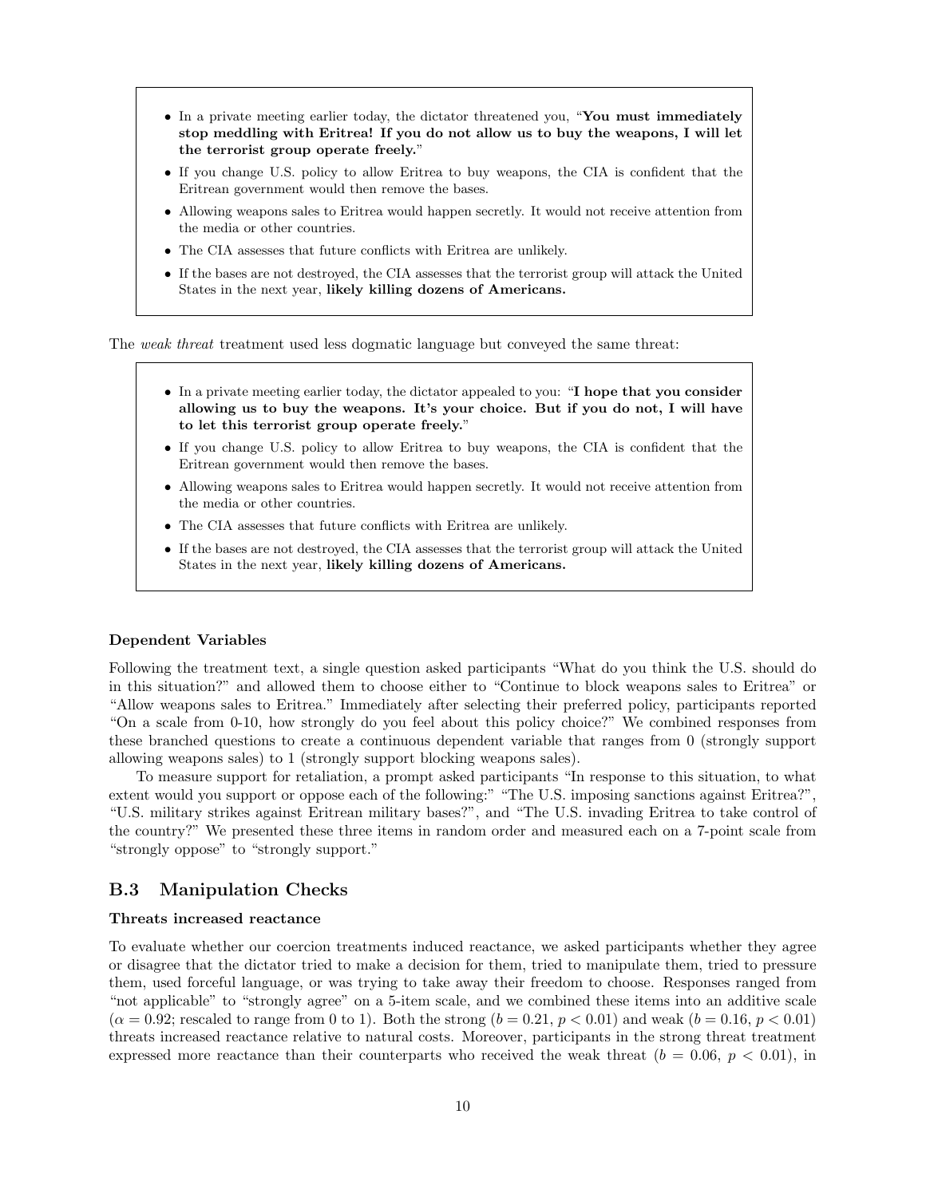- In a private meeting earlier today, the dictator threatened you, "**You must immediately stop meddling with Eritrea! If you do not allow us to buy the weapons, I will let the terrorist group operate freely.**"
- If you change U.S. policy to allow Eritrea to buy weapons, the CIA is confident that the Eritrean government would then remove the bases.
- Allowing weapons sales to Eritrea would happen secretly. It would not receive attention from the media or other countries.
- The CIA assesses that future conflicts with Eritrea are unlikely.
- If the bases are not destroyed, the CIA assesses that the terrorist group will attack the United States in the next year, **likely killing dozens of Americans.**

The *weak threat* treatment used less dogmatic language but conveyed the same threat:

- In a private meeting earlier today, the dictator appealed to you: "**I hope that you consider allowing us to buy the weapons. It's your choice. But if you do not, I will have to let this terrorist group operate freely.**"
- If you change U.S. policy to allow Eritrea to buy weapons, the CIA is confident that the Eritrean government would then remove the bases.
- Allowing weapons sales to Eritrea would happen secretly. It would not receive attention from the media or other countries.
- The CIA assesses that future conflicts with Eritrea are unlikely.
- If the bases are not destroyed, the CIA assesses that the terrorist group will attack the United States in the next year, **likely killing dozens of Americans.**

**Dependent Variables**

Following the treatment text, a single question asked participants "What do you think the U.S. should do in this situation?" and allowed them to choose either to "Continue to block weapons sales to Eritrea" or "Allow weapons sales to Eritrea." Immediately after selecting their preferred policy, participants reported "On a scale from 0-10, how strongly do you feel about this policy choice?" We combined responses from these branched questions to create a continuous dependent variable that ranges from 0 (strongly support allowing weapons sales) to 1 (strongly support blocking weapons sales).

To measure support for retaliation, a prompt asked participants "In response to this situation, to what extent would you support or oppose each of the following:" "The U.S. imposing sanctions against Eritrea?", "U.S. military strikes against Eritrean military bases?", and "The U.S. invading Eritrea to take control of the country?" We presented these three items in random order and measured each on a 7-point scale from "strongly oppose" to "strongly support."

## B.3 Manipulation Checks

**Threats increased reactance**

To evaluate whether our coercion treatments induced reactance, we asked participants whether they agree or disagree that the dictator tried to make a decision for them, tried to manipulate them, tried to pressure them, used forceful language, or was trying to take away their freedom to choose. Responses ranged from "not applicable" to "strongly agree" on a 5-item scale, and we combined these items into an additive scale ($\alpha = 0.92$; rescaled to range from 0 to 1). Both the strong ($b = 0.21$, $p < 0.01$) and weak ($b = 0.16$, $p < 0.01$) threats increased reactance relative to natural costs. Moreover, participants in the strong threat treatment expressed more reactance than their counterparts who received the weak threat ($b = 0.06$, $p < 0.01$), in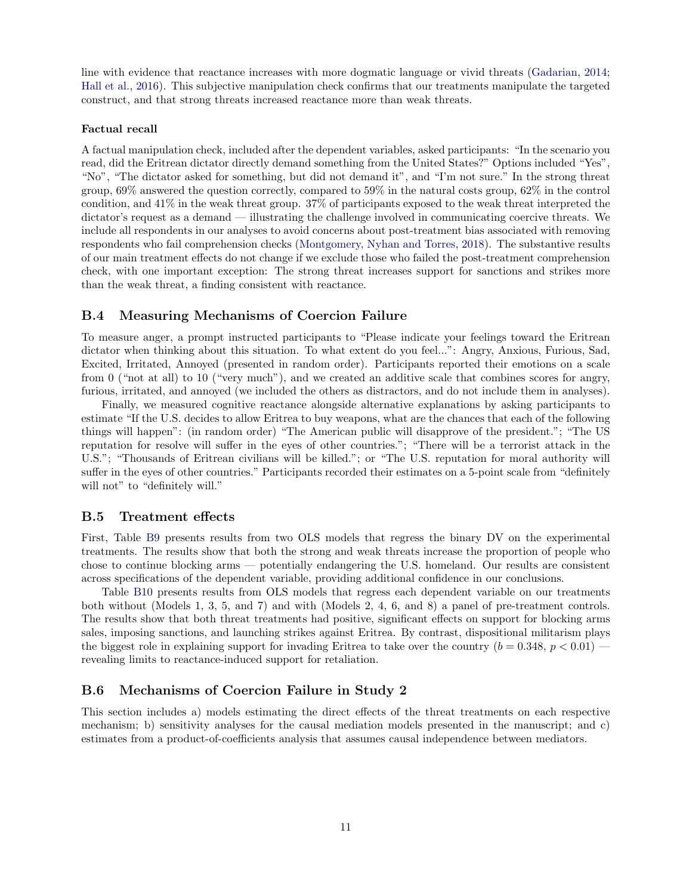line with evidence that reactance increases with more dogmatic language or vivid threats (Gadarian, 2014; Hall et al., 2016). This subjective manipulation check confirms that our treatments manipulate the targeted construct, and that strong threats increased reactance more than weak threats.

#### Factual recall

A factual manipulation check, included after the dependent variables, asked participants: "In the scenario you read, did the Eritrean dictator directly demand something from the United States?" Options included "Yes", "No", "The dictator asked for something, but did not demand it", and "I'm not sure." In the strong threat group, 69% answered the question correctly, compared to 59% in the natural costs group, 62% in the control condition, and 41% in the weak threat group. 37% of participants exposed to the weak threat interpreted the dictator's request as a demand — illustrating the challenge involved in communicating coercive threats. We include all respondents in our analyses to avoid concerns about post-treatment bias associated with removing respondents who fail comprehension checks (Montgomery, Nyhan and Torres, 2018). The substantive results of our main treatment effects do not change if we exclude those who failed the post-treatment comprehension check, with one important exception: The strong threat increases support for sanctions and strikes more than the weak threat, a finding consistent with reactance.

## B.4 Measuring Mechanisms of Coercion Failure

To measure anger, a prompt instructed participants to "Please indicate your feelings toward the Eritrean dictator when thinking about this situation. To what extent do you feel...": Angry, Anxious, Furious, Sad, Excited, Irritated, Annoyed (presented in random order). Participants reported their emotions on a scale from 0 ("not at all) to 10 ("very much"), and we created an additive scale that combines scores for angry, furious, irritated, and annoyed (we included the others as distractors, and do not include them in analyses).

Finally, we measured cognitive reactance alongside alternative explanations by asking participants to estimate "If the U.S. decides to allow Eritrea to buy weapons, what are the chances that each of the following things will happen": (in random order) "The American public will disapprove of the president."; "The US reputation for resolve will suffer in the eyes of other countries."; "There will be a terrorist attack in the U.S."; "Thousands of Eritrean civilians will be killed."; or "The U.S. reputation for moral authority will suffer in the eyes of other countries." Participants recorded their estimates on a 5-point scale from "definitely will not" to "definitely will."

## B.5 Treatment effects

First, Table B9 presents results from two OLS models that regress the binary DV on the experimental treatments. The results show that both the strong and weak threats increase the proportion of people who chose to continue blocking arms — potentially endangering the U.S. homeland. Our results are consistent across specifications of the dependent variable, providing additional confidence in our conclusions.

Table B10 presents results from OLS models that regress each dependent variable on our treatments both without (Models 1, 3, 5, and 7) and with (Models 2, 4, 6, and 8) a panel of pre-treatment controls. The results show that both threat treatments had positive, significant effects on support for blocking arms sales, imposing sanctions, and launching strikes against Eritrea. By contrast, dispositional militarism plays the biggest role in explaining support for invading Eritrea to take over the country ($b = 0.348$, $p < 0.01$) — revealing limits to reactance-induced support for retaliation.

## B.6 Mechanisms of Coercion Failure in Study 2

This section includes a) models estimating the direct effects of the threat treatments on each respective mechanism; b) sensitivity analyses for the causal mediation models presented in the manuscript; and c) estimates from a product-of-coefficients analysis that assumes causal independence between mediators.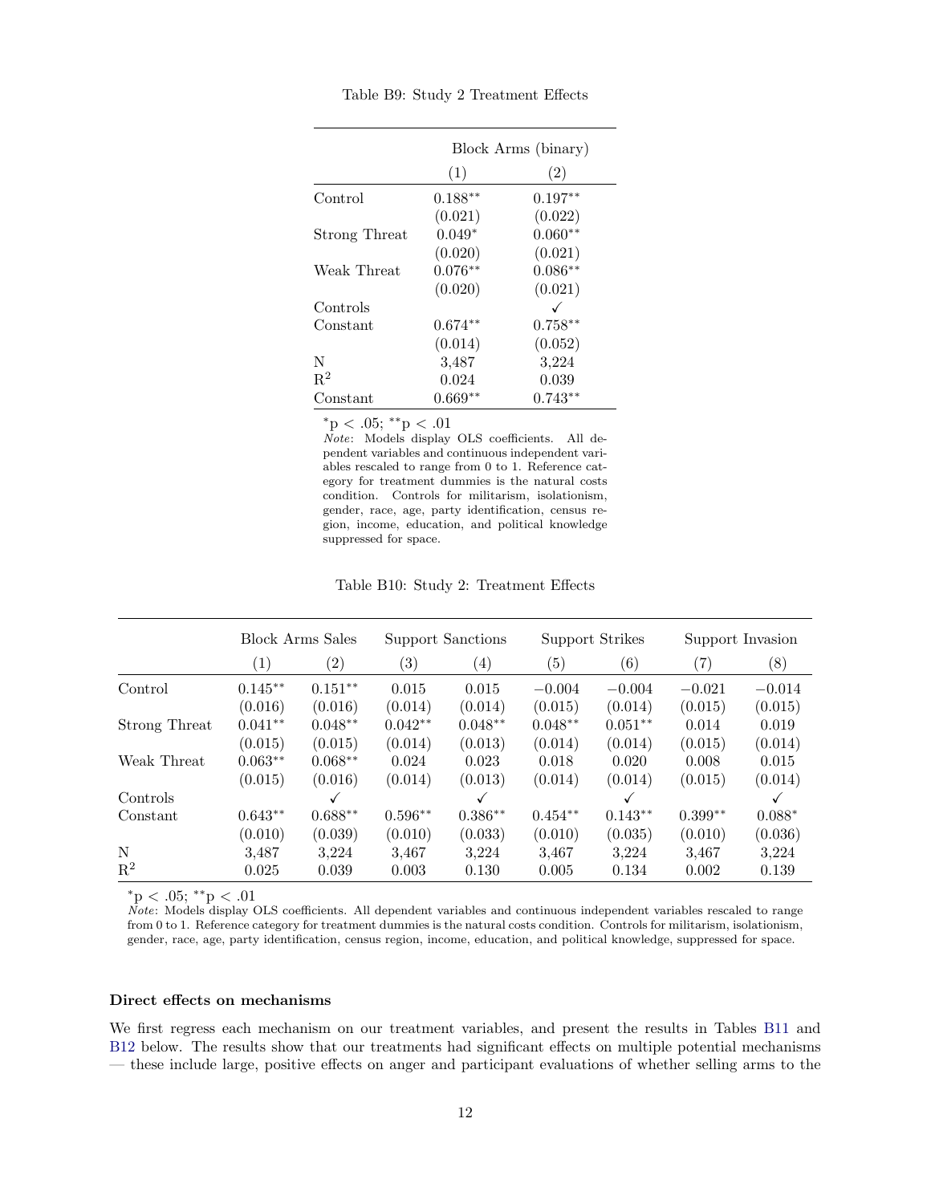Table B9: Study 2 Treatment Effects

| | Block Arms (binary) | |
|---|---|---|
| | (1) | (2) |
| Control | 0.188** | 0.197** |
| | (0.021) | (0.022) |
| Strong Threat | 0.049* | 0.060** |
| | (0.020) | (0.021) |
| Weak Threat | 0.076** | 0.086** |
| | (0.020) | (0.021) |
| Controls | | ✓ |
| Constant | 0.674** | 0.758** |
| | (0.014) | (0.052) |
| N | 3,487 | 3,224 |
| $R^2$ | 0.024 | 0.039 |
| Constant | 0.669** | 0.743** |

*p < .05; **p < .01

*Note*: Models display OLS coefficients. All dependent variables and continuous independent variables rescaled to range from 0 to 1. Reference category for treatment dummies is the natural costs condition. Controls for militarism, isolationism, gender, race, age, party identification, census region, income, education, and political knowledge suppressed for space.

Table B10: Study 2: Treatment Effects

| | Block Arms Sales | | Support Sanctions | | Support Strikes | | Support Invasion | |
|---|---|---|---|---|---|---|---|---|
| | (1) | (2) | (3) | (4) | (5) | (6) | (7) | (8) |
| Control | 0.145** | 0.151** | 0.015 | 0.015 | −0.004 | −0.004 | −0.021 | −0.014 |
| | (0.016) | (0.016) | (0.014) | (0.014) | (0.015) | (0.014) | (0.015) | (0.015) |
| Strong Threat | 0.041** | 0.048** | 0.042** | 0.048** | 0.048** | 0.051** | 0.014 | 0.019 |
| | (0.015) | (0.015) | (0.014) | (0.013) | (0.014) | (0.014) | (0.015) | (0.014) |
| Weak Threat | 0.063** | 0.068** | 0.024 | 0.023 | 0.018 | 0.020 | 0.008 | 0.015 |
| | (0.015) | (0.016) | (0.014) | (0.013) | (0.014) | (0.014) | (0.015) | (0.014) |
| Controls | | ✓ | | ✓ | | ✓ | | ✓ |
| Constant | 0.643** | 0.688** | 0.596** | 0.386** | 0.454** | 0.143** | 0.399** | 0.088* |
| | (0.010) | (0.039) | (0.010) | (0.033) | (0.010) | (0.035) | (0.010) | (0.036) |
| N | 3,487 | 3,224 | 3,467 | 3,224 | 3,467 | 3,224 | 3,467 | 3,224 |
| $R^2$ | 0.025 | 0.039 | 0.003 | 0.130 | 0.005 | 0.134 | 0.002 | 0.139 |

*p < .05; **p < .01

*Note*: Models display OLS coefficients. All dependent variables and continuous independent variables rescaled to range from 0 to 1. Reference category for treatment dummies is the natural costs condition. Controls for militarism, isolationism, gender, race, age, party identification, census region, income, education, and political knowledge, suppressed for space.

**Direct effects on mechanisms**

We first regress each mechanism on our treatment variables, and present the results in Tables B11 and B12 below. The results show that our treatments had significant effects on multiple potential mechanisms — these include large, positive effects on anger and participant evaluations of whether selling arms to the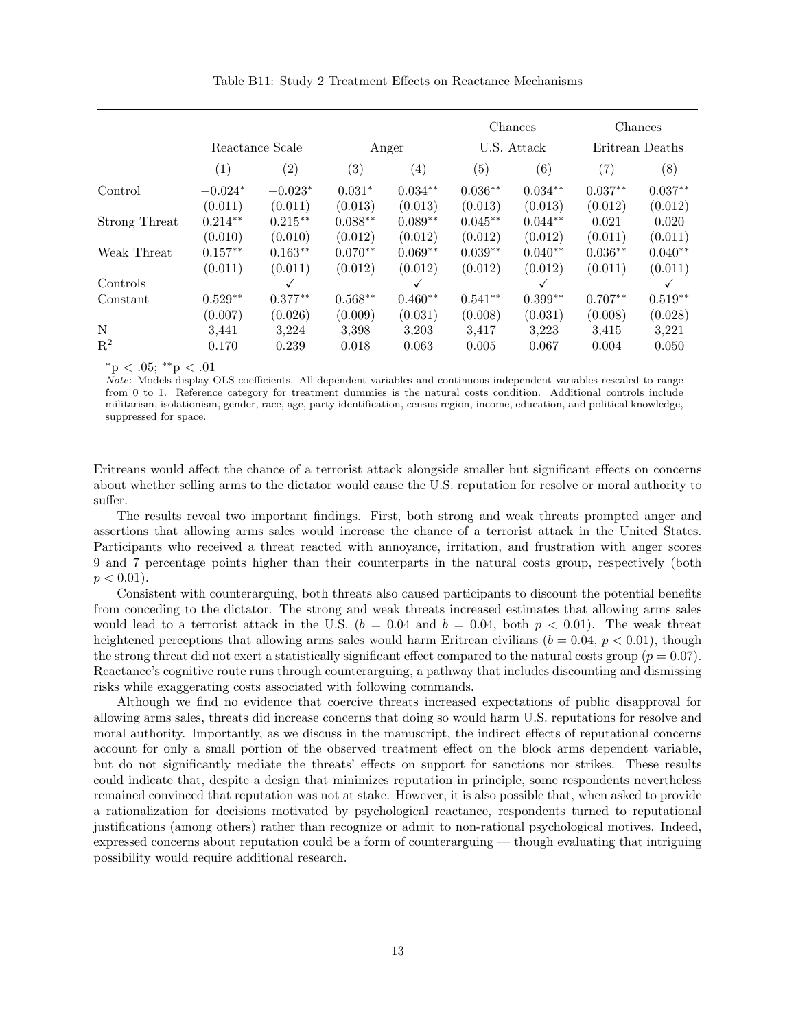Table B11: Study 2 Treatment Effects on Reactance Mechanisms

| | Reactance Scale | | Anger | | Chances U.S. Attack | | Chances Eritrean Deaths | |
|---|---|---|---|---|---|---|---|---|
| | (1) | (2) | (3) | (4) | (5) | (6) | (7) | (8) |
| Control | $-0.024^{*}$ | $-0.023^{*}$ | $0.031^{*}$ | $0.034^{**}$ | $0.036^{**}$ | $0.034^{**}$ | $0.037^{**}$ | $0.037^{**}$ |
| | (0.011) | (0.011) | (0.013) | (0.013) | (0.013) | (0.013) | (0.012) | (0.012) |
| Strong Threat | $0.214^{**}$ | $0.215^{**}$ | $0.088^{**}$ | $0.089^{**}$ | $0.045^{**}$ | $0.044^{**}$ | 0.021 | 0.020 |
| | (0.010) | (0.010) | (0.012) | (0.012) | (0.012) | (0.012) | (0.011) | (0.011) |
| Weak Threat | $0.157^{**}$ | $0.163^{**}$ | $0.070^{**}$ | $0.069^{**}$ | $0.039^{**}$ | $0.040^{**}$ | $0.036^{**}$ | $0.040^{**}$ |
| | (0.011) | (0.011) | (0.012) | (0.012) | (0.012) | (0.012) | (0.011) | (0.011) |
| Controls | | ✓ | | ✓ | | ✓ | | ✓ |
| Constant | $0.529^{**}$ | $0.377^{**}$ | $0.568^{**}$ | $0.460^{**}$ | $0.541^{**}$ | $0.399^{**}$ | $0.707^{**}$ | $0.519^{**}$ |
| | (0.007) | (0.026) | (0.009) | (0.031) | (0.008) | (0.031) | (0.008) | (0.028) |
| N | 3,441 | 3,224 | 3,398 | 3,203 | 3,417 | 3,223 | 3,415 | 3,221 |
| $R^2$ | 0.170 | 0.239 | 0.018 | 0.063 | 0.005 | 0.067 | 0.004 | 0.050 |

$^{*}p < .05$; $^{**}p < .01$

*Note*: Models display OLS coefficients. All dependent variables and continuous independent variables rescaled to range from 0 to 1. Reference category for treatment dummies is the natural costs condition. Additional controls include militarism, isolationism, gender, race, age, party identification, census region, income, education, and political knowledge, suppressed for space.

Eritreans would affect the chance of a terrorist attack alongside smaller but significant effects on concerns about whether selling arms to the dictator would cause the U.S. reputation for resolve or moral authority to suffer.

The results reveal two important findings. First, both strong and weak threats prompted anger and assertions that allowing arms sales would increase the chance of a terrorist attack in the United States. Participants who received a threat reacted with annoyance, irritation, and frustration with anger scores 9 and 7 percentage points higher than their counterparts in the natural costs group, respectively (both $p < 0.01$).

Consistent with counterarguing, both threats also caused participants to discount the potential benefits from conceding to the dictator. The strong and weak threats increased estimates that allowing arms sales would lead to a terrorist attack in the U.S. ($b = 0.04$ and $b = 0.04$, both $p < 0.01$). The weak threat heightened perceptions that allowing arms sales would harm Eritrean civilians ($b = 0.04$, $p < 0.01$), though the strong threat did not exert a statistically significant effect compared to the natural costs group ($p = 0.07$). Reactance's cognitive route runs through counterarguing, a pathway that includes discounting and dismissing risks while exaggerating costs associated with following commands.

Although we find no evidence that coercive threats increased expectations of public disapproval for allowing arms sales, threats did increase concerns that doing so would harm U.S. reputations for resolve and moral authority. Importantly, as we discuss in the manuscript, the indirect effects of reputational concerns account for only a small portion of the observed treatment effect on the block arms dependent variable, but do not significantly mediate the threats' effects on support for sanctions nor strikes. These results could indicate that, despite a design that minimizes reputation in principle, some respondents nevertheless remained convinced that reputation was not at stake. However, it is also possible that, when asked to provide a rationalization for decisions motivated by psychological reactance, respondents turned to reputational justifications (among others) rather than recognize or admit to non-rational psychological motives. Indeed, expressed concerns about reputation could be a form of counterarguing — though evaluating that intriguing possibility would require additional research.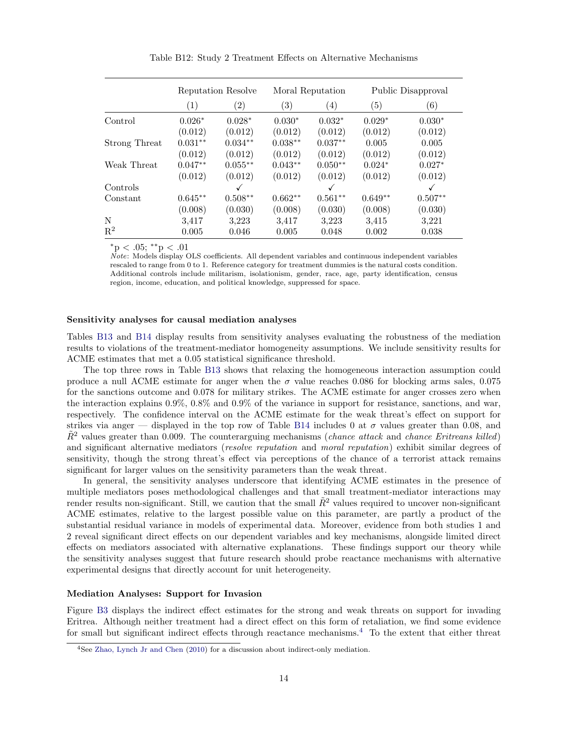Table B12: Study 2 Treatment Effects on Alternative Mechanisms

| | Reputation Resolve | | Moral Reputation | | Public Disapproval | |
|---|---|---|---|---|---|---|
| | (1) | (2) | (3) | (4) | (5) | (6) |
| Control | 0.026* | 0.028* | 0.030* | 0.032* | 0.029* | 0.030* |
| | (0.012) | (0.012) | (0.012) | (0.012) | (0.012) | (0.012) |
| Strong Threat | 0.031** | 0.034** | 0.038** | 0.037** | 0.005 | 0.005 |
| | (0.012) | (0.012) | (0.012) | (0.012) | (0.012) | (0.012) |
| Weak Threat | 0.047** | 0.055** | 0.043** | 0.050** | 0.024* | 0.027* |
| | (0.012) | (0.012) | (0.012) | (0.012) | (0.012) | (0.012) |
| Controls | | ✓ | | ✓ | | ✓ |
| Constant | 0.645** | 0.508** | 0.662** | 0.561** | 0.649** | 0.507** |
| | (0.008) | (0.030) | (0.008) | (0.030) | (0.008) | (0.030) |
| N | 3,417 | 3,223 | 3,417 | 3,223 | 3,415 | 3,221 |
| $R^2$ | 0.005 | 0.046 | 0.005 | 0.048 | 0.002 | 0.038 |

*p < .05; **p < .01

*Note*: Models display OLS coefficients. All dependent variables and continuous independent variables rescaled to range from 0 to 1. Reference category for treatment dummies is the natural costs condition. Additional controls include militarism, isolationism, gender, race, age, party identification, census region, income, education, and political knowledge, suppressed for space.

**Sensitivity analyses for causal mediation analyses**

Tables B13 and B14 display results from sensitivity analyses evaluating the robustness of the mediation results to violations of the treatment-mediator homogeneity assumptions. We include sensitivity results for ACME estimates that met a 0.05 statistical significance threshold.

The top three rows in Table B13 shows that relaxing the homogeneous interaction assumption could produce a null ACME estimate for anger when the $\sigma$ value reaches 0.086 for blocking arms sales, 0.075 for the sanctions outcome and 0.078 for military strikes. The ACME estimate for anger crosses zero when the interaction explains 0.9%, 0.8% and 0.9% of the variance in support for resistance, sanctions, and war, respectively. The confidence interval on the ACME estimate for the weak threat's effect on support for strikes via anger — displayed in the top row of Table B14 includes 0 at $\sigma$ values greater than 0.08, and $\tilde{R}^2$ values greater than 0.009. The counterarguing mechanisms (*chance attack* and *chance Eritreans killed*) and significant alternative mediators (*resolve reputation* and *moral reputation*) exhibit similar degrees of sensitivity, though the strong threat's effect via perceptions of the chance of a terrorist attack remains significant for larger values on the sensitivity parameters than the weak threat.

In general, the sensitivity analyses underscore that identifying ACME estimates in the presence of multiple mediators poses methodological challenges and that small treatment-mediator interactions may render results non-significant. Still, we caution that the small $\tilde{R}^2$ values required to uncover non-significant ACME estimates, relative to the largest possible value on this parameter, are partly a product of the substantial residual variance in models of experimental data. Moreover, evidence from both studies 1 and 2 reveal significant direct effects on our dependent variables and key mechanisms, alongside limited direct effects on mediators associated with alternative explanations. These findings support our theory while the sensitivity analyses suggest that future research should probe reactance mechanisms with alternative experimental designs that directly account for unit heterogeneity.

**Mediation Analyses: Support for Invasion**

Figure B3 displays the indirect effect estimates for the strong and weak threats on support for invading Eritrea. Although neither treatment had a direct effect on this form of retaliation, we find some evidence for small but significant indirect effects through reactance mechanisms.[4] To the extent that either threat

[4]See Zhao, Lynch Jr and Chen (2010) for a discussion about indirect-only mediation.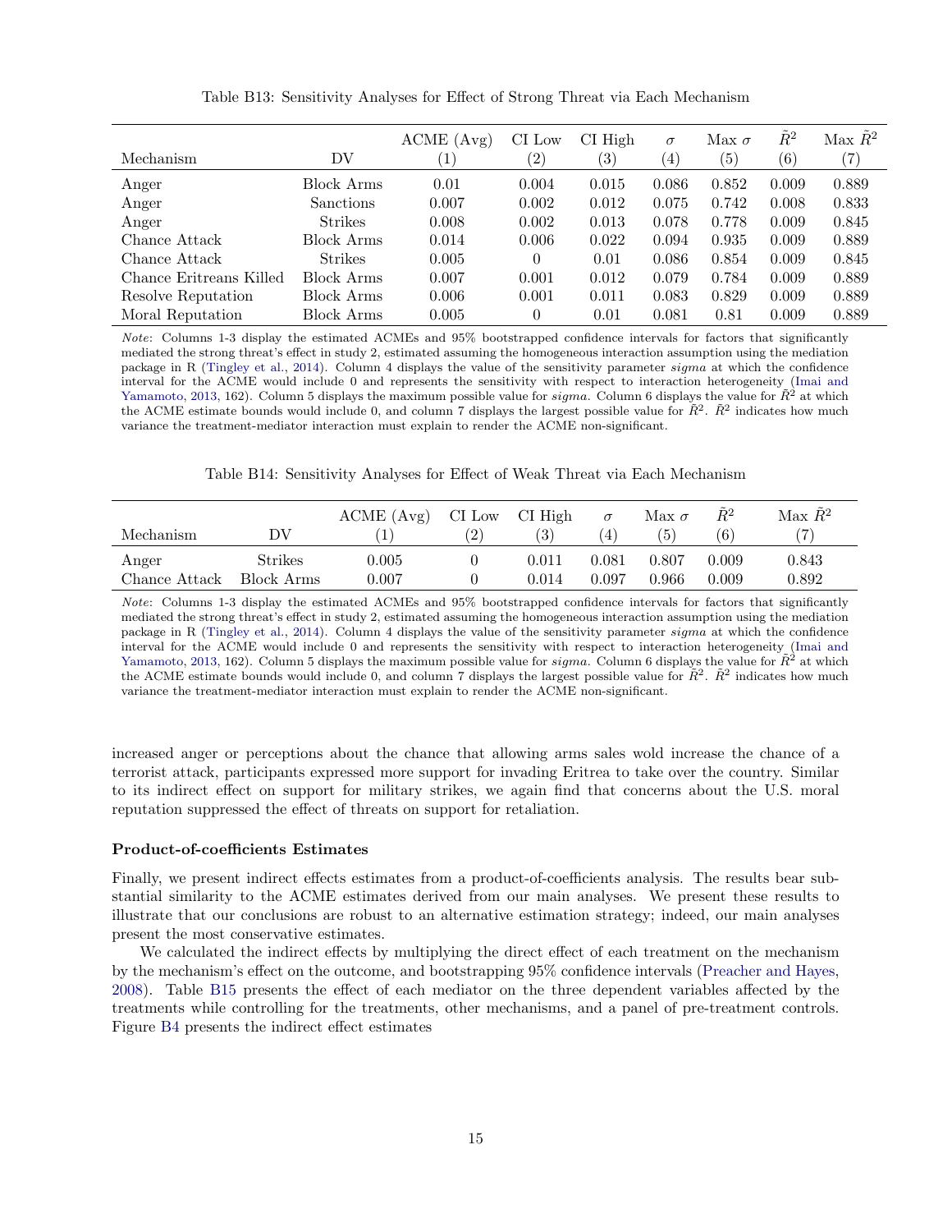Table B13: Sensitivity Analyses for Effect of Strong Threat via Each Mechanism

| Mechanism | DV | ACME (Avg) (1) | CI Low (2) | CI High (3) | $\sigma$ (4) | Max $\sigma$ (5) | $\tilde{R}^2$ (6) | Max $\tilde{R}^2$ (7) |
|---|---|---|---|---|---|---|---|---|
| Anger | Block Arms | 0.01 | 0.004 | 0.015 | 0.086 | 0.852 | 0.009 | 0.889 |
| Anger | Sanctions | 0.007 | 0.002 | 0.012 | 0.075 | 0.742 | 0.008 | 0.833 |
| Anger | Strikes | 0.008 | 0.002 | 0.013 | 0.078 | 0.778 | 0.009 | 0.845 |
| Chance Attack | Block Arms | 0.014 | 0.006 | 0.022 | 0.094 | 0.935 | 0.009 | 0.889 |
| Chance Attack | Strikes | 0.005 | 0 | 0.01 | 0.086 | 0.854 | 0.009 | 0.845 |
| Chance Eritreans Killed | Block Arms | 0.007 | 0.001 | 0.012 | 0.079 | 0.784 | 0.009 | 0.889 |
| Resolve Reputation | Block Arms | 0.006 | 0.001 | 0.011 | 0.083 | 0.829 | 0.009 | 0.889 |
| Moral Reputation | Block Arms | 0.005 | 0 | 0.01 | 0.081 | 0.81 | 0.009 | 0.889 |

*Note*: Columns 1-3 display the estimated ACMEs and 95% bootstrapped confidence intervals for factors that significantly mediated the strong threat's effect in study 2, estimated assuming the homogeneous interaction assumption using the mediation package in R (Tingley et al., 2014). Column 4 displays the value of the sensitivity parameter *sigma* at which the confidence interval for the ACME would include 0 and represents the sensitivity with respect to interaction heterogeneity (Imai and Yamamoto, 2013, 162). Column 5 displays the maximum possible value for *sigma*. Column 6 displays the value for $\tilde{R}^2$ at which the ACME estimate bounds would include 0, and column 7 displays the largest possible value for $\tilde{R}^2$. $\tilde{R}^2$ indicates how much variance the treatment-mediator interaction must explain to render the ACME non-significant.

Table B14: Sensitivity Analyses for Effect of Weak Threat via Each Mechanism

| Mechanism | DV | ACME (Avg) (1) | CI Low (2) | CI High (3) | $\sigma$ (4) | Max $\sigma$ (5) | $\tilde{R}^2$ (6) | Max $\tilde{R}^2$ (7) |
|---|---|---|---|---|---|---|---|---|
| Anger | Strikes | 0.005 | 0 | 0.011 | 0.081 | 0.807 | 0.009 | 0.843 |
| Chance Attack | Block Arms | 0.007 | 0 | 0.014 | 0.097 | 0.966 | 0.009 | 0.892 |

*Note*: Columns 1-3 display the estimated ACMEs and 95% bootstrapped confidence intervals for factors that significantly mediated the strong threat's effect in study 2, estimated assuming the homogeneous interaction assumption using the mediation package in R (Tingley et al., 2014). Column 4 displays the value of the sensitivity parameter *sigma* at which the confidence interval for the ACME would include 0 and represents the sensitivity with respect to interaction heterogeneity (Imai and Yamamoto, 2013, 162). Column 5 displays the maximum possible value for *sigma*. Column 6 displays the value for $\tilde{R}^2$ at which the ACME estimate bounds would include 0, and column 7 displays the largest possible value for $\tilde{R}^2$. $\tilde{R}^2$ indicates how much variance the treatment-mediator interaction must explain to render the ACME non-significant.

increased anger or perceptions about the chance that allowing arms sales wold increase the chance of a terrorist attack, participants expressed more support for invading Eritrea to take over the country. Similar to its indirect effect on support for military strikes, we again find that concerns about the U.S. moral reputation suppressed the effect of threats on support for retaliation.

**Product-of-coefficients Estimates**

Finally, we present indirect effects estimates from a product-of-coefficients analysis. The results bear substantial similarity to the ACME estimates derived from our main analyses. We present these results to illustrate that our conclusions are robust to an alternative estimation strategy; indeed, our main analyses present the most conservative estimates.

We calculated the indirect effects by multiplying the direct effect of each treatment on the mechanism by the mechanism's effect on the outcome, and bootstrapping 95% confidence intervals (Preacher and Hayes, 2008). Table B15 presents the effect of each mediator on the three dependent variables affected by the treatments while controlling for the treatments, other mechanisms, and a panel of pre-treatment controls. Figure B4 presents the indirect effect estimates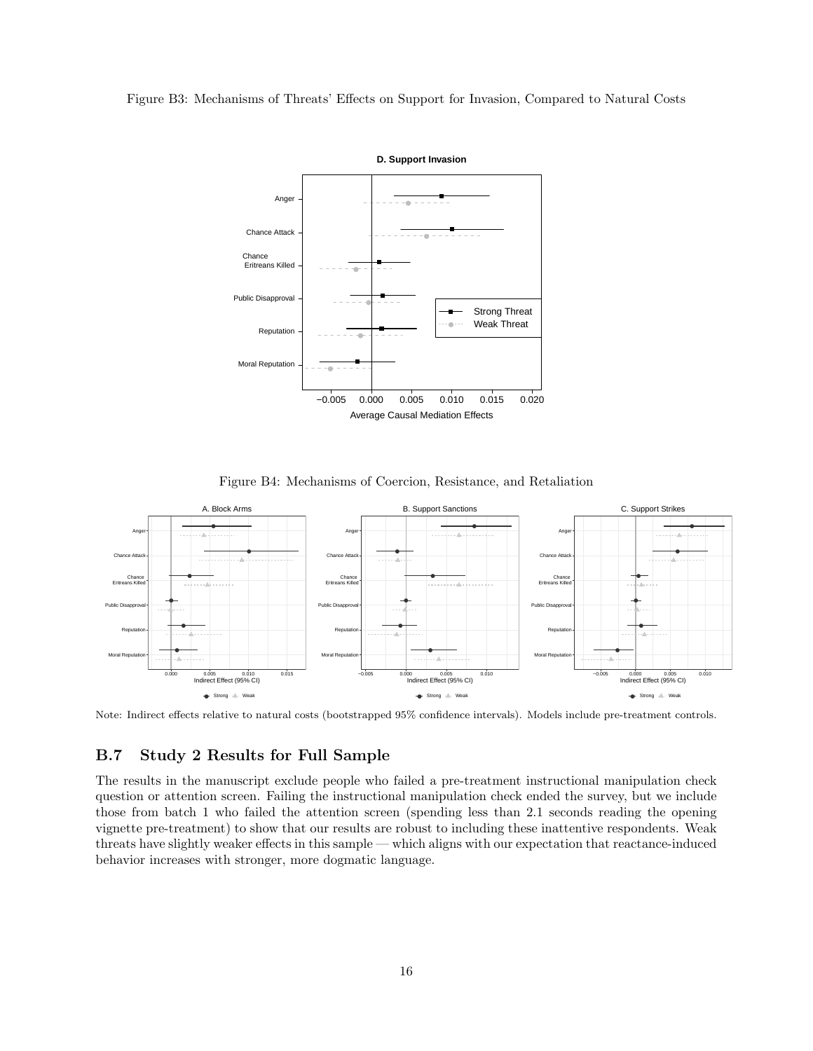Figure B3: Mechanisms of Threats' Effects on Support for Invasion, Compared to Natural Costs

Figure B4: Mechanisms of Coercion, Resistance, and Retaliation

Note: Indirect effects relative to natural costs (bootstrapped 95% confidence intervals). Models include pre-treatment controls.

## B.7 Study 2 Results for Full Sample

The results in the manuscript exclude people who failed a pre-treatment instructional manipulation check question or attention screen. Failing the instructional manipulation check ended the survey, but we include those from batch 1 who failed the attention screen (spending less than 2.1 seconds reading the opening vignette pre-treatment) to show that our results are robust to including these inattentive respondents. Weak threats have slightly weaker effects in this sample — which aligns with our expectation that reactance-induced behavior increases with stronger, more dogmatic language.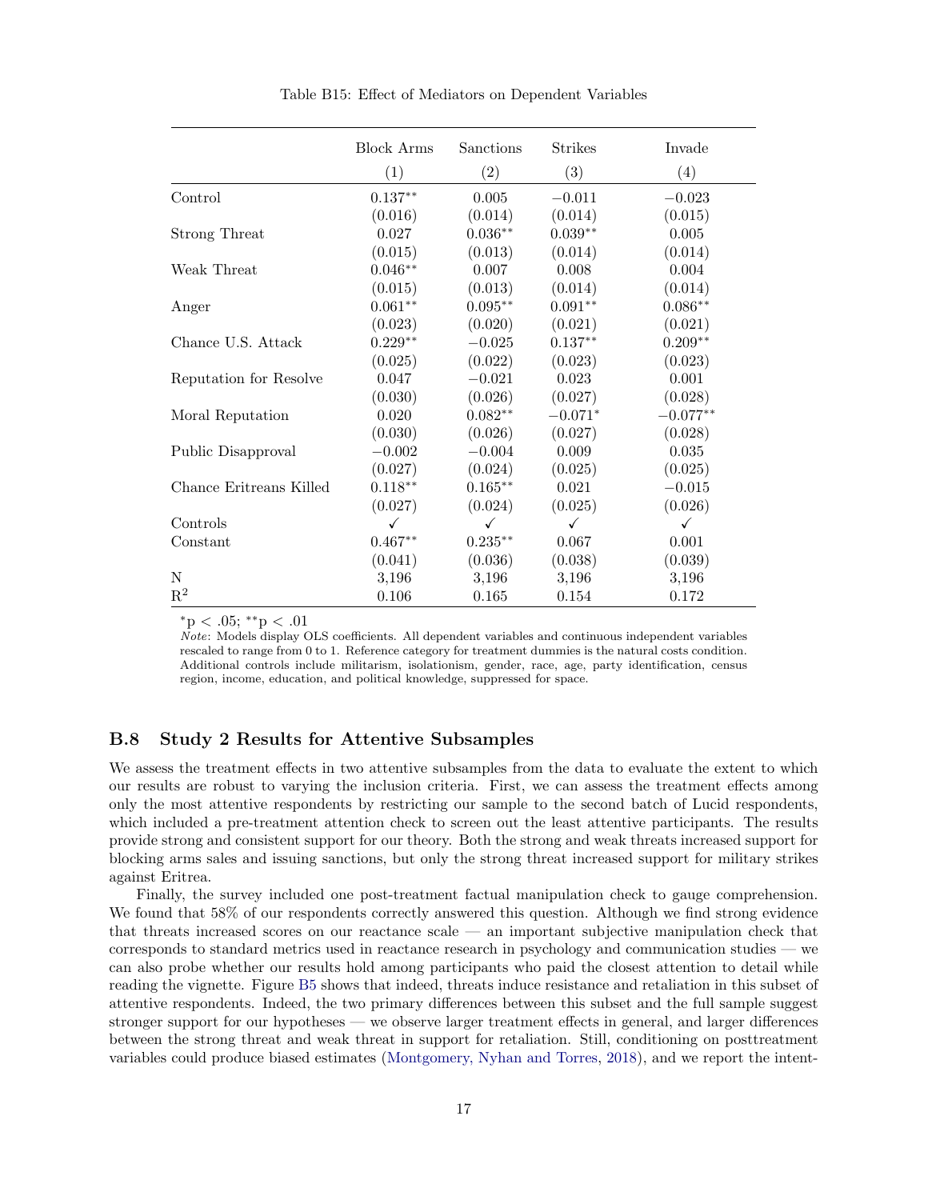Table B15: Effect of Mediators on Dependent Variables

| | Block Arms | Sanctions | Strikes | Invade |
|---|---|---|---|---|
| | (1) | (2) | (3) | (4) |
| Control | 0.137** | 0.005 | −0.011 | −0.023 |
| | (0.016) | (0.014) | (0.014) | (0.015) |
| Strong Threat | 0.027 | 0.036** | 0.039** | 0.005 |
| | (0.015) | (0.013) | (0.014) | (0.014) |
| Weak Threat | 0.046** | 0.007 | 0.008 | 0.004 |
| | (0.015) | (0.013) | (0.014) | (0.014) |
| Anger | 0.061** | 0.095** | 0.091** | 0.086** |
| | (0.023) | (0.020) | (0.021) | (0.021) |
| Chance U.S. Attack | 0.229** | −0.025 | 0.137** | 0.209** |
| | (0.025) | (0.022) | (0.023) | (0.023) |
| Reputation for Resolve | 0.047 | −0.021 | 0.023 | 0.001 |
| | (0.030) | (0.026) | (0.027) | (0.028) |
| Moral Reputation | 0.020 | 0.082** | −0.071* | −0.077** |
| | (0.030) | (0.026) | (0.027) | (0.028) |
| Public Disapproval | −0.002 | −0.004 | 0.009 | 0.035 |
| | (0.027) | (0.024) | (0.025) | (0.025) |
| Chance Eritreans Killed | 0.118** | 0.165** | 0.021 | −0.015 |
| | (0.027) | (0.024) | (0.025) | (0.026) |
| Controls | ✓ | ✓ | ✓ | ✓ |
| Constant | 0.467** | 0.235** | 0.067 | 0.001 |
| | (0.041) | (0.036) | (0.038) | (0.039) |
| N | 3,196 | 3,196 | 3,196 | 3,196 |
| $R^2$ | 0.106 | 0.165 | 0.154 | 0.172 |

*p < .05; **p < .01

*Note*: Models display OLS coefficients. All dependent variables and continuous independent variables rescaled to range from 0 to 1. Reference category for treatment dummies is the natural costs condition. Additional controls include militarism, isolationism, gender, race, age, party identification, census region, income, education, and political knowledge, suppressed for space.

## B.8 Study 2 Results for Attentive Subsamples

We assess the treatment effects in two attentive subsamples from the data to evaluate the extent to which our results are robust to varying the inclusion criteria. First, we can assess the treatment effects among only the most attentive respondents by restricting our sample to the second batch of Lucid respondents, which included a pre-treatment attention check to screen out the least attentive participants. The results provide strong and consistent support for our theory. Both the strong and weak threats increased support for blocking arms sales and issuing sanctions, but only the strong threat increased support for military strikes against Eritrea.

Finally, the survey included one post-treatment factual manipulation check to gauge comprehension. We found that 58% of our respondents correctly answered this question. Although we find strong evidence that threats increased scores on our reactance scale — an important subjective manipulation check that corresponds to standard metrics used in reactance research in psychology and communication studies — we can also probe whether our results hold among participants who paid the closest attention to detail while reading the vignette. Figure B5 shows that indeed, threats induce resistance and retaliation in this subset of attentive respondents. Indeed, the two primary differences between this subset and the full sample suggest stronger support for our hypotheses — we observe larger treatment effects in general, and larger differences between the strong threat and weak threat in support for retaliation. Still, conditioning on posttreatment variables could produce biased estimates (Montgomery, Nyhan and Torres, 2018), and we report the intent-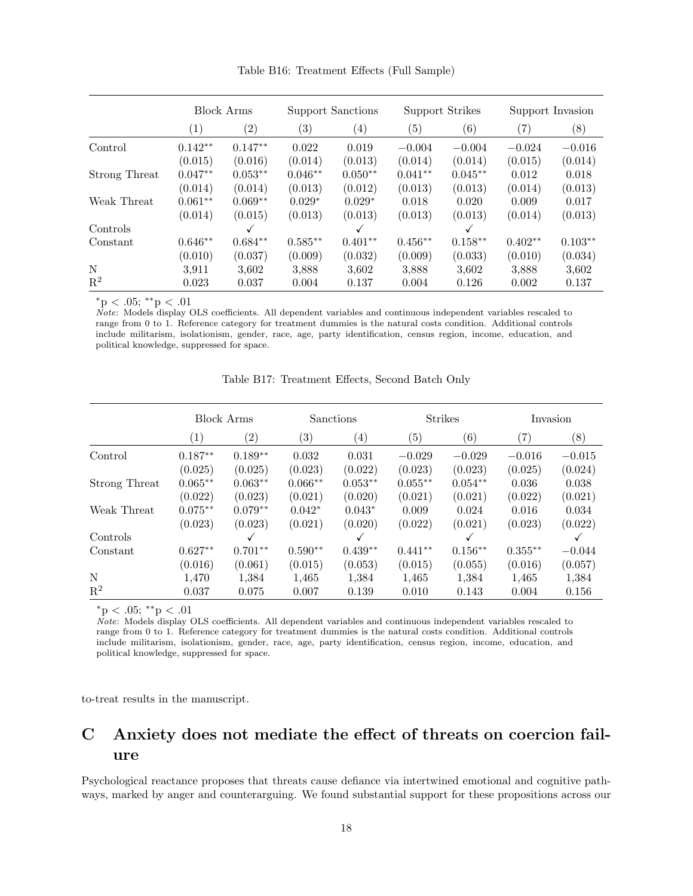Table B16: Treatment Effects (Full Sample)

| | Block Arms | | Support Sanctions | | Support Strikes | | Support Invasion | |
|---|---|---|---|---|---|---|---|---|
| | (1) | (2) | (3) | (4) | (5) | (6) | (7) | (8) |
| Control | 0.142** | 0.147** | 0.022 | 0.019 | −0.004 | −0.004 | −0.024 | −0.016 |
| | (0.015) | (0.016) | (0.014) | (0.013) | (0.014) | (0.014) | (0.015) | (0.014) |
| Strong Threat | 0.047** | 0.053** | 0.046** | 0.050** | 0.041** | 0.045** | 0.012 | 0.018 |
| | (0.014) | (0.014) | (0.013) | (0.012) | (0.013) | (0.013) | (0.014) | (0.013) |
| Weak Threat | 0.061** | 0.069** | 0.029* | 0.029* | 0.018 | 0.020 | 0.009 | 0.017 |
| | (0.014) | (0.015) | (0.013) | (0.013) | (0.013) | (0.013) | (0.014) | (0.013) |
| Controls | | ✓ | | ✓ | | ✓ | | |
| Constant | 0.646** | 0.684** | 0.585** | 0.401** | 0.456** | 0.158** | 0.402** | 0.103** |
| | (0.010) | (0.037) | (0.009) | (0.032) | (0.009) | (0.033) | (0.010) | (0.034) |
| N | 3,911 | 3,602 | 3,888 | 3,602 | 3,888 | 3,602 | 3,888 | 3,602 |
| $R^2$ | 0.023 | 0.037 | 0.004 | 0.137 | 0.004 | 0.126 | 0.002 | 0.137 |

*p < .05; **p < .01

*Note*: Models display OLS coefficients. All dependent variables and continuous independent variables rescaled to range from 0 to 1. Reference category for treatment dummies is the natural costs condition. Additional controls include militarism, isolationism, gender, race, age, party identification, census region, income, education, and political knowledge, suppressed for space.

Table B17: Treatment Effects, Second Batch Only

| | Block Arms | | Sanctions | | Strikes | | Invasion | |
|---|---|---|---|---|---|---|---|---|
| | (1) | (2) | (3) | (4) | (5) | (6) | (7) | (8) |
| Control | 0.187** | 0.189** | 0.032 | 0.031 | −0.029 | −0.029 | −0.016 | −0.015 |
| | (0.025) | (0.025) | (0.023) | (0.022) | (0.023) | (0.023) | (0.025) | (0.024) |
| Strong Threat | 0.065** | 0.063** | 0.066** | 0.053** | 0.055** | 0.054** | 0.036 | 0.038 |
| | (0.022) | (0.023) | (0.021) | (0.020) | (0.021) | (0.021) | (0.022) | (0.021) |
| Weak Threat | 0.075** | 0.079** | 0.042* | 0.043* | 0.009 | 0.024 | 0.016 | 0.034 |
| | (0.023) | (0.023) | (0.021) | (0.020) | (0.022) | (0.021) | (0.023) | (0.022) |
| Controls | | ✓ | | ✓ | | ✓ | | ✓ |
| Constant | 0.627** | 0.701** | 0.590** | 0.439** | 0.441** | 0.156** | 0.355** | −0.044 |
| | (0.016) | (0.061) | (0.015) | (0.053) | (0.015) | (0.055) | (0.016) | (0.057) |
| N | 1,470 | 1,384 | 1,465 | 1,384 | 1,465 | 1,384 | 1,465 | 1,384 |
| $R^2$ | 0.037 | 0.075 | 0.007 | 0.139 | 0.010 | 0.143 | 0.004 | 0.156 |

*p < .05; **p < .01

*Note*: Models display OLS coefficients. All dependent variables and continuous independent variables rescaled to range from 0 to 1. Reference category for treatment dummies is the natural costs condition. Additional controls include militarism, isolationism, gender, race, age, party identification, census region, income, education, and political knowledge, suppressed for space.

to-treat results in the manuscript.

# C Anxiety does not mediate the effect of threats on coercion failure

Psychological reactance proposes that threats cause defiance via intertwined emotional and cognitive pathways, marked by anger and counterarguing. We found substantial support for these propositions across our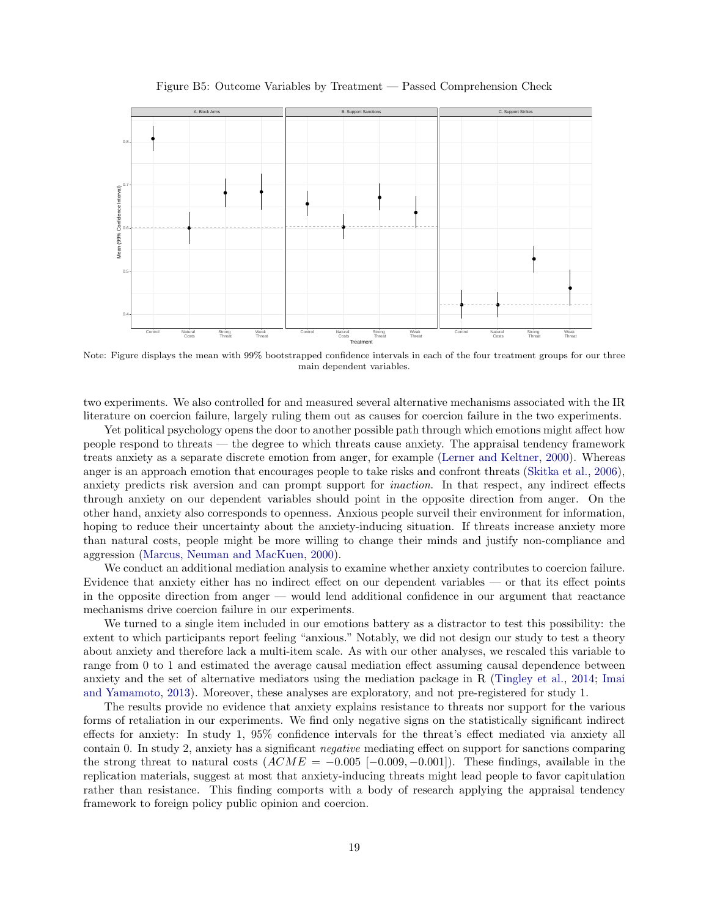Figure B5: Outcome Variables by Treatment — Passed Comprehension Check

Note: Figure displays the mean with 99% bootstrapped confidence intervals in each of the four treatment groups for our three main dependent variables.

two experiments. We also controlled for and measured several alternative mechanisms associated with the IR literature on coercion failure, largely ruling them out as causes for coercion failure in the two experiments.

Yet political psychology opens the door to another possible path through which emotions might affect how people respond to threats — the degree to which threats cause anxiety. The appraisal tendency framework treats anxiety as a separate discrete emotion from anger, for example (Lerner and Keltner, 2000). Whereas anger is an approach emotion that encourages people to take risks and confront threats (Skitka et al., 2006), anxiety predicts risk aversion and can prompt support for *inaction*. In that respect, any indirect effects through anxiety on our dependent variables should point in the opposite direction from anger. On the other hand, anxiety also corresponds to openness. Anxious people surveil their environment for information, hoping to reduce their uncertainty about the anxiety-inducing situation. If threats increase anxiety more than natural costs, people might be more willing to change their minds and justify non-compliance and aggression (Marcus, Neuman and MacKuen, 2000).

We conduct an additional mediation analysis to examine whether anxiety contributes to coercion failure. Evidence that anxiety either has no indirect effect on our dependent variables — or that its effect points in the opposite direction from anger — would lend additional confidence in our argument that reactance mechanisms drive coercion failure in our experiments.

We turned to a single item included in our emotions battery as a distractor to test this possibility: the extent to which participants report feeling "anxious." Notably, we did not design our study to test a theory about anxiety and therefore lack a multi-item scale. As with our other analyses, we rescaled this variable to range from 0 to 1 and estimated the average causal mediation effect assuming causal dependence between anxiety and the set of alternative mediators using the mediation package in R (Tingley et al., 2014; Imai and Yamamoto, 2013). Moreover, these analyses are exploratory, and not pre-registered for study 1.

The results provide no evidence that anxiety explains resistance to threats nor support for the various forms of retaliation in our experiments. We find only negative signs on the statistically significant indirect effects for anxiety: In study 1, 95% confidence intervals for the threat's effect mediated via anxiety all contain 0. In study 2, anxiety has a significant *negative* mediating effect on support for sanctions comparing the strong threat to natural costs ($ACME = -0.005$ $[-0.009, -0.001]$). These findings, available in the replication materials, suggest at most that anxiety-inducing threats might lead people to favor capitulation rather than resistance. This finding comports with a body of research applying the appraisal tendency framework to foreign policy public opinion and coercion.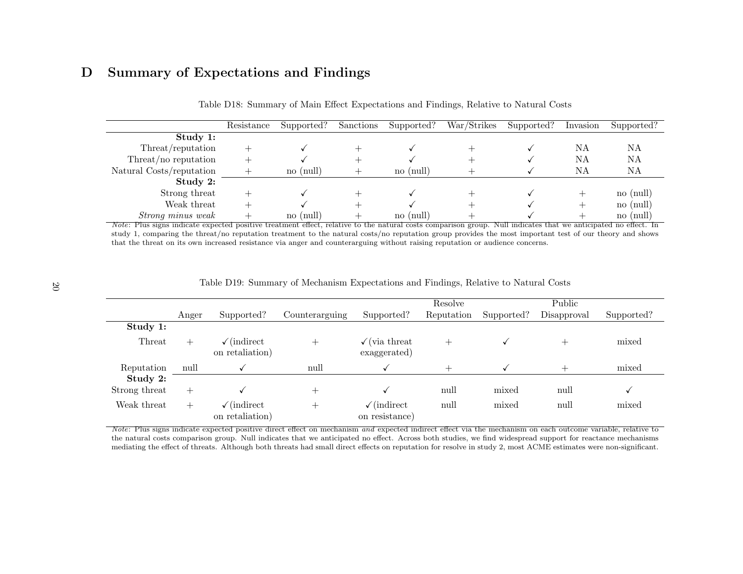## D Summary of Expectations and Findings

Table D18: Summary of Main Effect Expectations and Findings, Relative to Natural Costs

| | Resistance | Supported? | Sanctions | Supported? | War/Strikes | Supported? | Invasion | Supported? |
|---|---|---|---|---|---|---|---|---|
| **Study 1:** | | | | | | | | |
| Threat/reputation | + | ✓ | + | ✓ | + | ✓ | NA | NA |
| Threat/no reputation | + | ✓ | + | ✓ | + | ✓ | NA | NA |
| Natural Costs/reputation | + | no (null) | + | no (null) | + | ✓ | NA | NA |
| **Study 2:** | | | | | | | | |
| Strong threat | + | ✓ | + | ✓ | + | ✓ | + | no (null) |
| Weak threat | + | ✓ | + | ✓ | + | ✓ | + | no (null) |
| *Strong minus weak* | + | no (null) | + | no (null) | + | ✓ | + | no (null) |

*Note*: Plus signs indicate expected positive treatment effect, relative to the natural costs comparison group. Null indicates that we anticipated no effect. In study 1, comparing the threat/no reputation treatment to the natural costs/no reputation group provides the most important test of our theory and shows that the threat on its own increased resistance via anger and counterarguing without raising reputation or audience concerns.

Table D19: Summary of Mechanism Expectations and Findings, Relative to Natural Costs

| | Anger | Supported? | Counterarguing | Supported? | Resolve Reputation | Supported? | Public Disapproval | Supported? |
|---|---|---|---|---|---|---|---|---|
| **Study 1:** | | | | | | | | |
| Threat | + | ✓(indirect on retaliation) | + | ✓(via threat exaggerated) | + | ✓ | + | mixed |
| Reputation | null | ✓ | null | ✓ | + | ✓ | + | mixed |
| **Study 2:** | | | | | | | | |
| Strong threat | + | ✓ | + | ✓ | null | mixed | null | ✓ |
| Weak threat | + | ✓(indirect on retaliation) | + | ✓(indirect on resistance) | null | mixed | null | mixed |

*Note*: Plus signs indicate expected positive direct effect on mechanism *and* expected indirect effect via the mechanism on each outcome variable, relative to the natural costs comparison group. Null indicates that we anticipated no effect. Across both studies, we find widespread support for reactance mechanisms mediating the effect of threats. Although both threats had small direct effects on reputation for resolve in study 2, most ACME estimates were non-significant.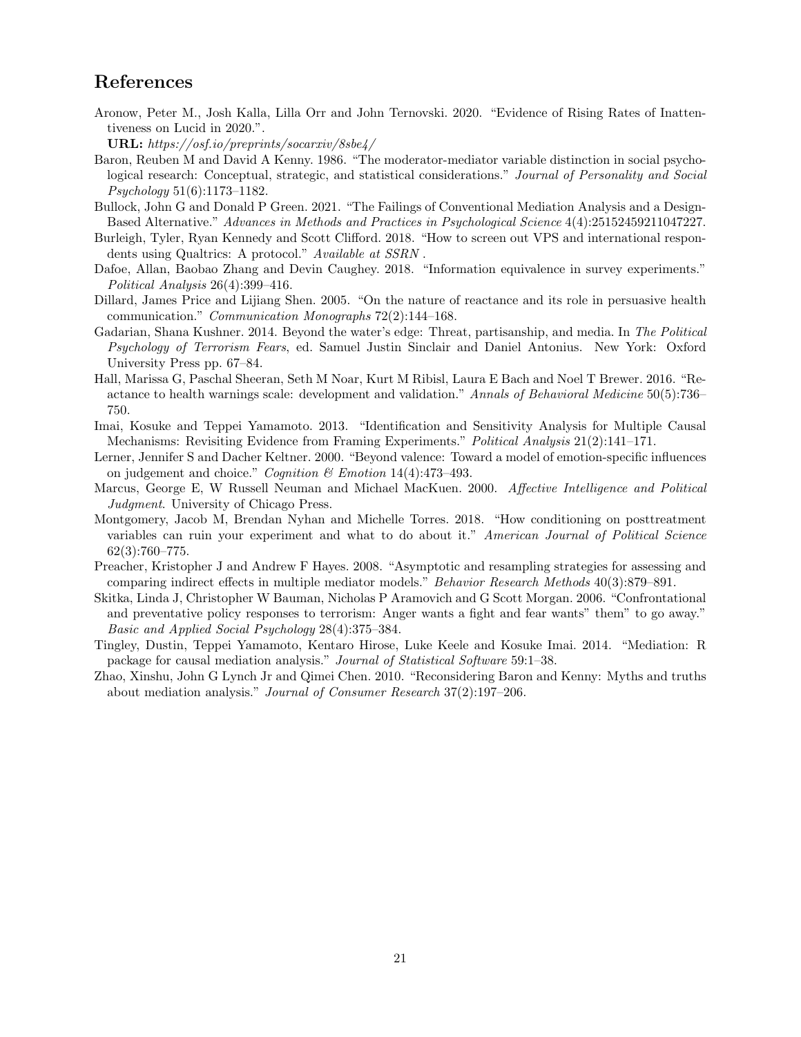## References

Aronow, Peter M., Josh Kalla, Lilla Orr and John Ternovski. 2020. "Evidence of Rising Rates of Inattentiveness on Lucid in 2020.".
**URL:** *https://osf.io/preprints/socarxiv/8sbe4/*

Baron, Reuben M and David A Kenny. 1986. "The moderator-mediator variable distinction in social psychological research: Conceptual, strategic, and statistical considerations." *Journal of Personality and Social Psychology* 51(6):1173–1182.

Bullock, John G and Donald P Green. 2021. "The Failings of Conventional Mediation Analysis and a Design-Based Alternative." *Advances in Methods and Practices in Psychological Science* 4(4):25152459211047227.

Burleigh, Tyler, Ryan Kennedy and Scott Clifford. 2018. "How to screen out VPS and international respondents using Qualtrics: A protocol." *Available at SSRN* .

Dafoe, Allan, Baobao Zhang and Devin Caughey. 2018. "Information equivalence in survey experiments." *Political Analysis* 26(4):399–416.

Dillard, James Price and Lijiang Shen. 2005. "On the nature of reactance and its role in persuasive health communication." *Communication Monographs* 72(2):144–168.

Gadarian, Shana Kushner. 2014. Beyond the water's edge: Threat, partisanship, and media. In *The Political Psychology of Terrorism Fears*, ed. Samuel Justin Sinclair and Daniel Antonius. New York: Oxford University Press pp. 67–84.

Hall, Marissa G, Paschal Sheeran, Seth M Noar, Kurt M Ribisl, Laura E Bach and Noel T Brewer. 2016. "Reactance to health warnings scale: development and validation." *Annals of Behavioral Medicine* 50(5):736–750.

Imai, Kosuke and Teppei Yamamoto. 2013. "Identification and Sensitivity Analysis for Multiple Causal Mechanisms: Revisiting Evidence from Framing Experiments." *Political Analysis* 21(2):141–171.

Lerner, Jennifer S and Dacher Keltner. 2000. "Beyond valence: Toward a model of emotion-specific influences on judgement and choice." *Cognition & Emotion* 14(4):473–493.

Marcus, George E, W Russell Neuman and Michael MacKuen. 2000. *Affective Intelligence and Political Judgment*. University of Chicago Press.

Montgomery, Jacob M, Brendan Nyhan and Michelle Torres. 2018. "How conditioning on posttreatment variables can ruin your experiment and what to do about it." *American Journal of Political Science* 62(3):760–775.

Preacher, Kristopher J and Andrew F Hayes. 2008. "Asymptotic and resampling strategies for assessing and comparing indirect effects in multiple mediator models." *Behavior Research Methods* 40(3):879–891.

Skitka, Linda J, Christopher W Bauman, Nicholas P Aramovich and G Scott Morgan. 2006. "Confrontational and preventative policy responses to terrorism: Anger wants a fight and fear wants" them" to go away." *Basic and Applied Social Psychology* 28(4):375–384.

Tingley, Dustin, Teppei Yamamoto, Kentaro Hirose, Luke Keele and Kosuke Imai. 2014. "Mediation: R package for causal mediation analysis." *Journal of Statistical Software* 59:1–38.

Zhao, Xinshu, John G Lynch Jr and Qimei Chen. 2010. "Reconsidering Baron and Kenny: Myths and truths about mediation analysis." *Journal of Consumer Research* 37(2):197–206.